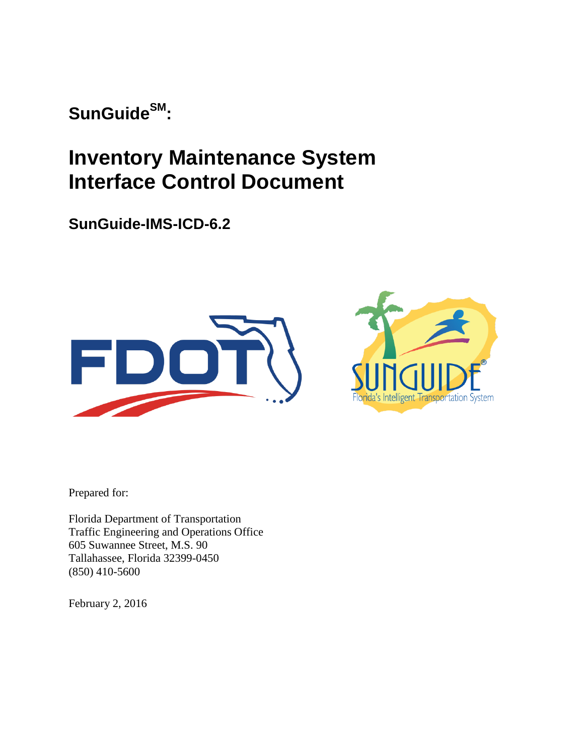# SunGuide[SM]:

# Inventory Maintenance System Interface Control Document

## SunGuide-IMS-ICD-6.2

Prepared for:

Florida Department of Transportation
Traffic Engineering and Operations Office
605 Suwannee Street, M.S. 90
Tallahassee, Florida 32399-0450
(850) 410-5600

February 2, 2016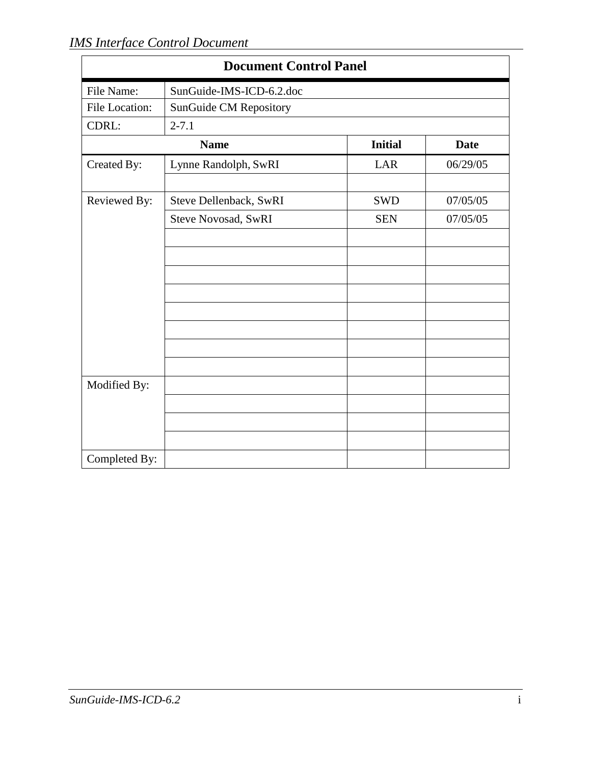| Document Control Panel | | | |
|---|---|---|---|
| File Name: | SunGuide-IMS-ICD-6.2.doc | | |
| File Location: | SunGuide CM Repository | | |
| CDRL: | 2-7.1 | | |
| | **Name** | **Initial** | **Date** |
| Created By: | Lynne Randolph, SwRI | LAR | 06/29/05 |
| | | | |
| Reviewed By: | Steve Dellenback, SwRI | SWD | 07/05/05 |
| | Steve Novosad, SwRI | SEN | 07/05/05 |
| | | | |
| | | | |
| | | | |
| | | | |
| | | | |
| | | | |
| | | | |
| | | | |
| Modified By: | | | |
| | | | |
| | | | |
| | | | |
| Completed By: | | | |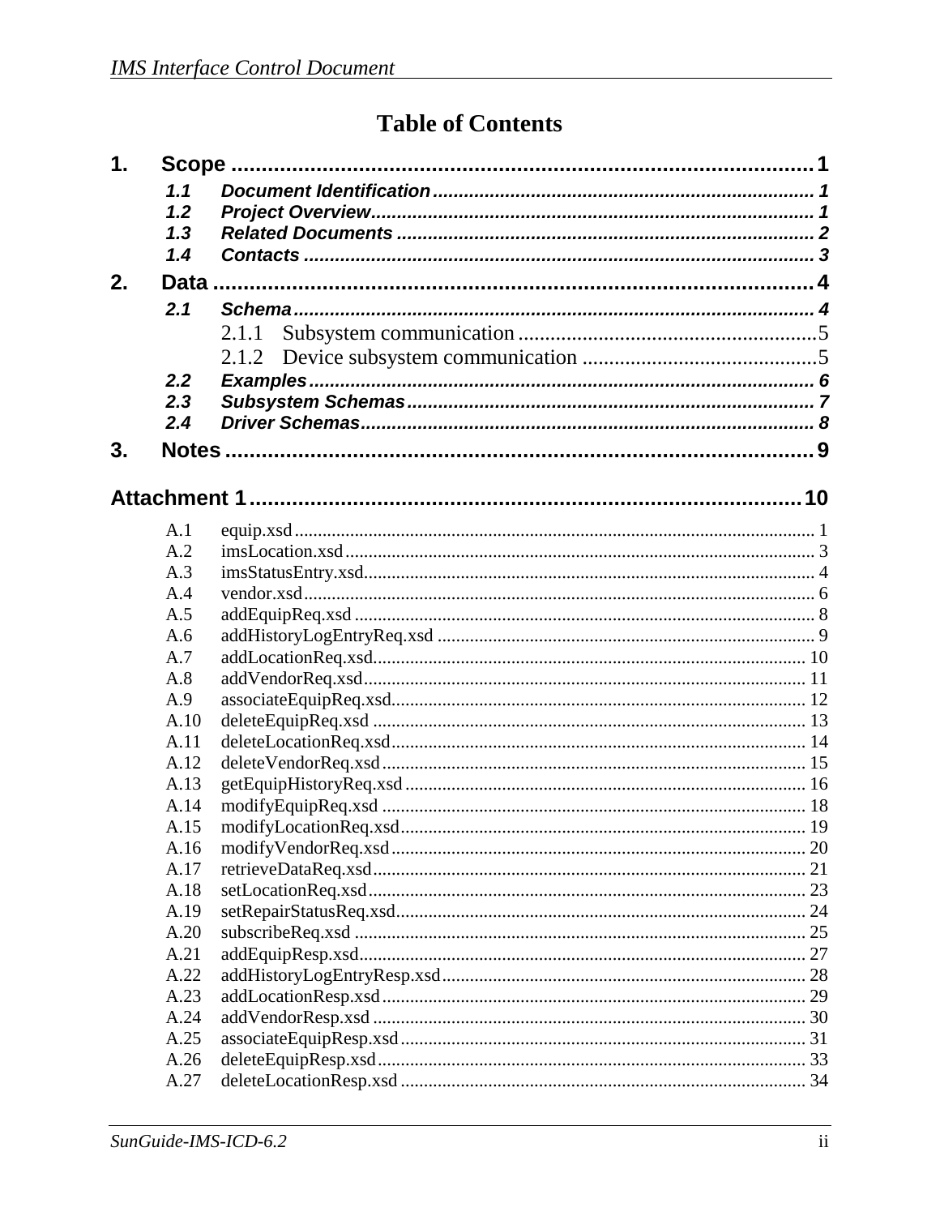# Table of Contents

1. Scope ..... 1
   - 1.1 Document Identification ..... 1
   - 1.2 Project Overview ..... 1
   - 1.3 Related Documents ..... 2
   - 1.4 Contacts ..... 3
2. Data ..... 4
   - 2.1 Schema ..... 4
     - 2.1.1 Subsystem communication ..... 5
     - 2.1.2 Device subsystem communication ..... 5
   - 2.2 Examples ..... 6
   - 2.3 Subsystem Schemas ..... 7
   - 2.4 Driver Schemas ..... 8
3. Notes ..... 9

Attachment 1 ..... 10

- A.1 equip.xsd ..... 1
- A.2 imsLocation.xsd ..... 3
- A.3 imsStatusEntry.xsd ..... 4
- A.4 vendor.xsd ..... 6
- A.5 addEquipReq.xsd ..... 8
- A.6 addHistoryLogEntryReq.xsd ..... 9
- A.7 addLocationReq.xsd ..... 10
- A.8 addVendorReq.xsd ..... 11
- A.9 associateEquipReq.xsd ..... 12
- A.10 deleteEquipReq.xsd ..... 13
- A.11 deleteLocationReq.xsd ..... 14
- A.12 deleteVendorReq.xsd ..... 15
- A.13 getEquipHistoryReq.xsd ..... 16
- A.14 modifyEquipReq.xsd ..... 18
- A.15 modifyLocationReq.xsd ..... 19
- A.16 modifyVendorReq.xsd ..... 20
- A.17 retrieveDataReq.xsd ..... 21
- A.18 setLocationReq.xsd ..... 23
- A.19 setRepairStatusReq.xsd ..... 24
- A.20 subscribeReq.xsd ..... 25
- A.21 addEquipResp.xsd ..... 27
- A.22 addHistoryLogEntryResp.xsd ..... 28
- A.23 addLocationResp.xsd ..... 29
- A.24 addVendorResp.xsd ..... 30
- A.25 associateEquipResp.xsd ..... 31
- A.26 deleteEquipResp.xsd ..... 33
- A.27 deleteLocationResp.xsd ..... 34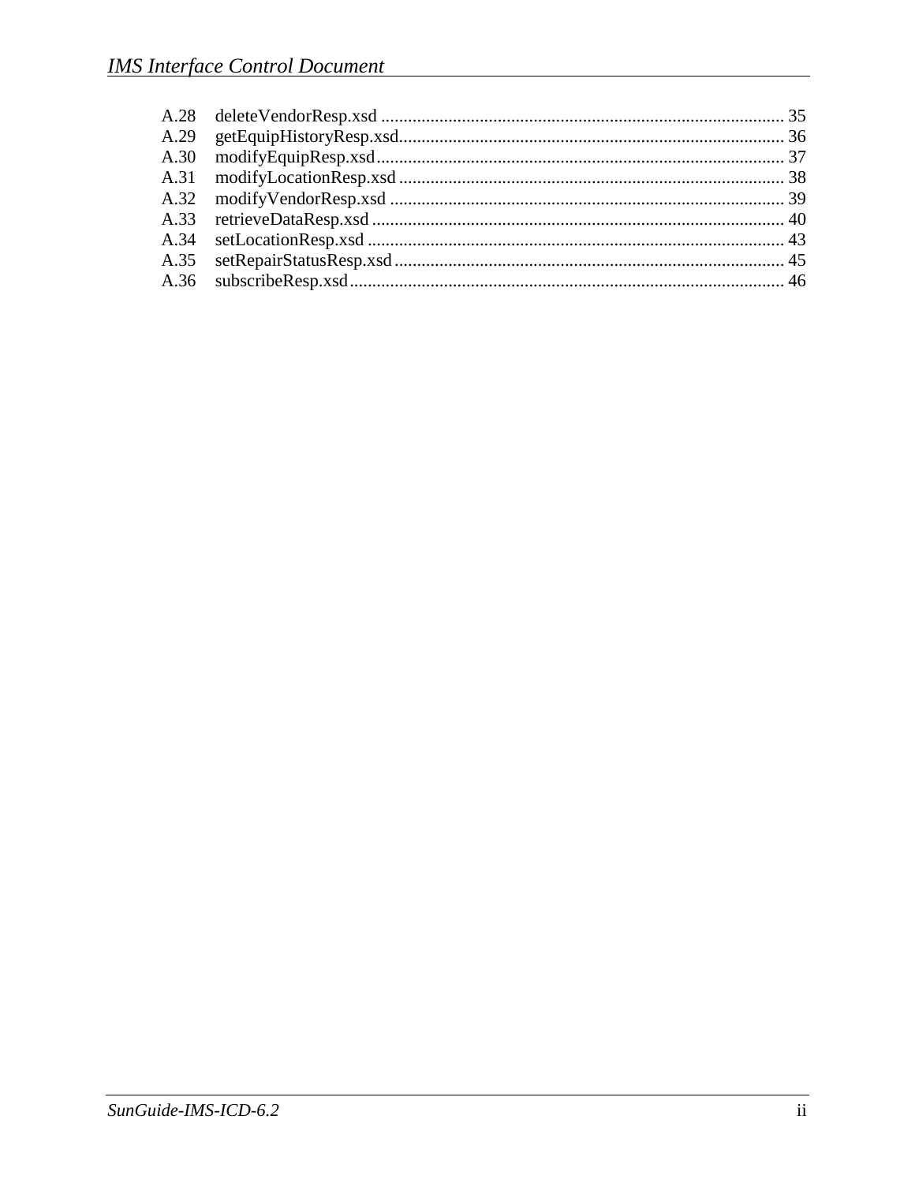A.28 deleteVendorResp.xsd ..... 35
A.29 getEquipHistoryResp.xsd..... 36
A.30 modifyEquipResp.xsd..... 37
A.31 modifyLocationResp.xsd ..... 38
A.32 modifyVendorResp.xsd ..... 39
A.33 retrieveDataResp.xsd ..... 40
A.34 setLocationResp.xsd ..... 43
A.35 setRepairStatusResp.xsd ..... 45
A.36 subscribeResp.xsd..... 46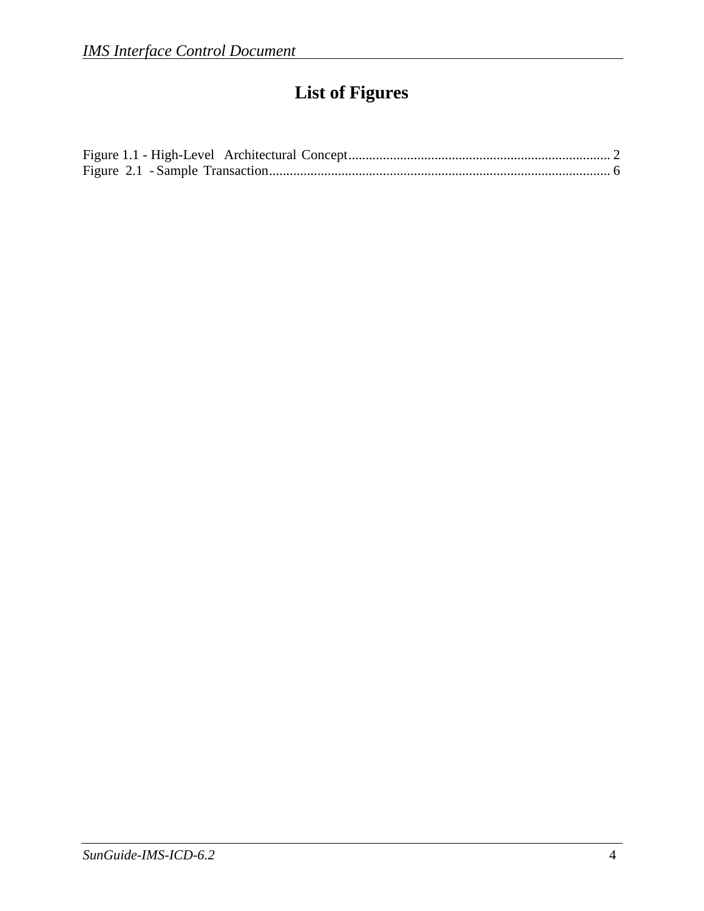# List of Figures

Figure 1.1 - High-Level Architectural Concept........................................................................... 2
Figure 2.1 - Sample Transaction.................................................................................................. 6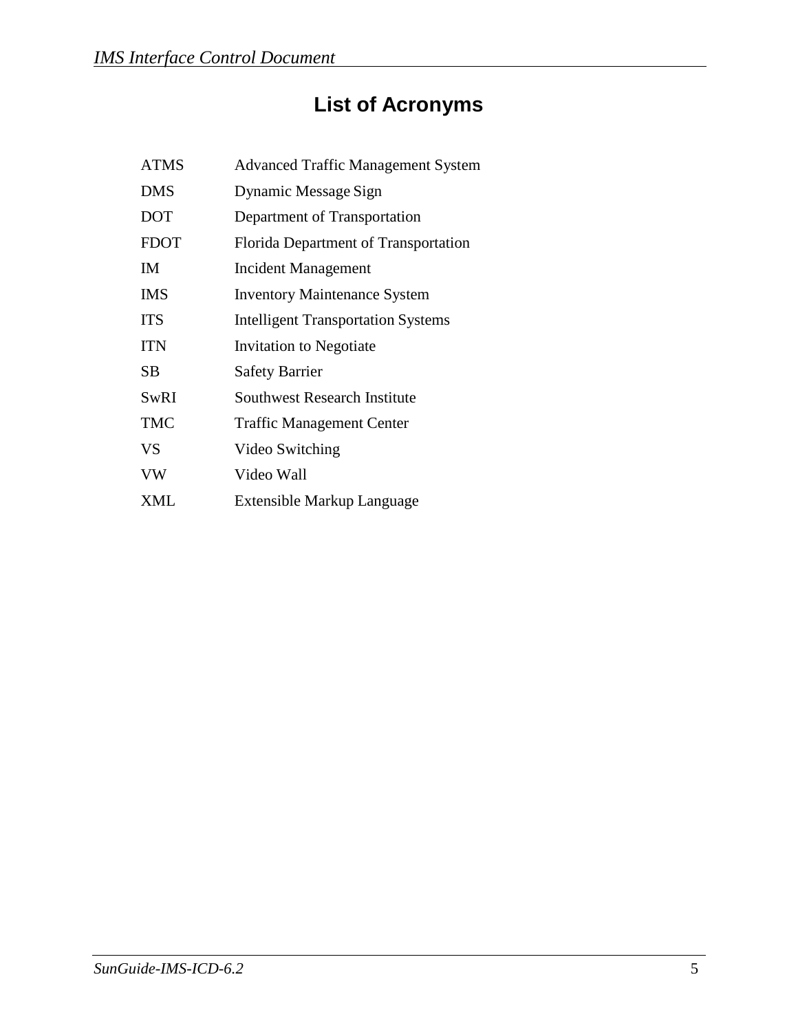# List of Acronyms

| | |
|---|---|
| ATMS | Advanced Traffic Management System |
| DMS | Dynamic Message Sign |
| DOT | Department of Transportation |
| FDOT | Florida Department of Transportation |
| IM | Incident Management |
| IMS | Inventory Maintenance System |
| ITS | Intelligent Transportation Systems |
| ITN | Invitation to Negotiate |
| SB | Safety Barrier |
| SwRI | Southwest Research Institute |
| TMC | Traffic Management Center |
| VS | Video Switching |
| VW | Video Wall |
| XML | Extensible Markup Language |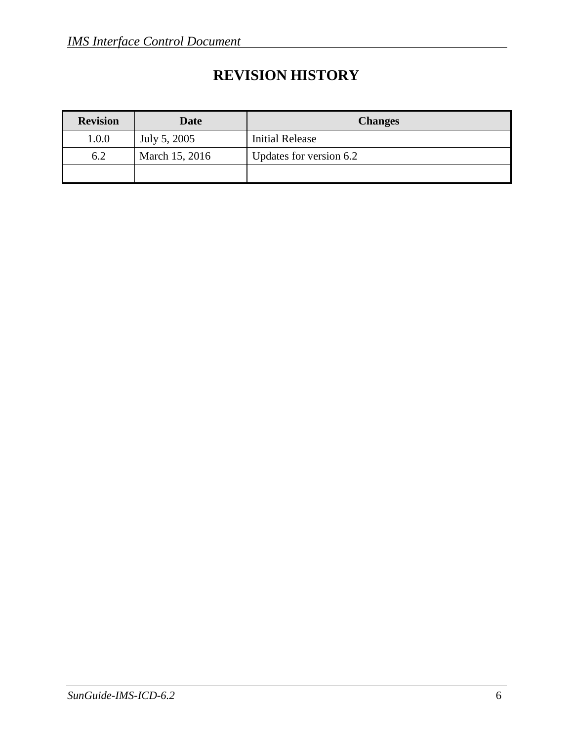# REVISION HISTORY

| Revision | Date | Changes |
| --- | --- | --- |
| 1.0.0 | July 5, 2005 | Initial Release |
| 6.2 | March 15, 2016 | Updates for version 6.2 |
| | | |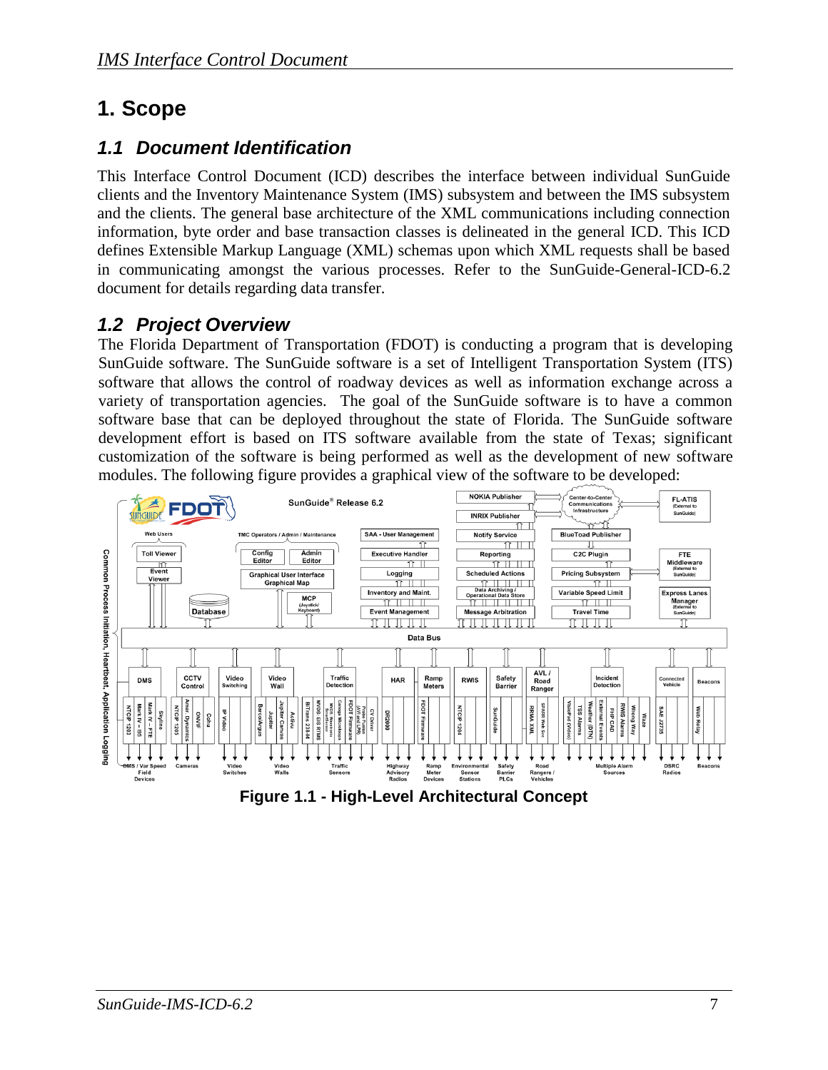# 1. Scope

## 1.1 Document Identification

This Interface Control Document (ICD) describes the interface between individual SunGuide clients and the Inventory Maintenance System (IMS) subsystem and between the IMS subsystem and the clients. The general base architecture of the XML communications including connection information, byte order and base transaction classes is delineated in the general ICD. This ICD defines Extensible Markup Language (XML) schemas upon which XML requests shall be based in communicating amongst the various processes. Refer to the SunGuide-General-ICD-6.2 document for details regarding data transfer.

## 1.2 Project Overview

The Florida Department of Transportation (FDOT) is conducting a program that is developing SunGuide software. The SunGuide software is a set of Intelligent Transportation System (ITS) software that allows the control of roadway devices as well as information exchange across a variety of transportation agencies. The goal of the SunGuide software is to have a common software base that can be deployed throughout the state of Florida. The SunGuide software development effort is based on ITS software available from the state of Texas; significant customization of the software is being performed as well as the development of new software modules. The following figure provides a graphical view of the software to be developed:

**Figure 1.1 - High-Level Architectural Concept**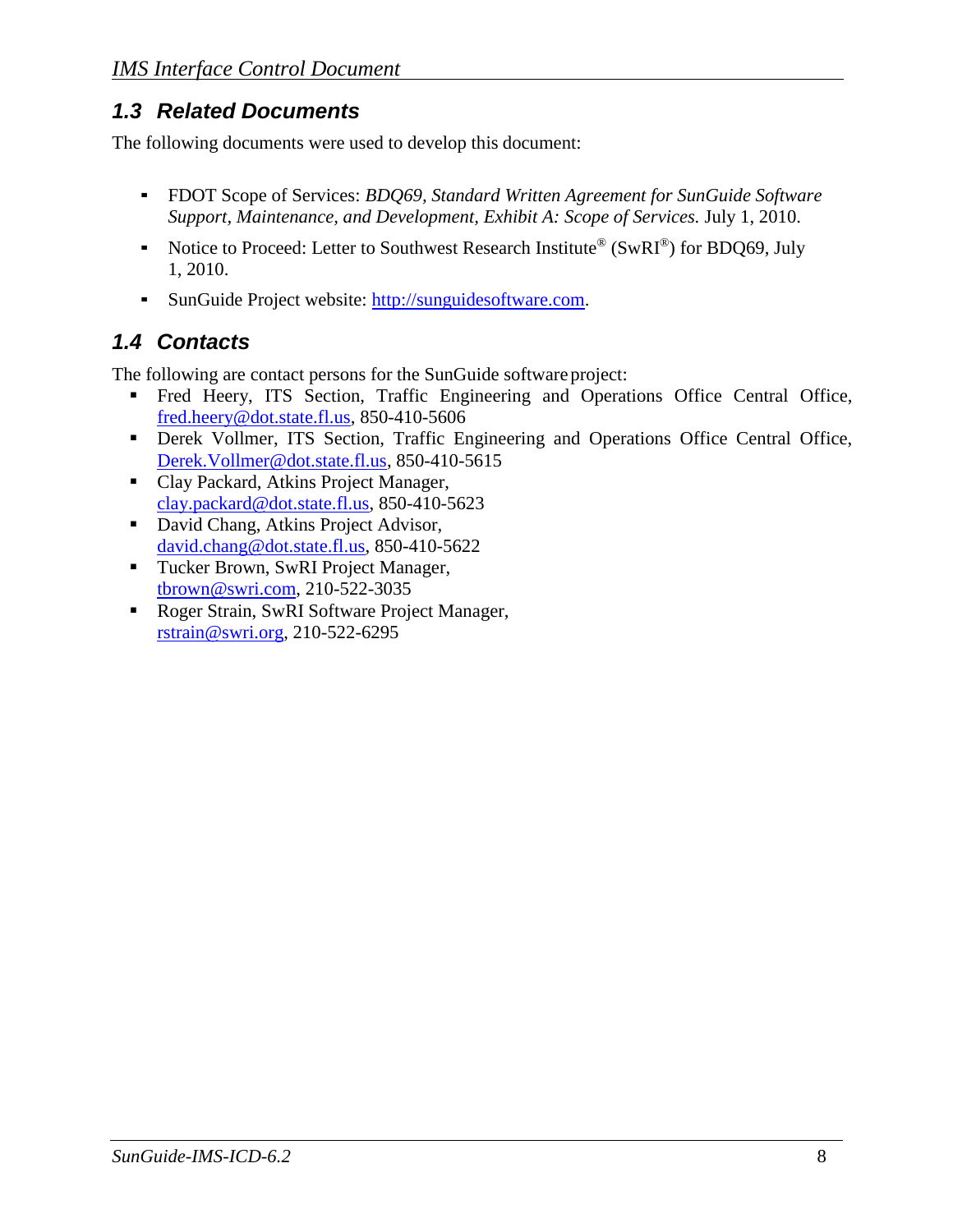## *1.3 Related Documents*

The following documents were used to develop this document:

- FDOT Scope of Services: *BDQ69, Standard Written Agreement for SunGuide Software Support, Maintenance, and Development, Exhibit A: Scope of Services.* July 1, 2010.
- Notice to Proceed: Letter to Southwest Research Institute® (SwRI®) for BDQ69, July 1, 2010.
- SunGuide Project website: http://sunguidesoftware.com.

## *1.4 Contacts*

The following are contact persons for the SunGuide software project:

- Fred Heery, ITS Section, Traffic Engineering and Operations Office Central Office, fred.heery@dot.state.fl.us, 850-410-5606
- Derek Vollmer, ITS Section, Traffic Engineering and Operations Office Central Office, Derek.Vollmer@dot.state.fl.us, 850-410-5615
- Clay Packard, Atkins Project Manager, clay.packard@dot.state.fl.us, 850-410-5623
- David Chang, Atkins Project Advisor, david.chang@dot.state.fl.us, 850-410-5622
- Tucker Brown, SwRI Project Manager, tbrown@swri.com, 210-522-3035
- Roger Strain, SwRI Software Project Manager, rstrain@swri.org, 210-522-6295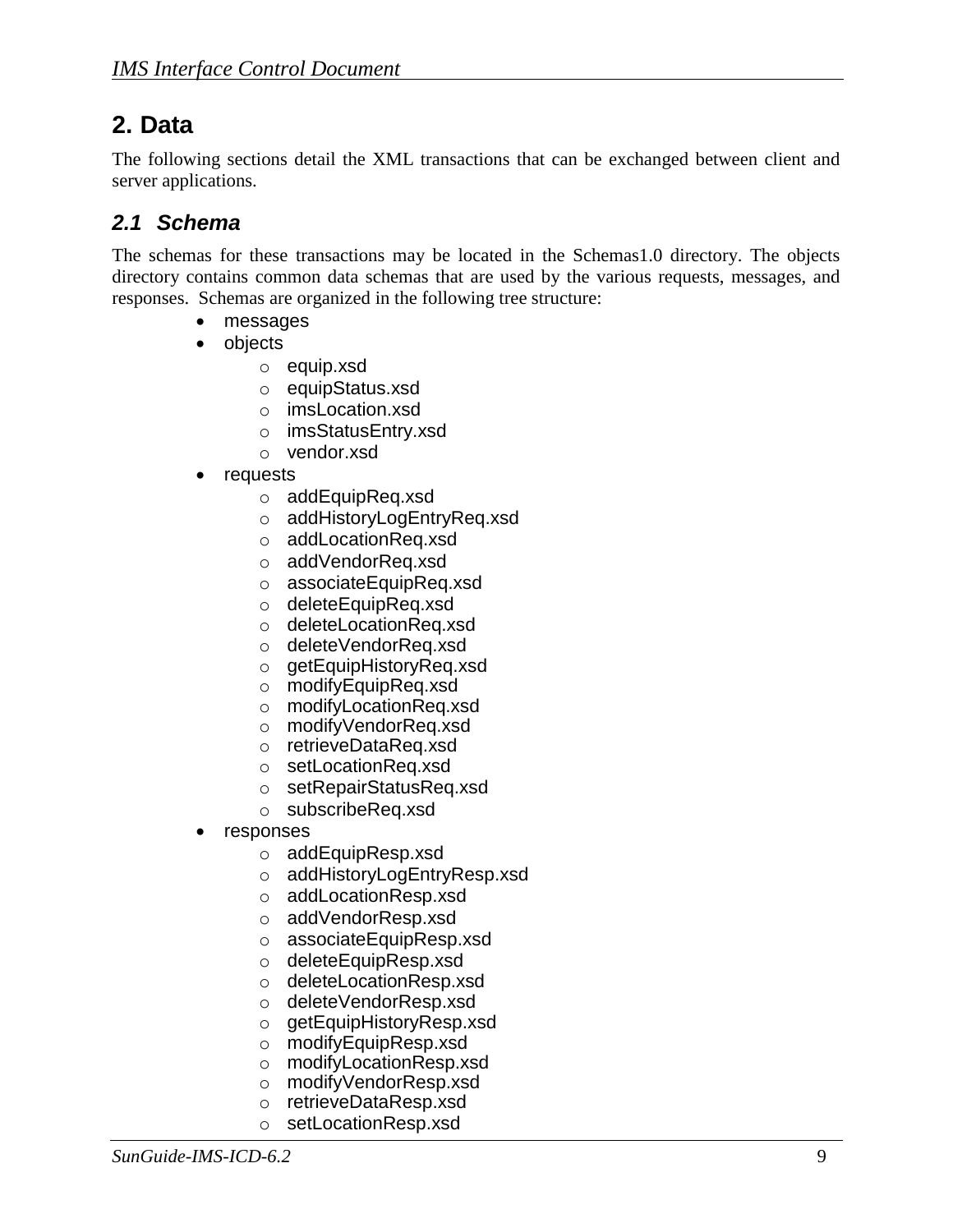# 2. Data

The following sections detail the XML transactions that can be exchanged between client and server applications.

## 2.1 Schema

The schemas for these transactions may be located in the Schemas1.0 directory. The objects directory contains common data schemas that are used by the various requests, messages, and responses. Schemas are organized in the following tree structure:

- messages
- objects
  - equip.xsd
  - equipStatus.xsd
  - imsLocation.xsd
  - imsStatusEntry.xsd
  - vendor.xsd
- requests
  - addEquipReq.xsd
  - addHistoryLogEntryReq.xsd
  - addLocationReq.xsd
  - addVendorReq.xsd
  - associateEquipReq.xsd
  - deleteEquipReq.xsd
  - deleteLocationReq.xsd
  - deleteVendorReq.xsd
  - getEquipHistoryReq.xsd
  - modifyEquipReq.xsd
  - modifyLocationReq.xsd
  - modifyVendorReq.xsd
  - retrieveDataReq.xsd
  - setLocationReq.xsd
  - setRepairStatusReq.xsd
  - subscribeReq.xsd
- responses
  - addEquipResp.xsd
  - addHistoryLogEntryResp.xsd
  - addLocationResp.xsd
  - addVendorResp.xsd
  - associateEquipResp.xsd
  - deleteEquipResp.xsd
  - deleteLocationResp.xsd
  - deleteVendorResp.xsd
  - getEquipHistoryResp.xsd
  - modifyEquipResp.xsd
  - modifyLocationResp.xsd
  - modifyVendorResp.xsd
  - retrieveDataResp.xsd
  - setLocationResp.xsd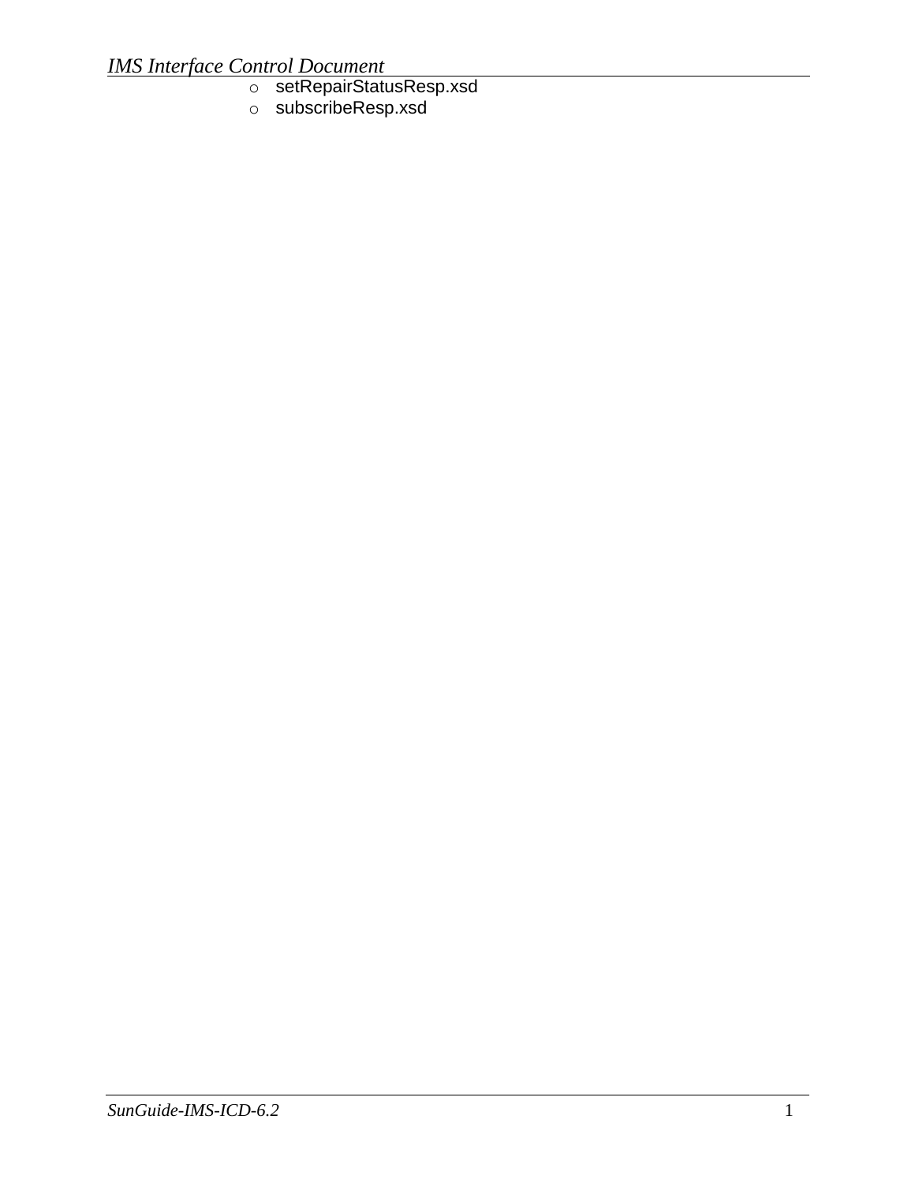- setRepairStatusResp.xsd
- subscribeResp.xsd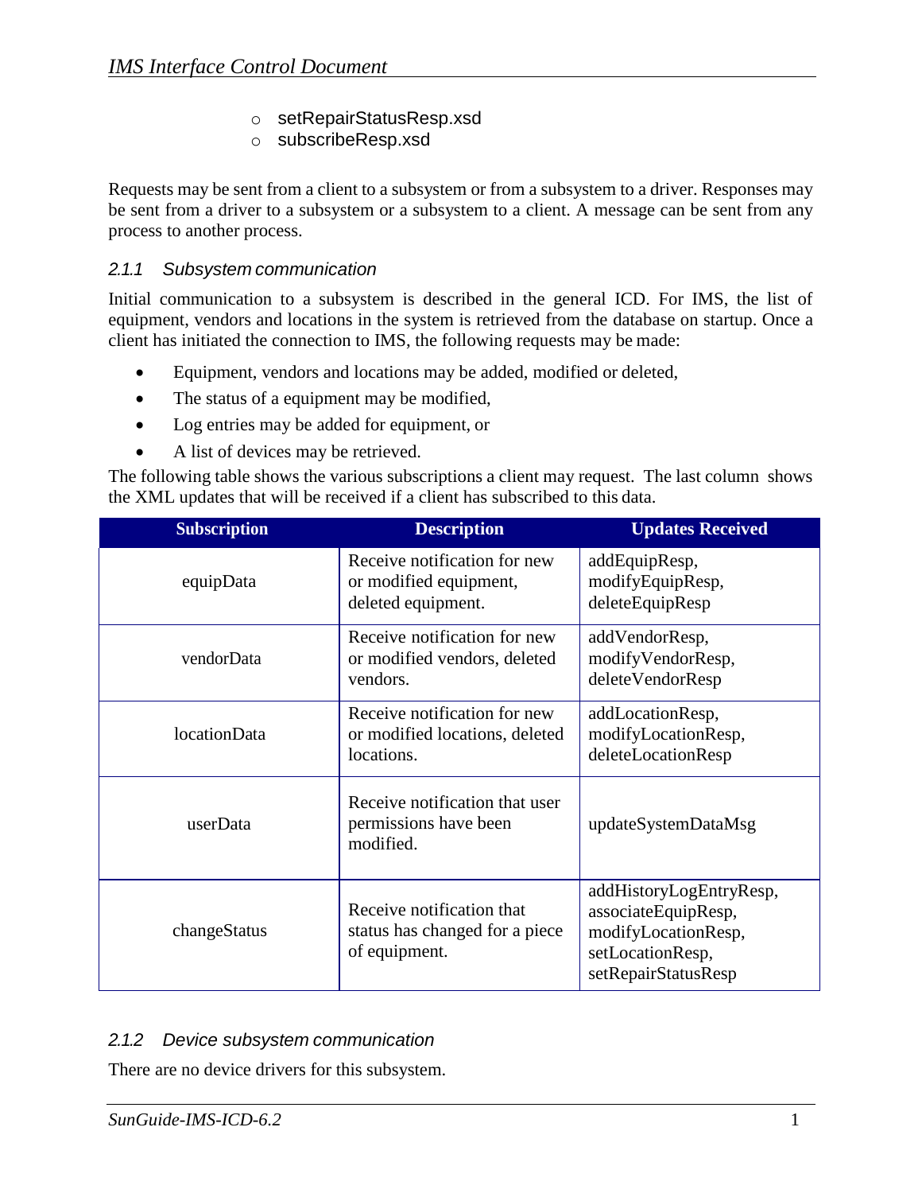- setRepairStatusResp.xsd
- subscribeResp.xsd

Requests may be sent from a client to a subsystem or from a subsystem to a driver. Responses may be sent from a driver to a subsystem or a subsystem to a client. A message can be sent from any process to another process.

### *2.1.1 Subsystem communication*

Initial communication to a subsystem is described in the general ICD. For IMS, the list of equipment, vendors and locations in the system is retrieved from the database on startup. Once a client has initiated the connection to IMS, the following requests may be made:

- Equipment, vendors and locations may be added, modified or deleted,
- The status of a equipment may be modified,
- Log entries may be added for equipment, or
- A list of devices may be retrieved.

The following table shows the various subscriptions a client may request. The last column shows the XML updates that will be received if a client has subscribed to this data.

| Subscription | Description | Updates Received |
|---|---|---|
| equipData | Receive notification for new or modified equipment, deleted equipment. | addEquipResp, modifyEquipResp, deleteEquipResp |
| vendorData | Receive notification for new or modified vendors, deleted vendors. | addVendorResp, modifyVendorResp, deleteVendorResp |
| locationData | Receive notification for new or modified locations, deleted locations. | addLocationResp, modifyLocationResp, deleteLocationResp |
| userData | Receive notification that user permissions have been modified. | updateSystemDataMsg |
| changeStatus | Receive notification that status has changed for a piece of equipment. | addHistoryLogEntryResp, associateEquipResp, modifyLocationResp, setLocationResp, setRepairStatusResp |

### *2.1.2 Device subsystem communication*

There are no device drivers for this subsystem.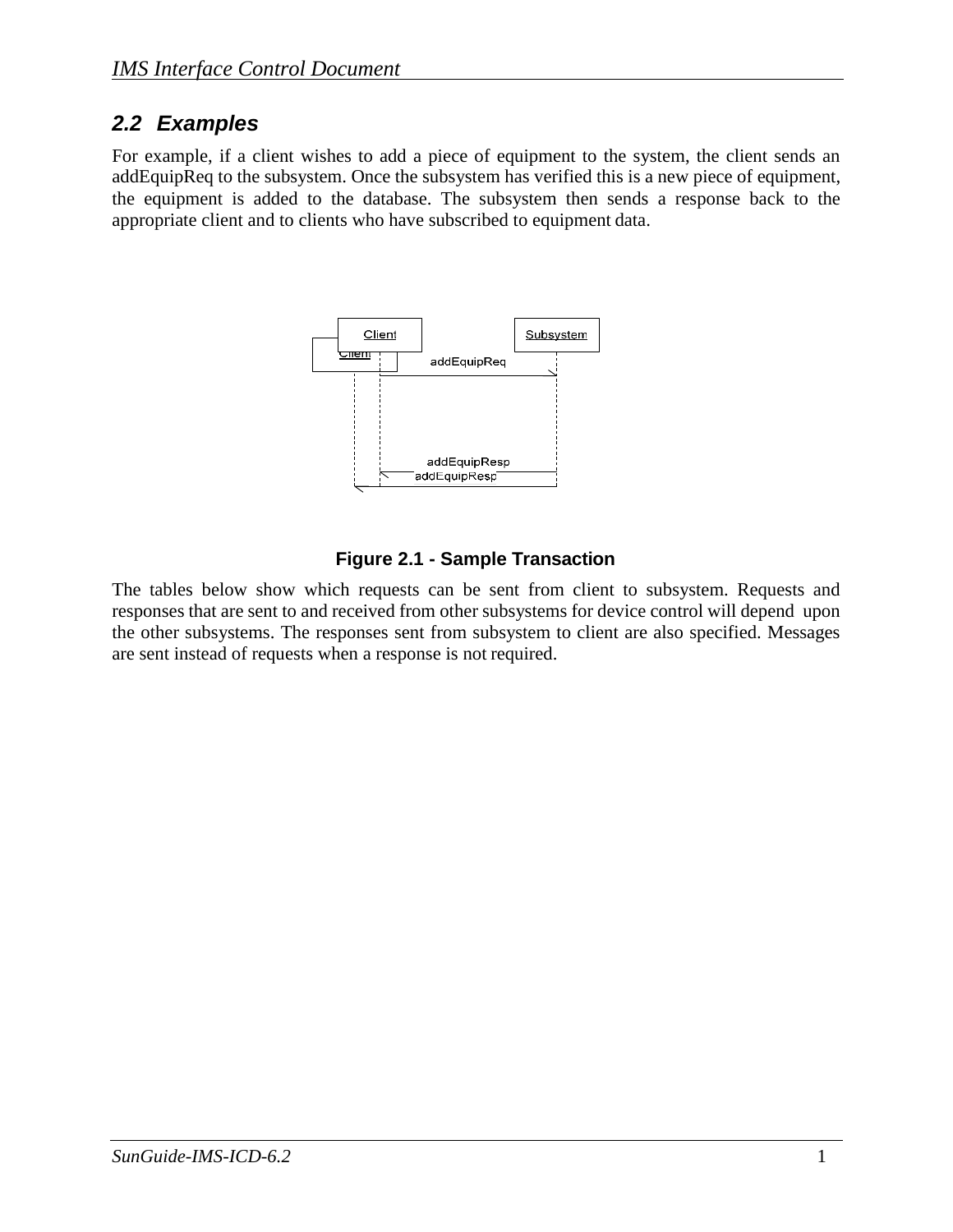## 2.2 Examples

For example, if a client wishes to add a piece of equipment to the system, the client sends an addEquipReq to the subsystem. Once the subsystem has verified this is a new piece of equipment, the equipment is added to the database. The subsystem then sends a response back to the appropriate client and to clients who have subscribed to equipment data.

**Figure 2.1 - Sample Transaction**

The tables below show which requests can be sent from client to subsystem. Requests and responses that are sent to and received from other subsystems for device control will depend upon the other subsystems. The responses sent from subsystem to client are also specified. Messages are sent instead of requests when a response is not required.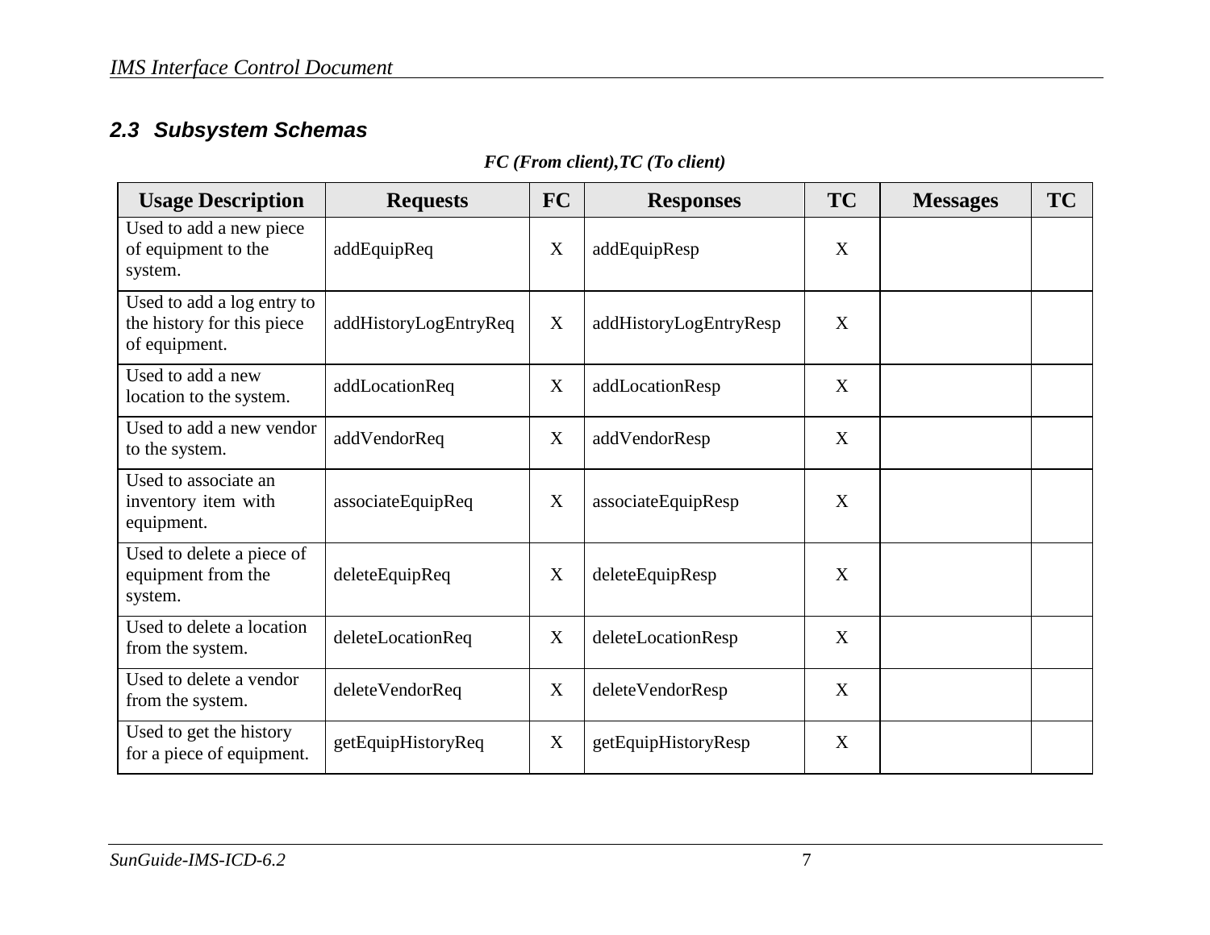## 2.3 Subsystem Schemas

***FC (From client),TC (To client)***

| Usage Description | Requests | FC | Responses | TC | Messages | TC |
|---|---|---|---|---|---|---|
| Used to add a new piece of equipment to the system. | addEquipReq | X | addEquipResp | X | | |
| Used to add a log entry to the history for this piece of equipment. | addHistoryLogEntryReq | X | addHistoryLogEntryResp | X | | |
| Used to add a new location to the system. | addLocationReq | X | addLocationResp | X | | |
| Used to add a new vendor to the system. | addVendorReq | X | addVendorResp | X | | |
| Used to associate an inventory item with equipment. | associateEquipReq | X | associateEquipResp | X | | |
| Used to delete a piece of equipment from the system. | deleteEquipReq | X | deleteEquipResp | X | | |
| Used to delete a location from the system. | deleteLocationReq | X | deleteLocationResp | X | | |
| Used to delete a vendor from the system. | deleteVendorReq | X | deleteVendorResp | X | | |
| Used to get the history for a piece of equipment. | getEquipHistoryReq | X | getEquipHistoryResp | X | | |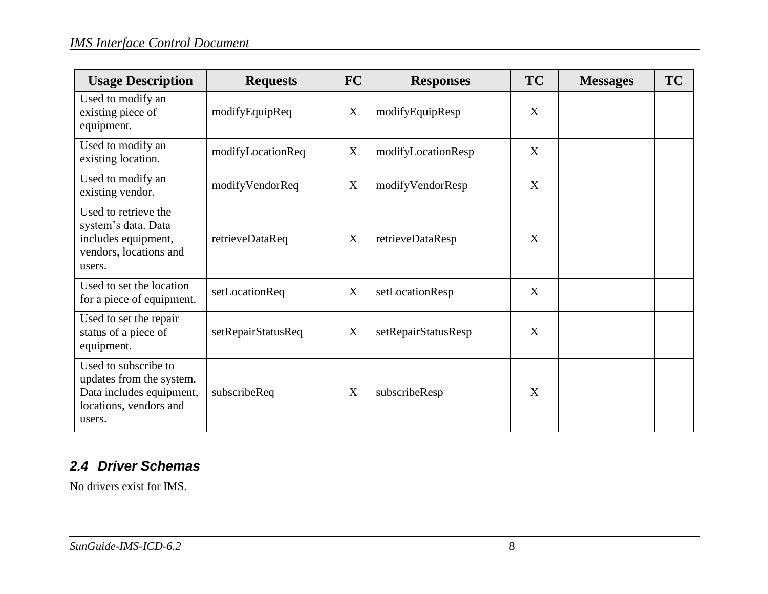| Usage Description | Requests | FC | Responses | TC | Messages | TC |
|---|---|---|---|---|---|---|
| Used to modify an existing piece of equipment. | modifyEquipReq | X | modifyEquipResp | X | | |
| Used to modify an existing location. | modifyLocationReq | X | modifyLocationResp | X | | |
| Used to modify an existing vendor. | modifyVendorReq | X | modifyVendorResp | X | | |
| Used to retrieve the system's data. Data includes equipment, vendors, locations and users. | retrieveDataReq | X | retrieveDataResp | X | | |
| Used to set the location for a piece of equipment. | setLocationReq | X | setLocationResp | X | | |
| Used to set the repair status of a piece of equipment. | setRepairStatusReq | X | setRepairStatusResp | X | | |
| Used to subscribe to updates from the system. Data includes equipment, locations, vendors and users. | subscribeReq | X | subscribeResp | X | | |

## 2.4 Driver Schemas

No drivers exist for IMS.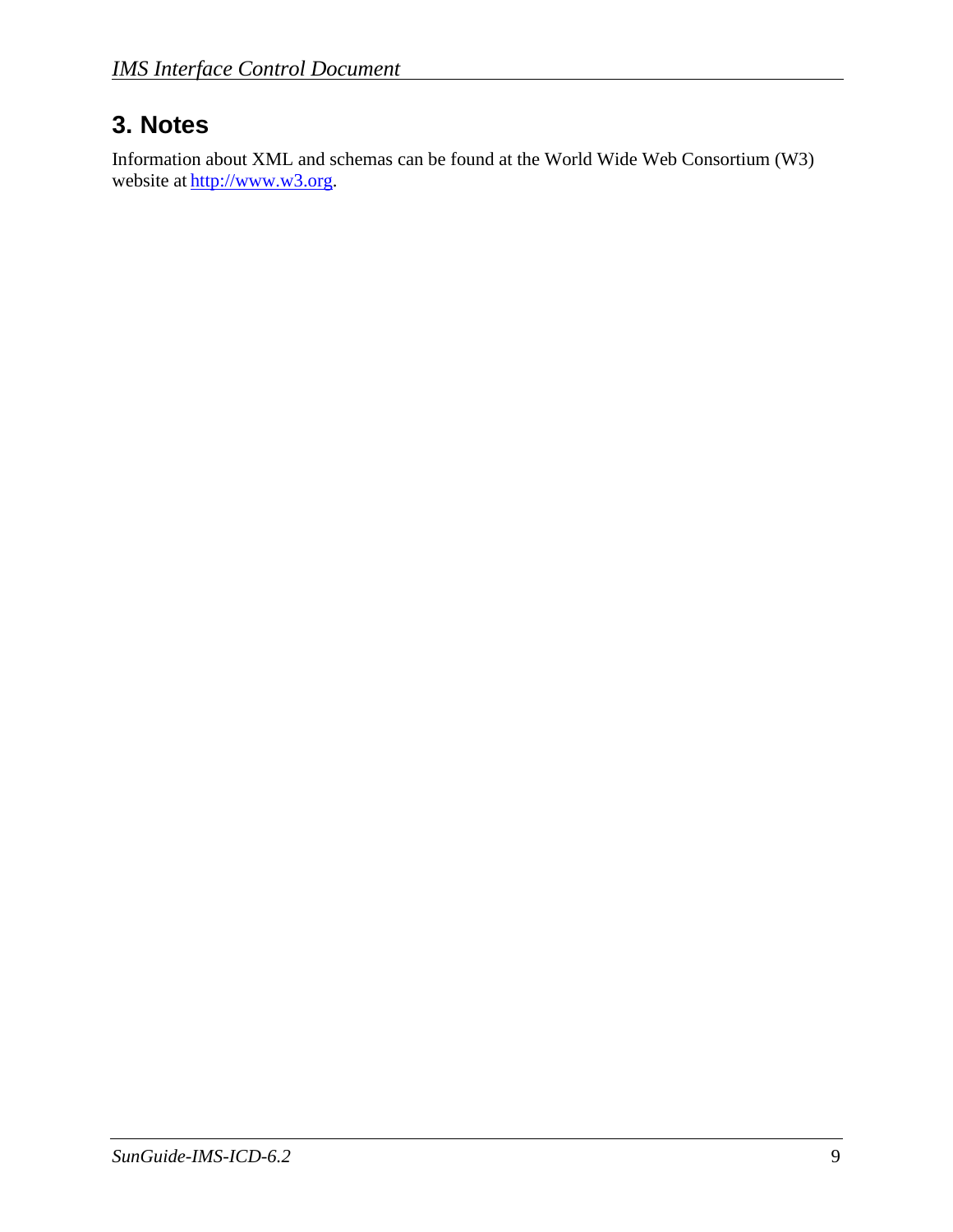# 3. Notes

Information about XML and schemas can be found at the World Wide Web Consortium (W3) website at [http://www.w3.org](http://www.w3.org).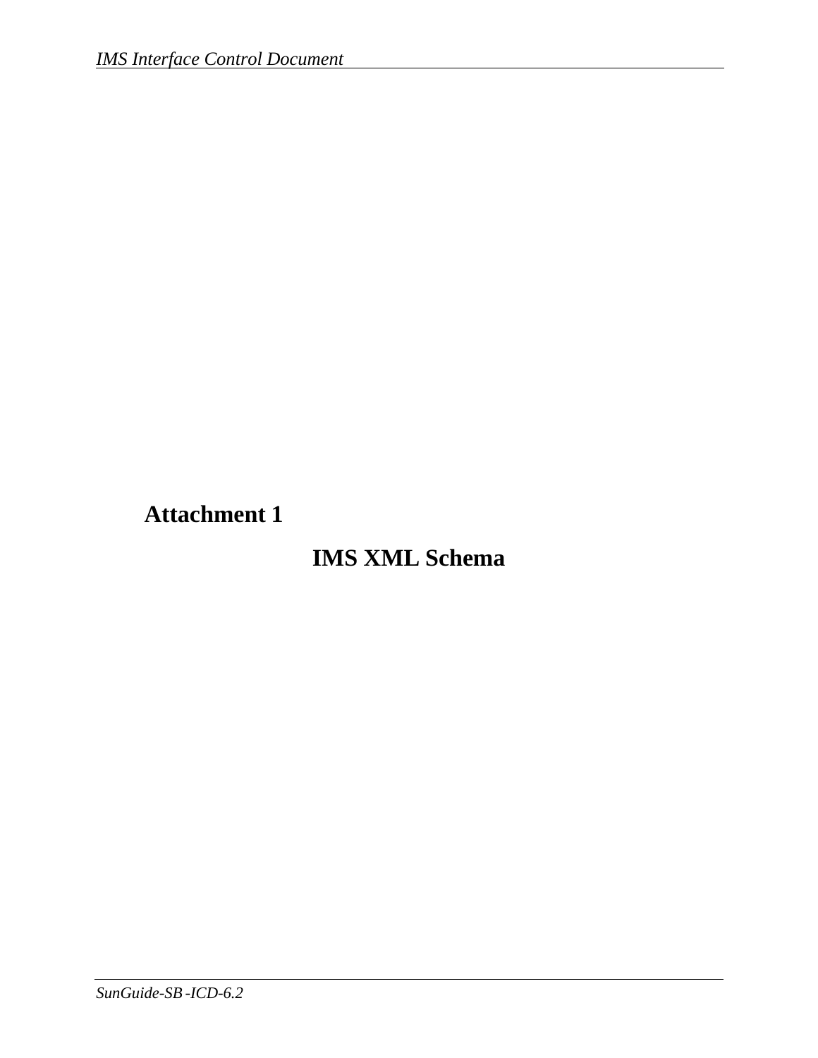# Attachment 1

## IMS XML Schema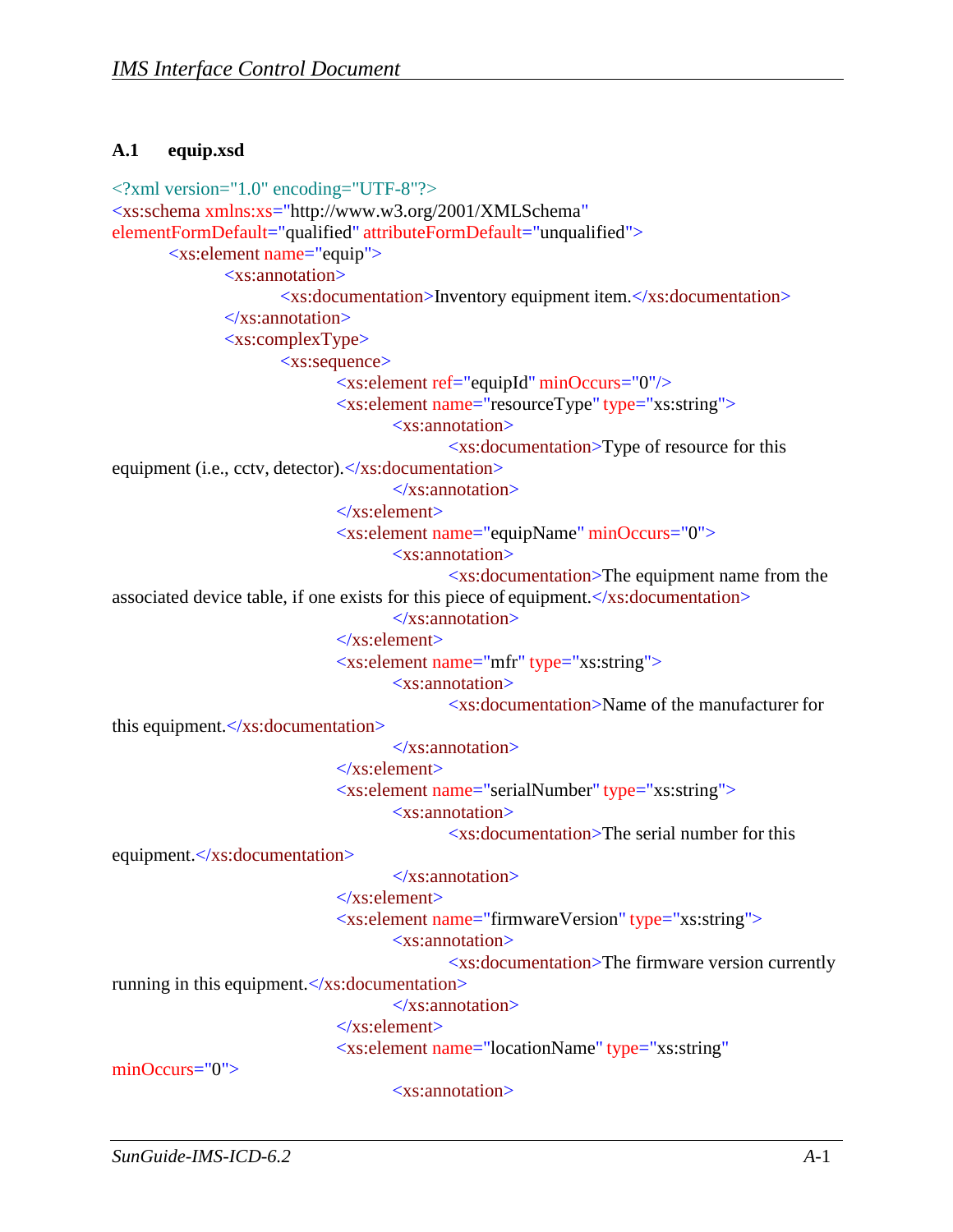### A.1 equip.xsd

```
<?xml version="1.0" encoding="UTF-8"?>
<xs:schema xmlns:xs="http://www.w3.org/2001/XMLSchema"
elementFormDefault="qualified" attributeFormDefault="unqualified">
	<xs:element name="equip">
		<xs:annotation>
			<xs:documentation>Inventory equipment item.</xs:documentation>
		</xs:annotation>
		<xs:complexType>
			<xs:sequence>
				<xs:element ref="equipId" minOccurs="0"/>
				<xs:element name="resourceType" type="xs:string">
					<xs:annotation>
						<xs:documentation>Type of resource for this
equipment (i.e., cctv, detector).</xs:documentation>
					</xs:annotation>
				</xs:element>
				<xs:element name="equipName" minOccurs="0">
					<xs:annotation>
						<xs:documentation>The equipment name from the
associated device table, if one exists for this piece of equipment.</xs:documentation>
					</xs:annotation>
				</xs:element>
				<xs:element name="mfr" type="xs:string">
					<xs:annotation>
						<xs:documentation>Name of the manufacturer for
this equipment.</xs:documentation>
					</xs:annotation>
				</xs:element>
				<xs:element name="serialNumber" type="xs:string">
					<xs:annotation>
						<xs:documentation>The serial number for this
equipment.</xs:documentation>
					</xs:annotation>
				</xs:element>
				<xs:element name="firmwareVersion" type="xs:string">
					<xs:annotation>
						<xs:documentation>The firmware version currently
running in this equipment.</xs:documentation>
					</xs:annotation>
				</xs:element>
				<xs:element name="locationName" type="xs:string"
minOccurs="0">
					<xs:annotation>
```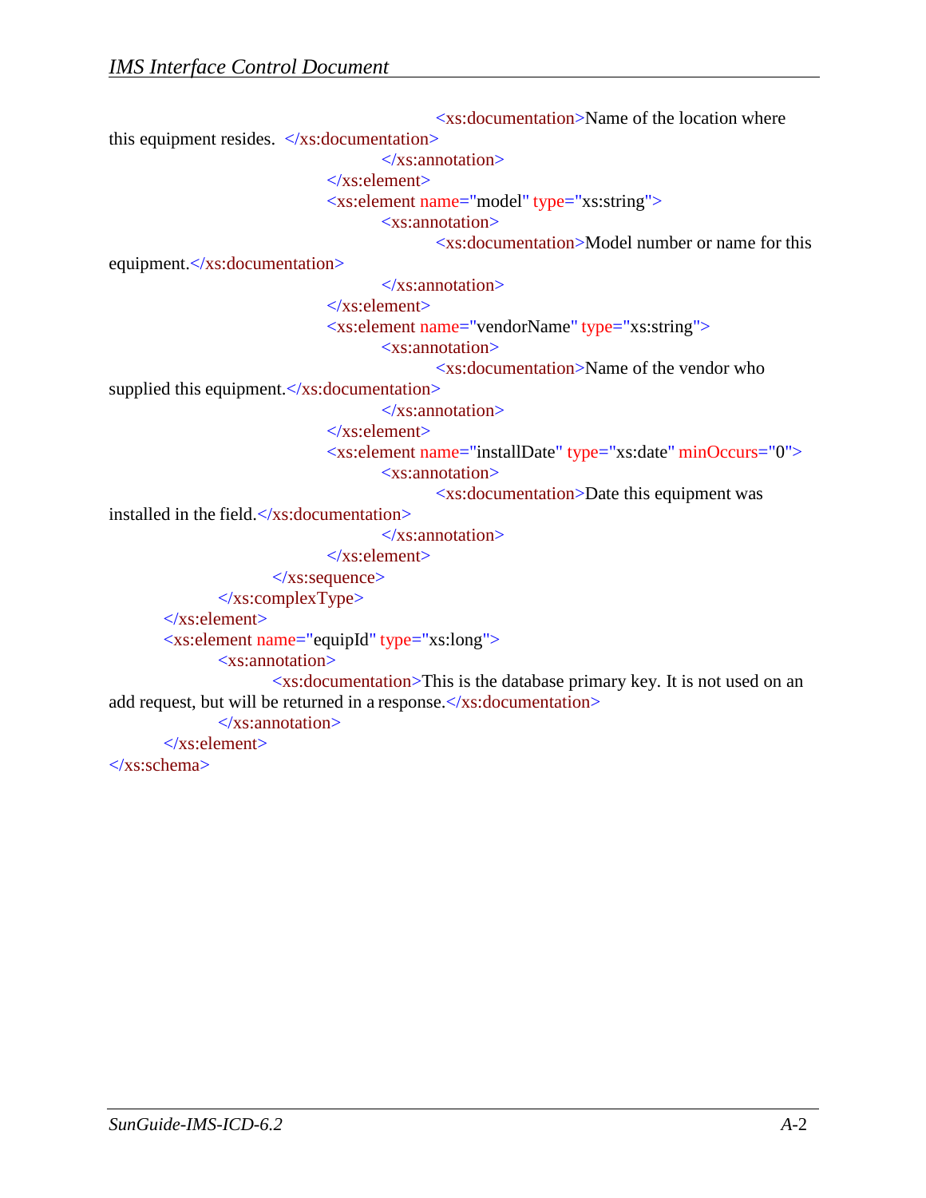```
							<xs:documentation>Name of the location where this equipment resides.  </xs:documentation>
						</xs:annotation>
					</xs:element>
					<xs:element name="model" type="xs:string">
						<xs:annotation>
							<xs:documentation>Model number or name for this equipment.</xs:documentation>
						</xs:annotation>
					</xs:element>
					<xs:element name="vendorName" type="xs:string">
						<xs:annotation>
							<xs:documentation>Name of the vendor who supplied this equipment.</xs:documentation>
						</xs:annotation>
					</xs:element>
					<xs:element name="installDate" type="xs:date" minOccurs="0">
						<xs:annotation>
							<xs:documentation>Date this equipment was installed in the field.</xs:documentation>
						</xs:annotation>
					</xs:element>
				</xs:sequence>
			</xs:complexType>
		</xs:element>
		<xs:element name="equipId" type="xs:long">
			<xs:annotation>
				<xs:documentation>This is the database primary key. It is not used on an add request, but will be returned in a response.</xs:documentation>
			</xs:annotation>
		</xs:element>
</xs:schema>
```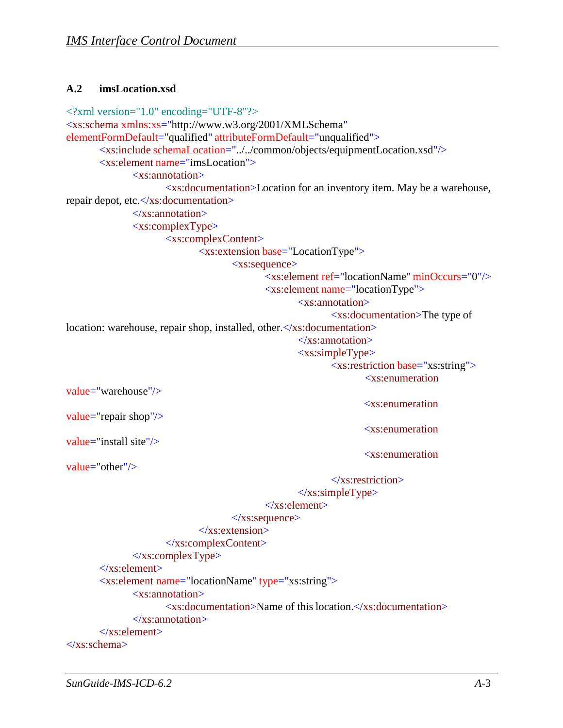### A.2 imsLocation.xsd

```xml
<?xml version="1.0" encoding="UTF-8"?>
<xs:schema xmlns:xs="http://www.w3.org/2001/XMLSchema"
elementFormDefault="qualified" attributeFormDefault="unqualified">
	<xs:include schemaLocation="../../common/objects/equipmentLocation.xsd"/>
	<xs:element name="imsLocation">
		<xs:annotation>
			<xs:documentation>Location for an inventory item. May be a warehouse,
repair depot, etc.</xs:documentation>
		</xs:annotation>
		<xs:complexType>
			<xs:complexContent>
				<xs:extension base="LocationType">
					<xs:sequence>
						<xs:element ref="locationName" minOccurs="0"/>
						<xs:element name="locationType">
							<xs:annotation>
								<xs:documentation>The type of
location: warehouse, repair shop, installed, other.</xs:documentation>
							</xs:annotation>
							<xs:simpleType>
								<xs:restriction base="xs:string">
									<xs:enumeration
value="warehouse"/>
									<xs:enumeration
value="repair shop"/>
									<xs:enumeration
value="install site"/>
									<xs:enumeration
value="other"/>
								</xs:restriction>
							</xs:simpleType>
						</xs:element>
					</xs:sequence>
				</xs:extension>
			</xs:complexContent>
		</xs:complexType>
	</xs:element>
	<xs:element name="locationName" type="xs:string">
		<xs:annotation>
			<xs:documentation>Name of this location.</xs:documentation>
		</xs:annotation>
	</xs:element>
</xs:schema>
```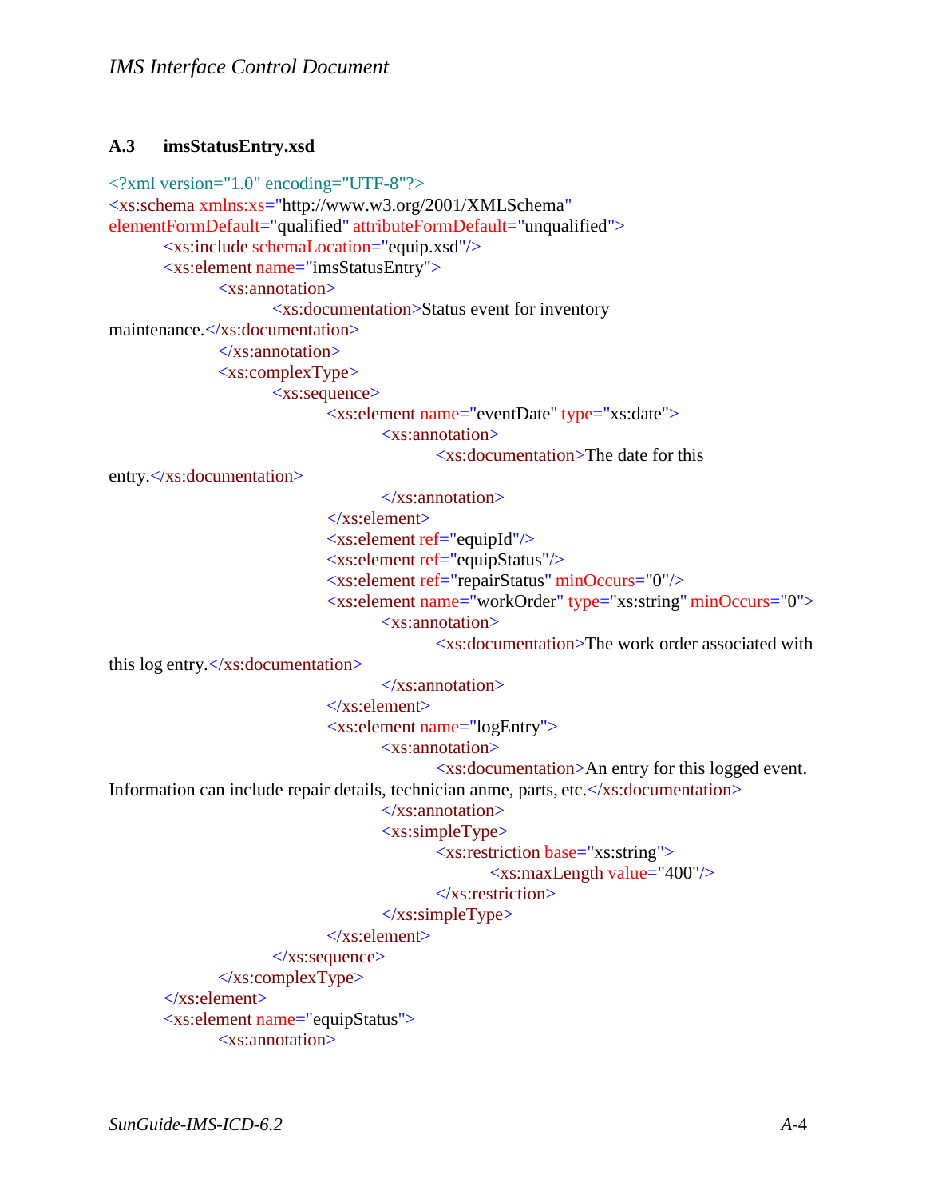### A.3 imsStatusEntry.xsd

```
<?xml version="1.0" encoding="UTF-8"?>
<xs:schema xmlns:xs="http://www.w3.org/2001/XMLSchema"
elementFormDefault="qualified" attributeFormDefault="unqualified">
	<xs:include schemaLocation="equip.xsd"/>
	<xs:element name="imsStatusEntry">
		<xs:annotation>
			<xs:documentation>Status event for inventory
maintenance.</xs:documentation>
		</xs:annotation>
		<xs:complexType>
			<xs:sequence>
				<xs:element name="eventDate" type="xs:date">
					<xs:annotation>
						<xs:documentation>The date for this
entry.</xs:documentation>
					</xs:annotation>
				</xs:element>
				<xs:element ref="equipId"/>
				<xs:element ref="equipStatus"/>
				<xs:element ref="repairStatus" minOccurs="0"/>
				<xs:element name="workOrder" type="xs:string" minOccurs="0">
					<xs:annotation>
						<xs:documentation>The work order associated with
this log entry.</xs:documentation>
					</xs:annotation>
				</xs:element>
				<xs:element name="logEntry">
					<xs:annotation>
						<xs:documentation>An entry for this logged event.
Information can include repair details, technician anme, parts, etc.</xs:documentation>
					</xs:annotation>
					<xs:simpleType>
						<xs:restriction base="xs:string">
							<xs:maxLength value="400"/>
						</xs:restriction>
					</xs:simpleType>
				</xs:element>
			</xs:sequence>
		</xs:complexType>
	</xs:element>
	<xs:element name="equipStatus">
		<xs:annotation>
```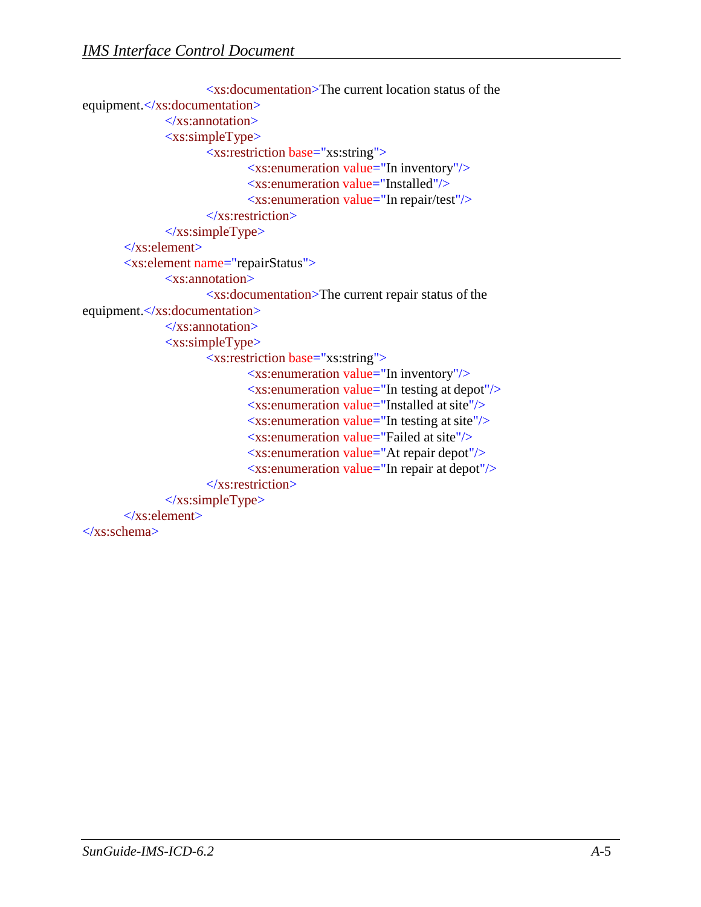```
                        <xs:documentation>The current location status of the
equipment.</xs:documentation>
                </xs:annotation>
                <xs:simpleType>
                        <xs:restriction base="xs:string">
                                <xs:enumeration value="In inventory"/>
                                <xs:enumeration value="Installed"/>
                                <xs:enumeration value="In repair/test"/>
                        </xs:restriction>
                </xs:simpleType>
        </xs:element>
        <xs:element name="repairStatus">
                <xs:annotation>
                        <xs:documentation>The current repair status of the
equipment.</xs:documentation>
                </xs:annotation>
                <xs:simpleType>
                        <xs:restriction base="xs:string">
                                <xs:enumeration value="In inventory"/>
                                <xs:enumeration value="In testing at depot"/>
                                <xs:enumeration value="Installed at site"/>
                                <xs:enumeration value="In testing at site"/>
                                <xs:enumeration value="Failed at site"/>
                                <xs:enumeration value="At repair depot"/>
                                <xs:enumeration value="In repair at depot"/>
                        </xs:restriction>
                </xs:simpleType>
        </xs:element>
</xs:schema>
```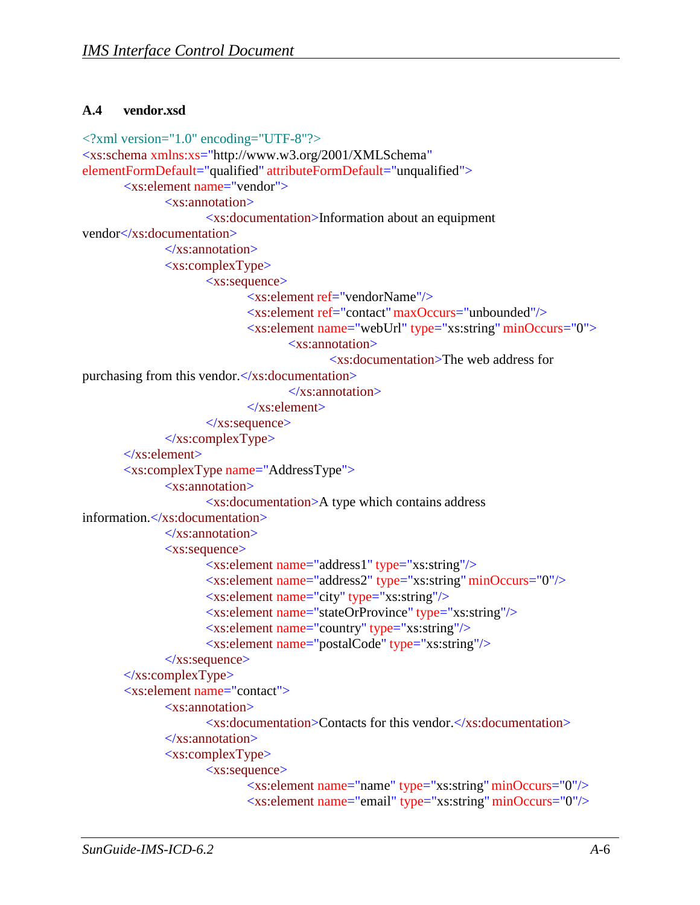### A.4 vendor.xsd

```xml
<?xml version="1.0" encoding="UTF-8"?>
<xs:schema xmlns:xs="http://www.w3.org/2001/XMLSchema"
elementFormDefault="qualified" attributeFormDefault="unqualified">
	<xs:element name="vendor">
		<xs:annotation>
			<xs:documentation>Information about an equipment
vendor</xs:documentation>
		</xs:annotation>
		<xs:complexType>
			<xs:sequence>
				<xs:element ref="vendorName"/>
				<xs:element ref="contact" maxOccurs="unbounded"/>
				<xs:element name="webUrl" type="xs:string" minOccurs="0">
					<xs:annotation>
						<xs:documentation>The web address for
purchasing from this vendor.</xs:documentation>
					</xs:annotation>
				</xs:element>
			</xs:sequence>
		</xs:complexType>
	</xs:element>
	<xs:complexType name="AddressType">
		<xs:annotation>
			<xs:documentation>A type which contains address
information.</xs:documentation>
		</xs:annotation>
		<xs:sequence>
			<xs:element name="address1" type="xs:string"/>
			<xs:element name="address2" type="xs:string" minOccurs="0"/>
			<xs:element name="city" type="xs:string"/>
			<xs:element name="stateOrProvince" type="xs:string"/>
			<xs:element name="country" type="xs:string"/>
			<xs:element name="postalCode" type="xs:string"/>
		</xs:sequence>
	</xs:complexType>
	<xs:element name="contact">
		<xs:annotation>
			<xs:documentation>Contacts for this vendor.</xs:documentation>
		</xs:annotation>
		<xs:complexType>
			<xs:sequence>
				<xs:element name="name" type="xs:string" minOccurs="0"/>
				<xs:element name="email" type="xs:string" minOccurs="0"/>
```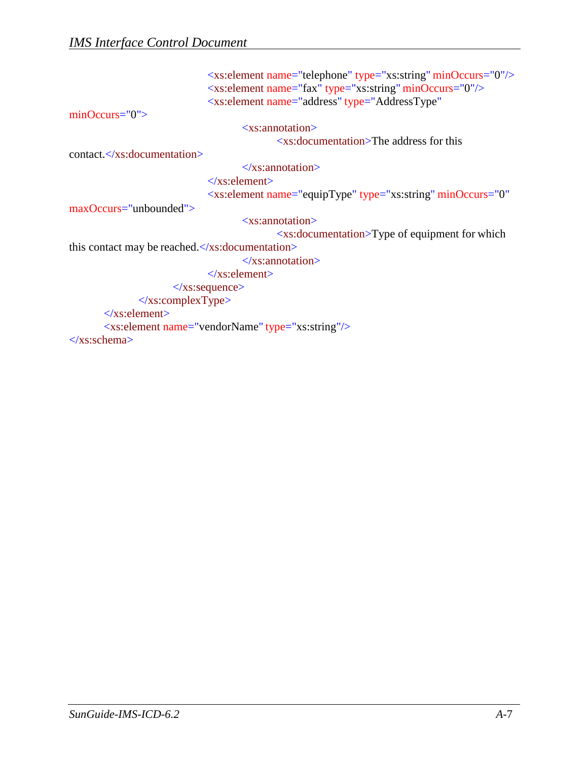```xml
                    <xs:element name="telephone" type="xs:string" minOccurs="0"/>
                    <xs:element name="fax" type="xs:string" minOccurs="0"/>
                    <xs:element name="address" type="AddressType"
minOccurs="0">
                        <xs:annotation>
                            <xs:documentation>The address for this
contact.</xs:documentation>
                        </xs:annotation>
                    </xs:element>
                    <xs:element name="equipType" type="xs:string" minOccurs="0"
maxOccurs="unbounded">
                        <xs:annotation>
                            <xs:documentation>Type of equipment for which
this contact may be reached.</xs:documentation>
                        </xs:annotation>
                    </xs:element>
                </xs:sequence>
            </xs:complexType>
        </xs:element>
        <xs:element name="vendorName" type="xs:string"/>
</xs:schema>
```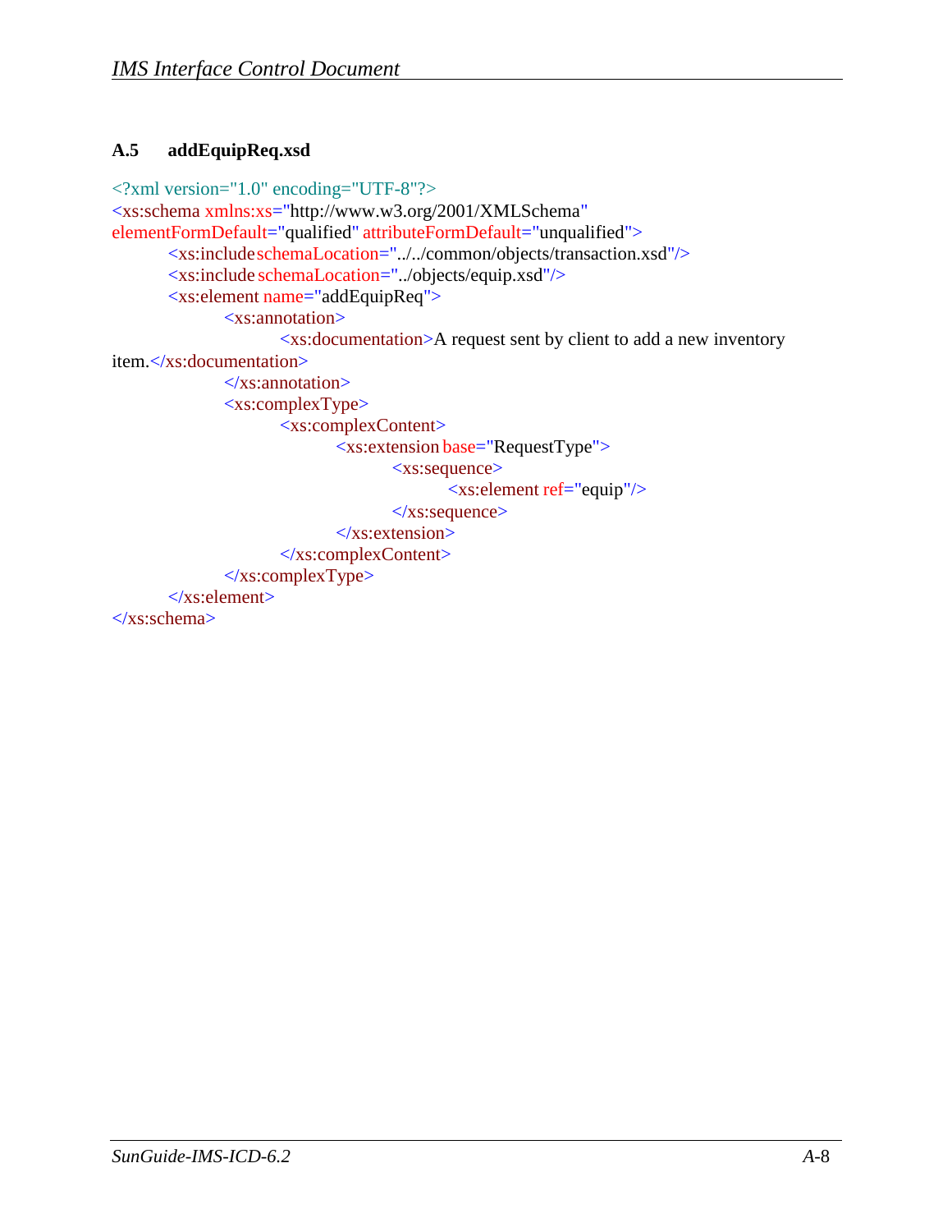### A.5 addEquipReq.xsd

```
<?xml version="1.0" encoding="UTF-8"?>
<xs:schema xmlns:xs="http://www.w3.org/2001/XMLSchema"
elementFormDefault="qualified" attributeFormDefault="unqualified">
	<xs:include schemaLocation="../../common/objects/transaction.xsd"/>
	<xs:include schemaLocation="../objects/equip.xsd"/>
	<xs:element name="addEquipReq">
		<xs:annotation>
			<xs:documentation>A request sent by client to add a new inventory
item.</xs:documentation>
		</xs:annotation>
		<xs:complexType>
			<xs:complexContent>
				<xs:extension base="RequestType">
					<xs:sequence>
						<xs:element ref="equip"/>
					</xs:sequence>
				</xs:extension>
			</xs:complexContent>
		</xs:complexType>
	</xs:element>
</xs:schema>
```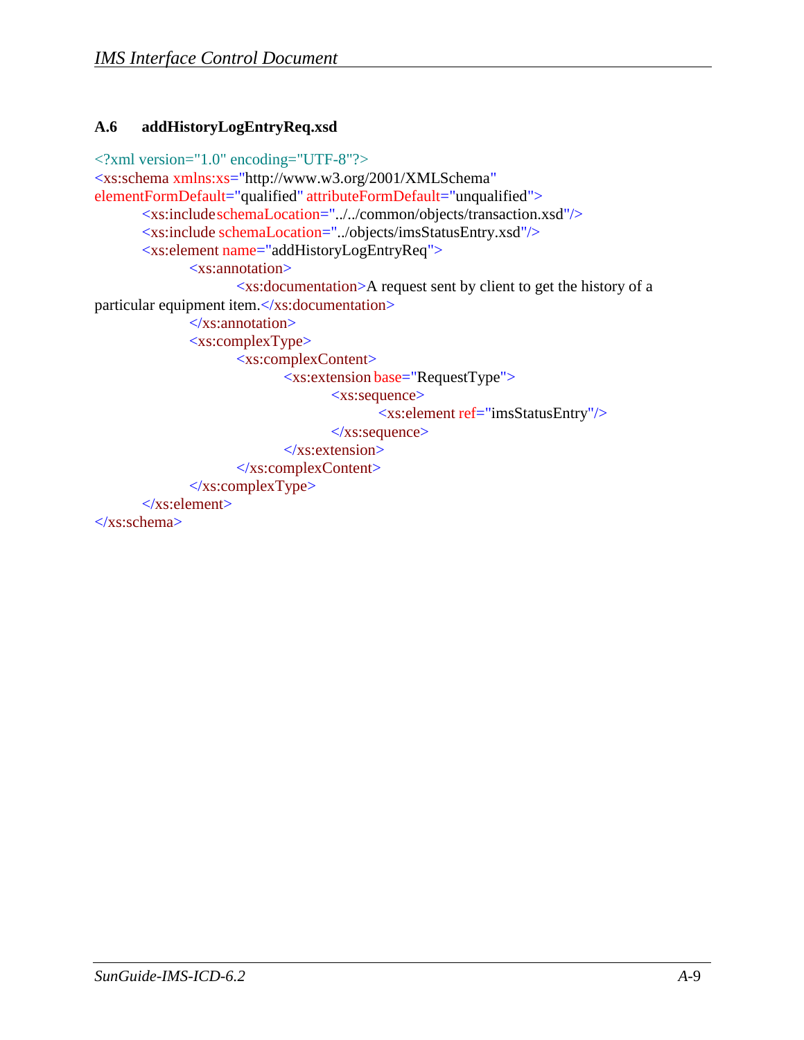### A.6 addHistoryLogEntryReq.xsd

```xml
<?xml version="1.0" encoding="UTF-8"?>
<xs:schema xmlns:xs="http://www.w3.org/2001/XMLSchema"
elementFormDefault="qualified" attributeFormDefault="unqualified">
	<xs:include schemaLocation="../../common/objects/transaction.xsd"/>
	<xs:include schemaLocation="../objects/imsStatusEntry.xsd"/>
	<xs:element name="addHistoryLogEntryReq">
		<xs:annotation>
			<xs:documentation>A request sent by client to get the history of a
particular equipment item.</xs:documentation>
		</xs:annotation>
		<xs:complexType>
			<xs:complexContent>
				<xs:extension base="RequestType">
					<xs:sequence>
						<xs:element ref="imsStatusEntry"/>
					</xs:sequence>
				</xs:extension>
			</xs:complexContent>
		</xs:complexType>
	</xs:element>
</xs:schema>
```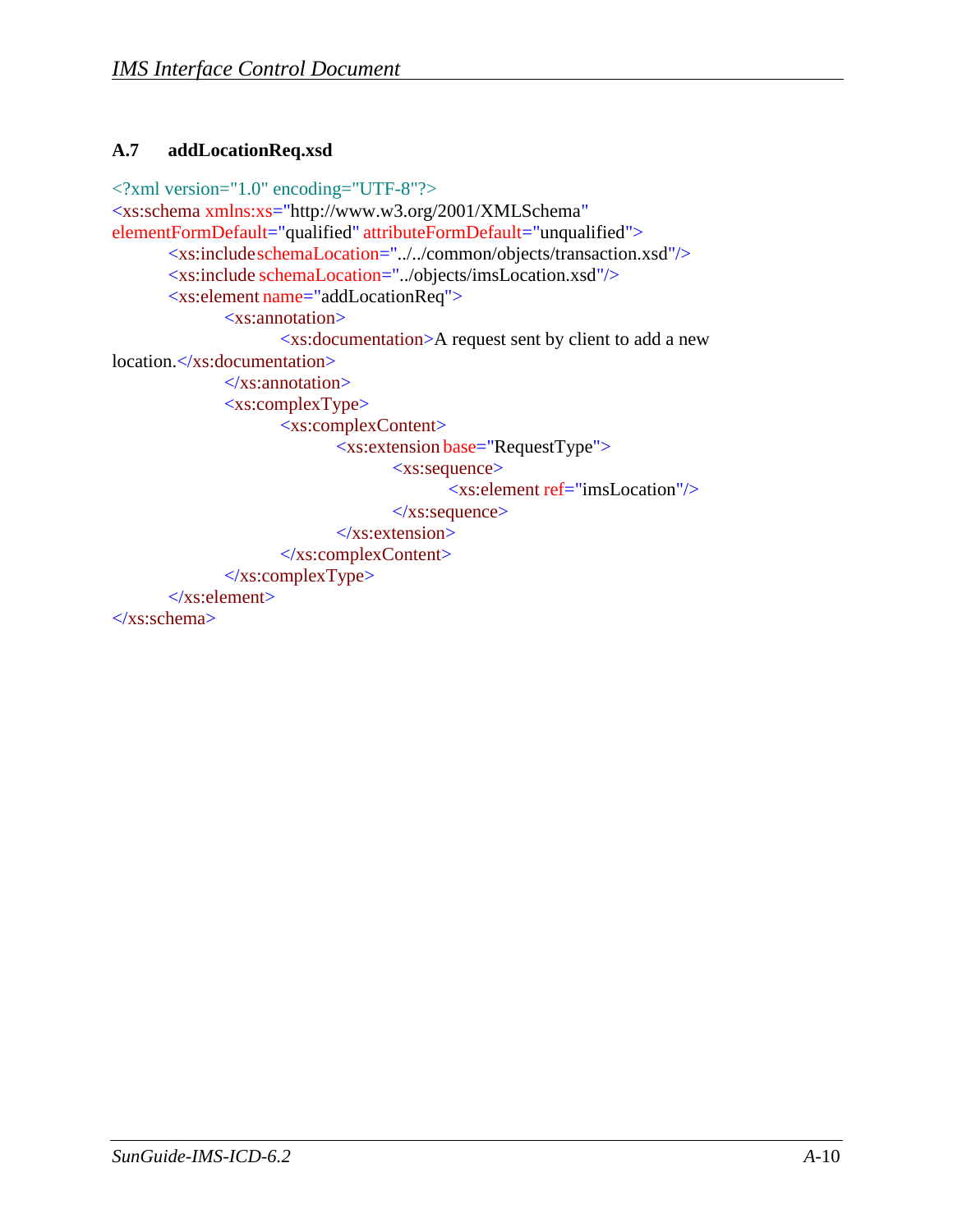### A.7 addLocationReq.xsd

```
<?xml version="1.0" encoding="UTF-8"?>
<xs:schema xmlns:xs="http://www.w3.org/2001/XMLSchema"
elementFormDefault="qualified" attributeFormDefault="unqualified">
	<xs:include schemaLocation="../../common/objects/transaction.xsd"/>
	<xs:include schemaLocation="../objects/imsLocation.xsd"/>
	<xs:element name="addLocationReq">
		<xs:annotation>
			<xs:documentation>A request sent by client to add a new
location.</xs:documentation>
		</xs:annotation>
		<xs:complexType>
			<xs:complexContent>
				<xs:extension base="RequestType">
					<xs:sequence>
						<xs:element ref="imsLocation"/>
					</xs:sequence>
				</xs:extension>
			</xs:complexContent>
		</xs:complexType>
	</xs:element>
</xs:schema>
```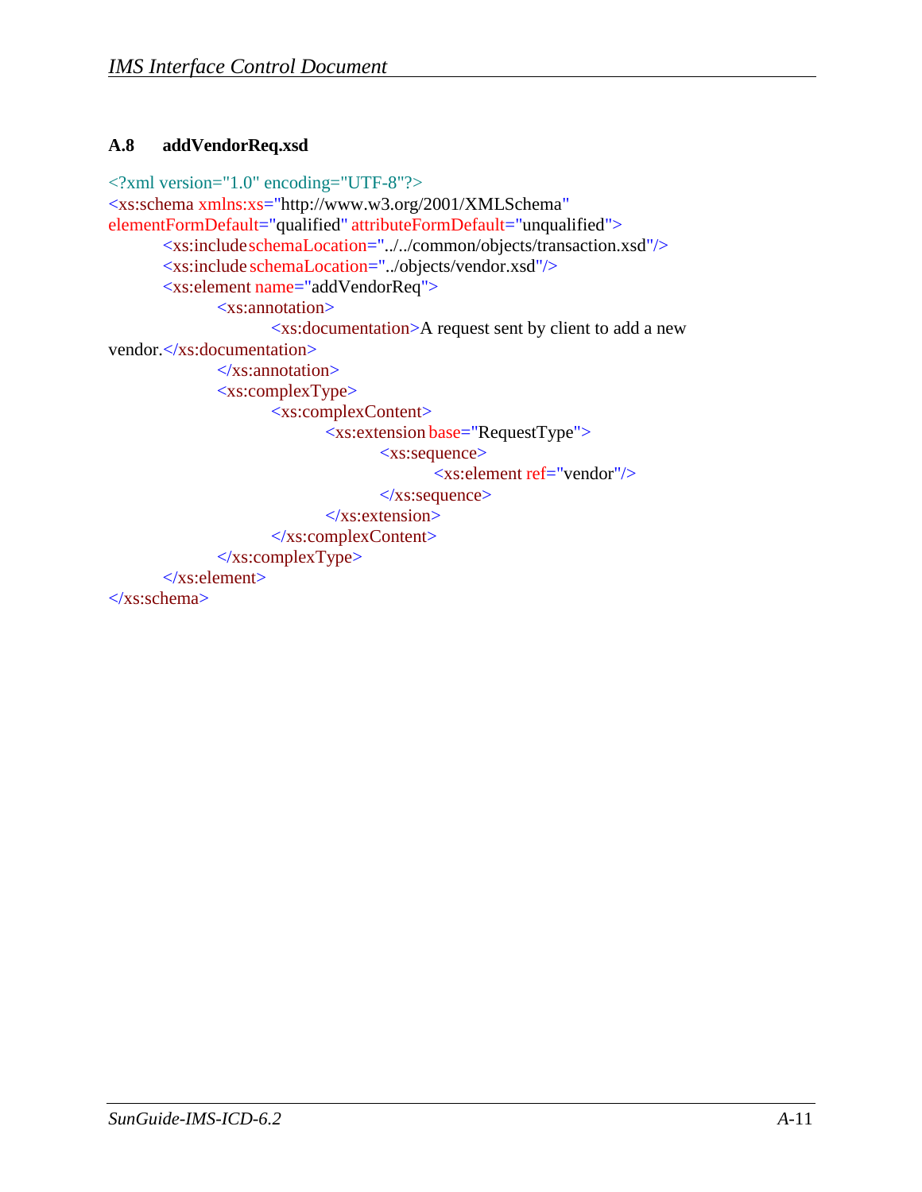### A.8 addVendorReq.xsd

```xml
<?xml version="1.0" encoding="UTF-8"?>
<xs:schema xmlns:xs="http://www.w3.org/2001/XMLSchema"
elementFormDefault="qualified" attributeFormDefault="unqualified">
	<xs:include schemaLocation="../../common/objects/transaction.xsd"/>
	<xs:include schemaLocation="../objects/vendor.xsd"/>
	<xs:element name="addVendorReq">
		<xs:annotation>
			<xs:documentation>A request sent by client to add a new
vendor.</xs:documentation>
		</xs:annotation>
		<xs:complexType>
			<xs:complexContent>
				<xs:extension base="RequestType">
					<xs:sequence>
						<xs:element ref="vendor"/>
					</xs:sequence>
				</xs:extension>
			</xs:complexContent>
		</xs:complexType>
	</xs:element>
</xs:schema>
```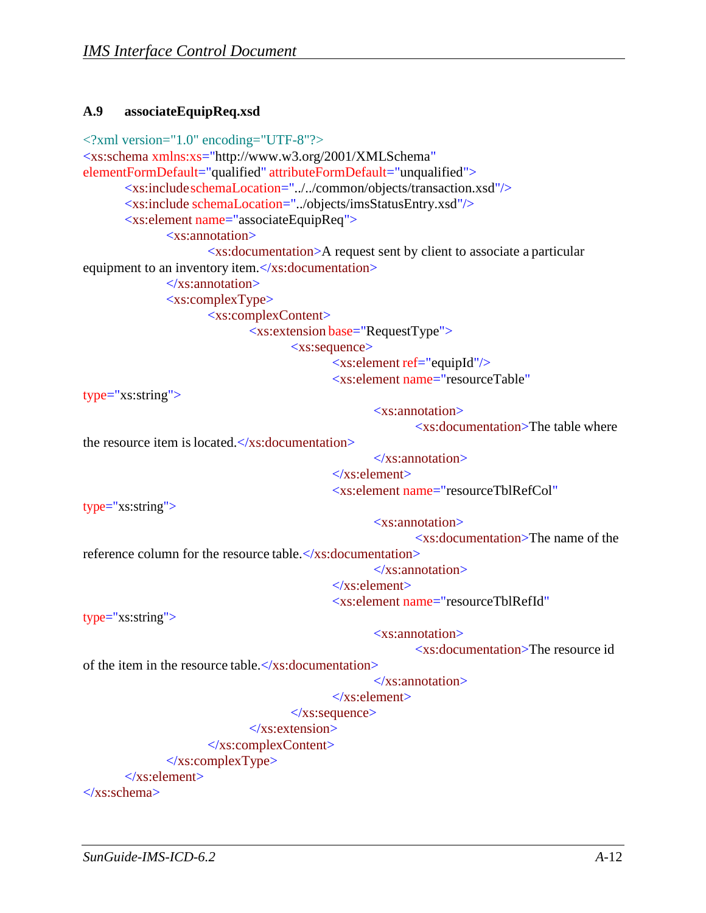### A.9 associateEquipReq.xsd

```
<?xml version="1.0" encoding="UTF-8"?>
<xs:schema xmlns:xs="http://www.w3.org/2001/XMLSchema"
elementFormDefault="qualified" attributeFormDefault="unqualified">
	<xs:include schemaLocation="../../common/objects/transaction.xsd"/>
	<xs:include schemaLocation="../objects/imsStatusEntry.xsd"/>
	<xs:element name="associateEquipReq">
		<xs:annotation>
			<xs:documentation>A request sent by client to associate a particular
equipment to an inventory item.</xs:documentation>
		</xs:annotation>
		<xs:complexType>
			<xs:complexContent>
				<xs:extension base="RequestType">
					<xs:sequence>
						<xs:element ref="equipId"/>
						<xs:element name="resourceTable"
type="xs:string">
							<xs:annotation>
								<xs:documentation>The table where
the resource item is located.</xs:documentation>
							</xs:annotation>
						</xs:element>
						<xs:element name="resourceTblRefCol"
type="xs:string">
							<xs:annotation>
								<xs:documentation>The name of the
reference column for the resource table.</xs:documentation>
							</xs:annotation>
						</xs:element>
						<xs:element name="resourceTblRefId"
type="xs:string">
							<xs:annotation>
								<xs:documentation>The resource id
of the item in the resource table.</xs:documentation>
							</xs:annotation>
						</xs:element>
					</xs:sequence>
				</xs:extension>
			</xs:complexContent>
		</xs:complexType>
	</xs:element>
</xs:schema>
```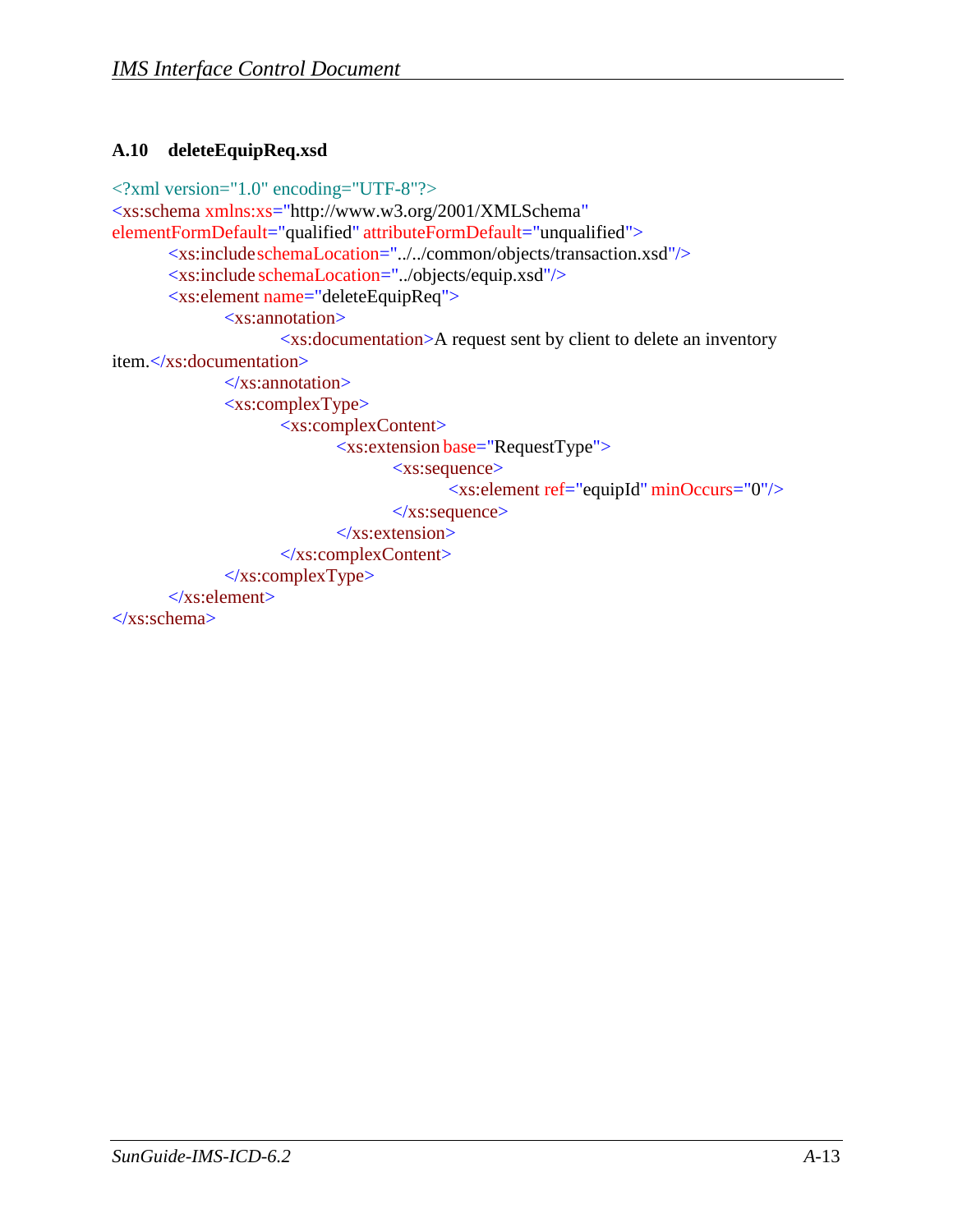### A.10 deleteEquipReq.xsd

```
<?xml version="1.0" encoding="UTF-8"?>
<xs:schema xmlns:xs="http://www.w3.org/2001/XMLSchema"
elementFormDefault="qualified" attributeFormDefault="unqualified">
	<xs:include schemaLocation="../../common/objects/transaction.xsd"/>
	<xs:include schemaLocation="../objects/equip.xsd"/>
	<xs:element name="deleteEquipReq">
		<xs:annotation>
			<xs:documentation>A request sent by client to delete an inventory
item.</xs:documentation>
		</xs:annotation>
		<xs:complexType>
			<xs:complexContent>
				<xs:extension base="RequestType">
					<xs:sequence>
						<xs:element ref="equipId" minOccurs="0"/>
					</xs:sequence>
				</xs:extension>
			</xs:complexContent>
		</xs:complexType>
	</xs:element>
</xs:schema>
```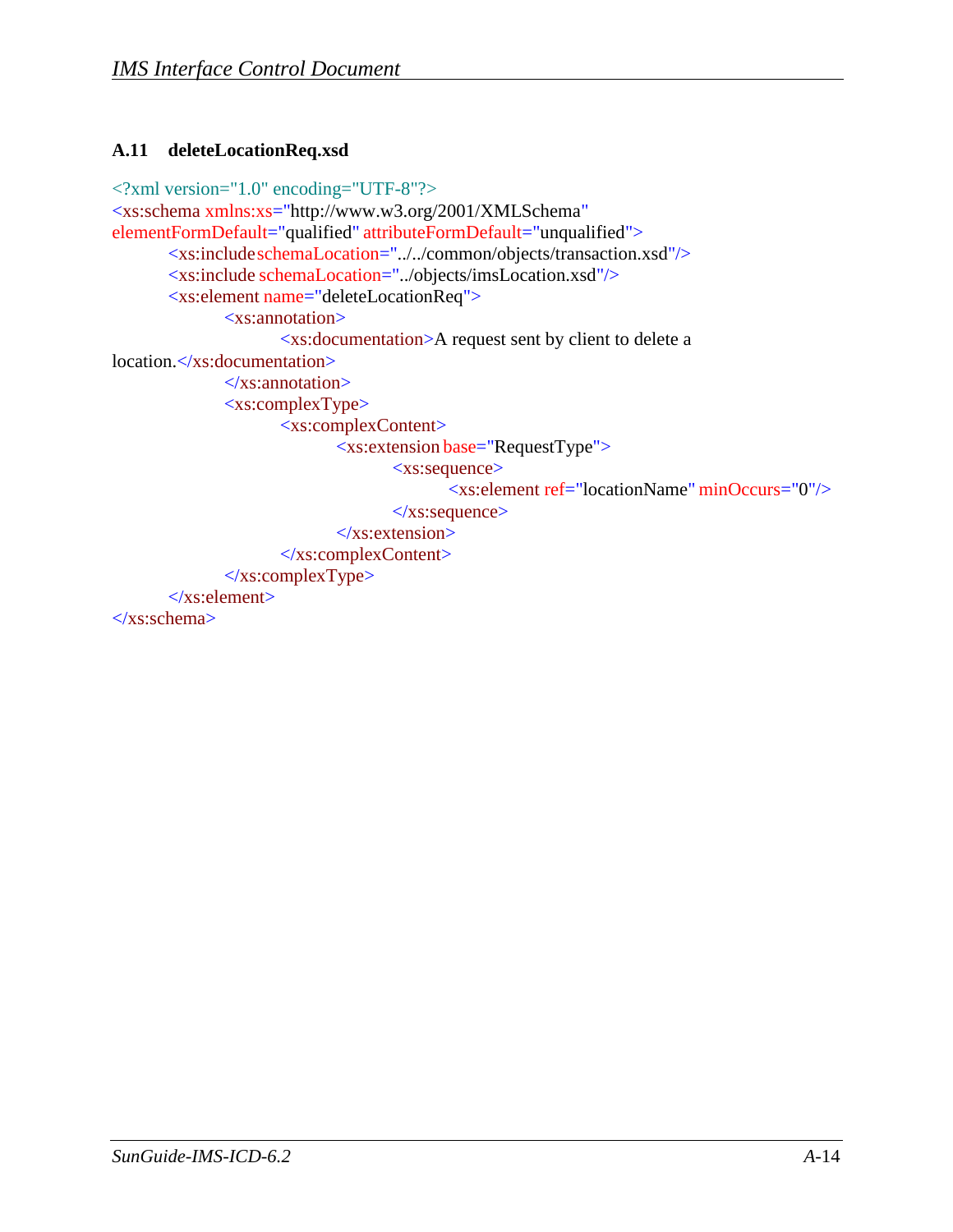### A.11 deleteLocationReq.xsd

```xml
<?xml version="1.0" encoding="UTF-8"?>
<xs:schema xmlns:xs="http://www.w3.org/2001/XMLSchema"
elementFormDefault="qualified" attributeFormDefault="unqualified">
	<xs:include schemaLocation="../../common/objects/transaction.xsd"/>
	<xs:include schemaLocation="../objects/imsLocation.xsd"/>
	<xs:element name="deleteLocationReq">
		<xs:annotation>
			<xs:documentation>A request sent by client to delete a
location.</xs:documentation>
		</xs:annotation>
		<xs:complexType>
			<xs:complexContent>
				<xs:extension base="RequestType">
					<xs:sequence>
						<xs:element ref="locationName" minOccurs="0"/>
					</xs:sequence>
				</xs:extension>
			</xs:complexContent>
		</xs:complexType>
	</xs:element>
</xs:schema>
```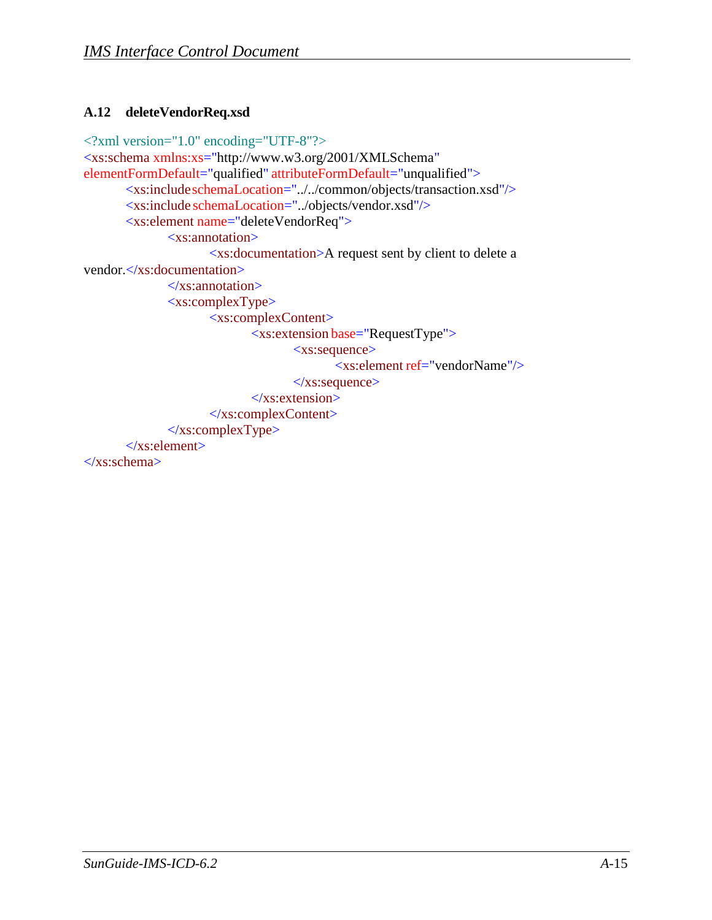### A.12 deleteVendorReq.xsd

```
<?xml version="1.0" encoding="UTF-8"?>
<xs:schema xmlns:xs="http://www.w3.org/2001/XMLSchema"
elementFormDefault="qualified" attributeFormDefault="unqualified">
	<xs:include schemaLocation="../../common/objects/transaction.xsd"/>
	<xs:include schemaLocation="../objects/vendor.xsd"/>
	<xs:element name="deleteVendorReq">
		<xs:annotation>
			<xs:documentation>A request sent by client to delete a
vendor.</xs:documentation>
		</xs:annotation>
		<xs:complexType>
			<xs:complexContent>
				<xs:extension base="RequestType">
					<xs:sequence>
						<xs:element ref="vendorName"/>
					</xs:sequence>
				</xs:extension>
			</xs:complexContent>
		</xs:complexType>
	</xs:element>
</xs:schema>
```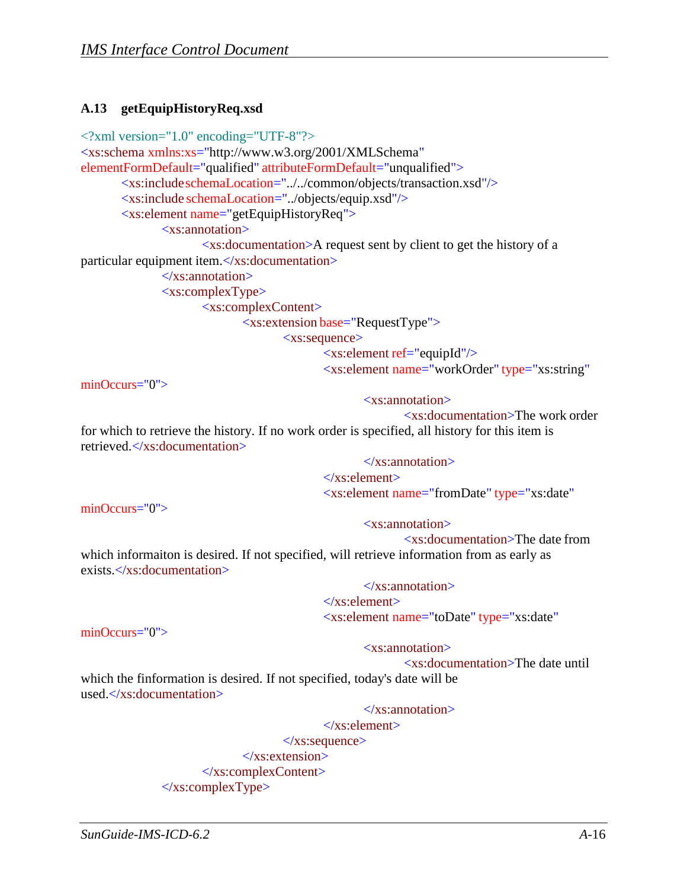### A.13 getEquipHistoryReq.xsd

```
<?xml version="1.0" encoding="UTF-8"?>
<xs:schema xmlns:xs="http://www.w3.org/2001/XMLSchema"
elementFormDefault="qualified" attributeFormDefault="unqualified">
	<xs:include schemaLocation="../../common/objects/transaction.xsd"/>
	<xs:include schemaLocation="../objects/equip.xsd"/>
	<xs:element name="getEquipHistoryReq">
		<xs:annotation>
			<xs:documentation>A request sent by client to get the history of a
particular equipment item.</xs:documentation>
		</xs:annotation>
		<xs:complexType>
			<xs:complexContent>
				<xs:extension base="RequestType">
					<xs:sequence>
						<xs:element ref="equipId"/>
						<xs:element name="workOrder" type="xs:string"
minOccurs="0">
							<xs:annotation>
								<xs:documentation>The work order
for which to retrieve the history. If no work order is specified, all history for this item is
retrieved.</xs:documentation>
							</xs:annotation>
						</xs:element>
						<xs:element name="fromDate" type="xs:date"
minOccurs="0">
							<xs:annotation>
								<xs:documentation>The date from
which informaiton is desired. If not specified, will retrieve information from as early as
exists.</xs:documentation>
							</xs:annotation>
						</xs:element>
						<xs:element name="toDate" type="xs:date"
minOccurs="0">
							<xs:annotation>
								<xs:documentation>The date until
which the finformation is desired. If not specified, today's date will be
used.</xs:documentation>
							</xs:annotation>
						</xs:element>
					</xs:sequence>
				</xs:extension>
			</xs:complexContent>
		</xs:complexType>
```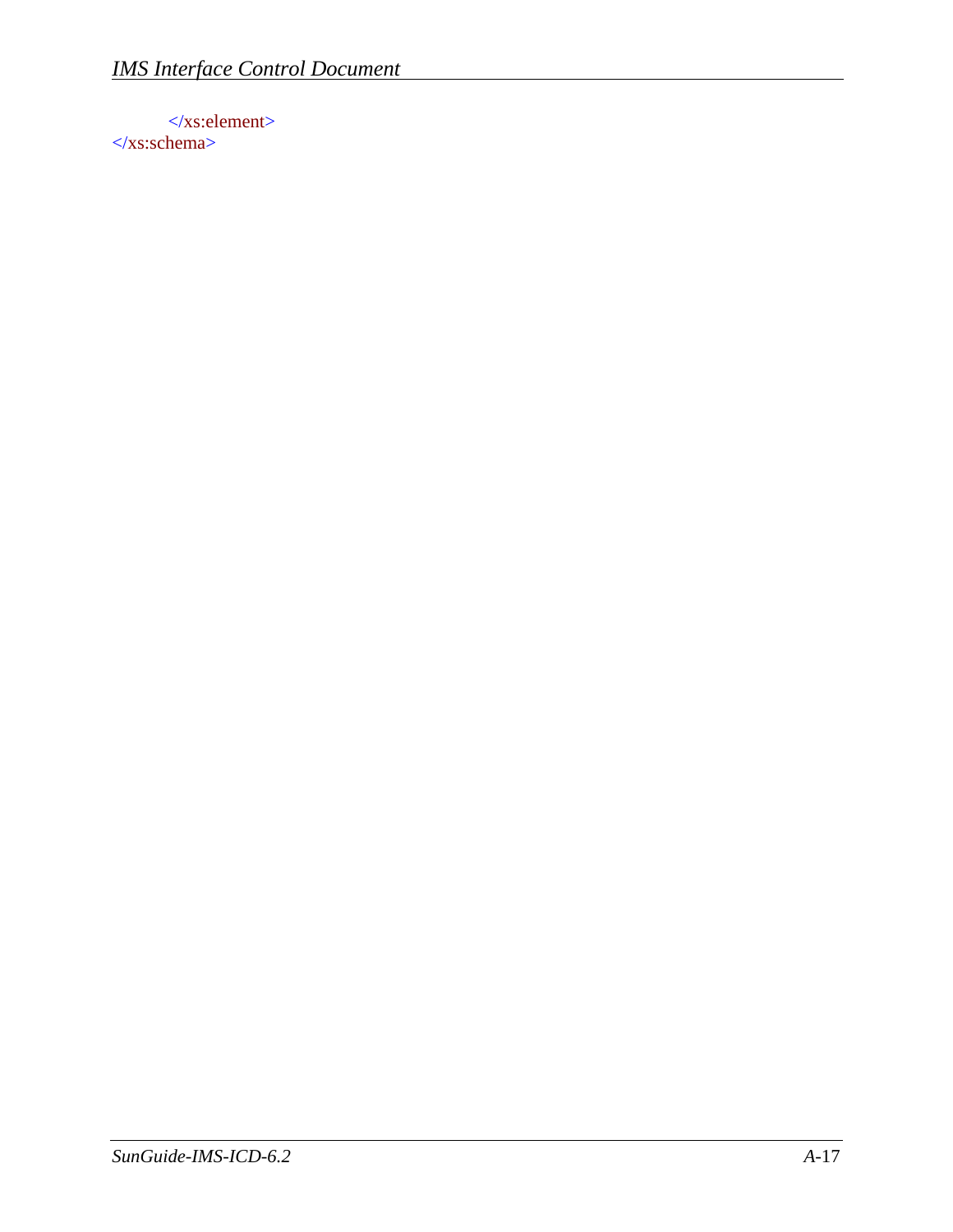```
        </xs:element>
</xs:schema>
```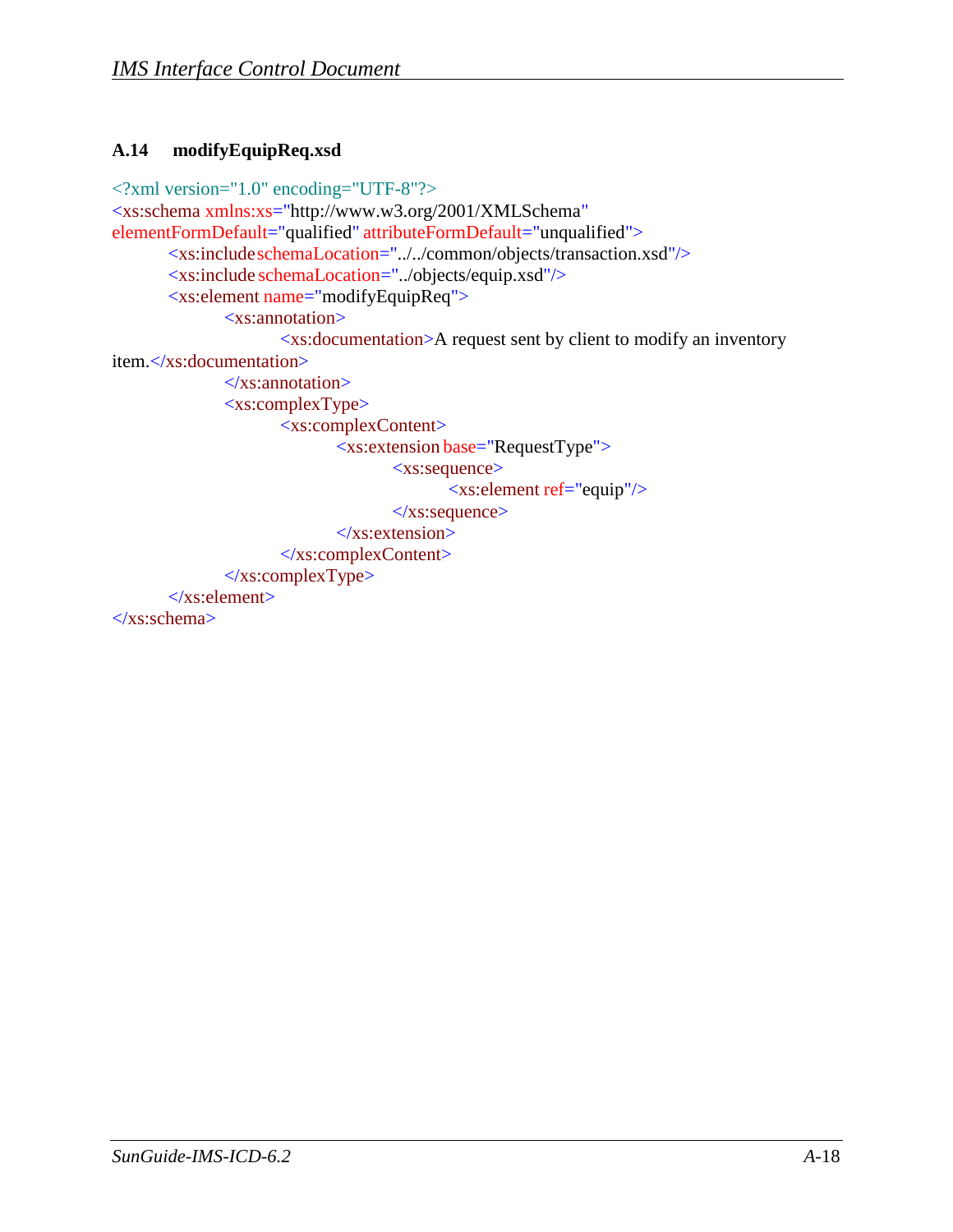### A.14 modifyEquipReq.xsd

```xml
<?xml version="1.0" encoding="UTF-8"?>
<xs:schema xmlns:xs="http://www.w3.org/2001/XMLSchema"
elementFormDefault="qualified" attributeFormDefault="unqualified">
	<xs:include schemaLocation="../../common/objects/transaction.xsd"/>
	<xs:include schemaLocation="../objects/equip.xsd"/>
	<xs:element name="modifyEquipReq">
		<xs:annotation>
			<xs:documentation>A request sent by client to modify an inventory
item.</xs:documentation>
		</xs:annotation>
		<xs:complexType>
			<xs:complexContent>
				<xs:extension base="RequestType">
					<xs:sequence>
						<xs:element ref="equip"/>
					</xs:sequence>
				</xs:extension>
			</xs:complexContent>
		</xs:complexType>
	</xs:element>
</xs:schema>
```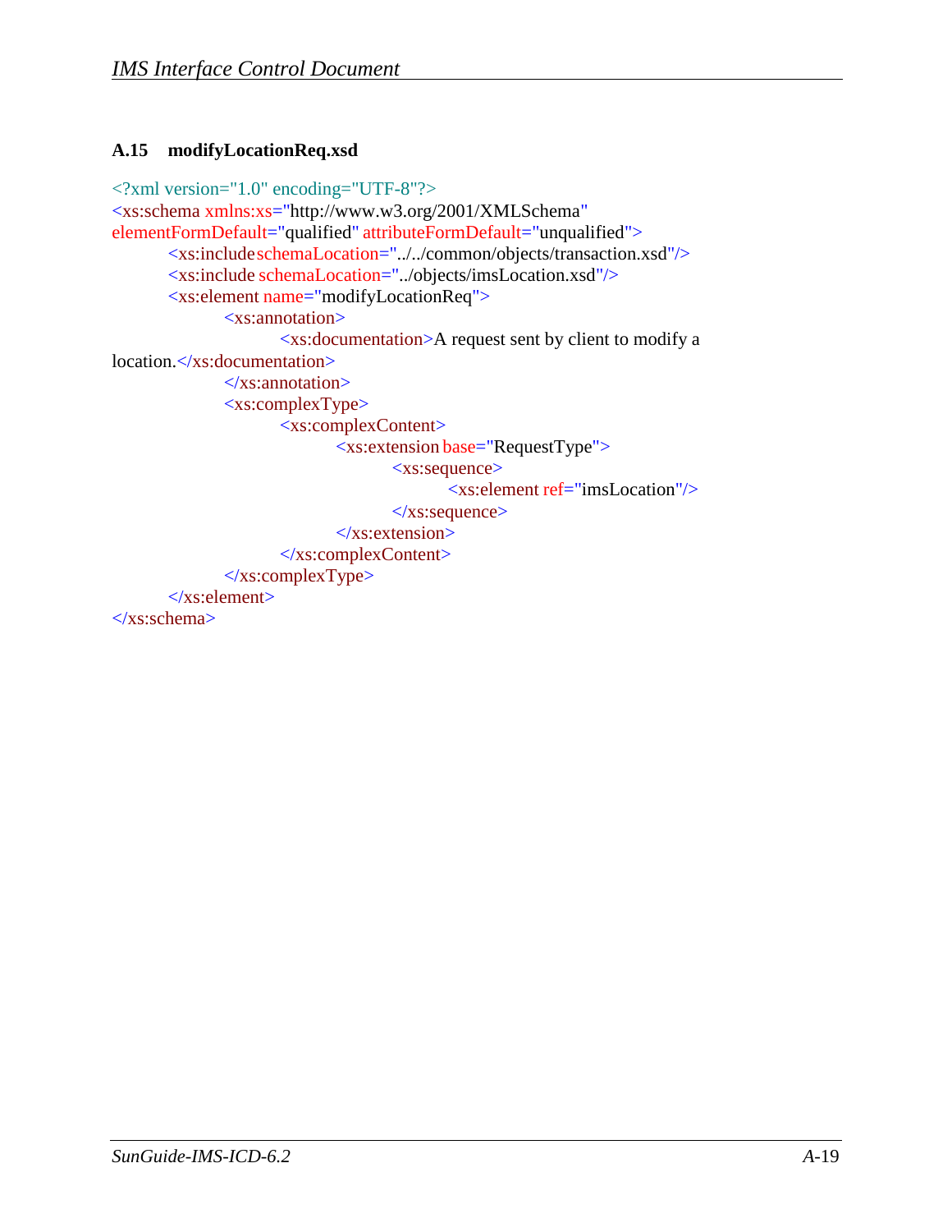### A.15 modifyLocationReq.xsd

```xml
<?xml version="1.0" encoding="UTF-8"?>
<xs:schema xmlns:xs="http://www.w3.org/2001/XMLSchema"
elementFormDefault="qualified" attributeFormDefault="unqualified">
	<xs:include schemaLocation="../../common/objects/transaction.xsd"/>
	<xs:include schemaLocation="../objects/imsLocation.xsd"/>
	<xs:element name="modifyLocationReq">
		<xs:annotation>
			<xs:documentation>A request sent by client to modify a
location.</xs:documentation>
		</xs:annotation>
		<xs:complexType>
			<xs:complexContent>
				<xs:extension base="RequestType">
					<xs:sequence>
						<xs:element ref="imsLocation"/>
					</xs:sequence>
				</xs:extension>
			</xs:complexContent>
		</xs:complexType>
	</xs:element>
</xs:schema>
```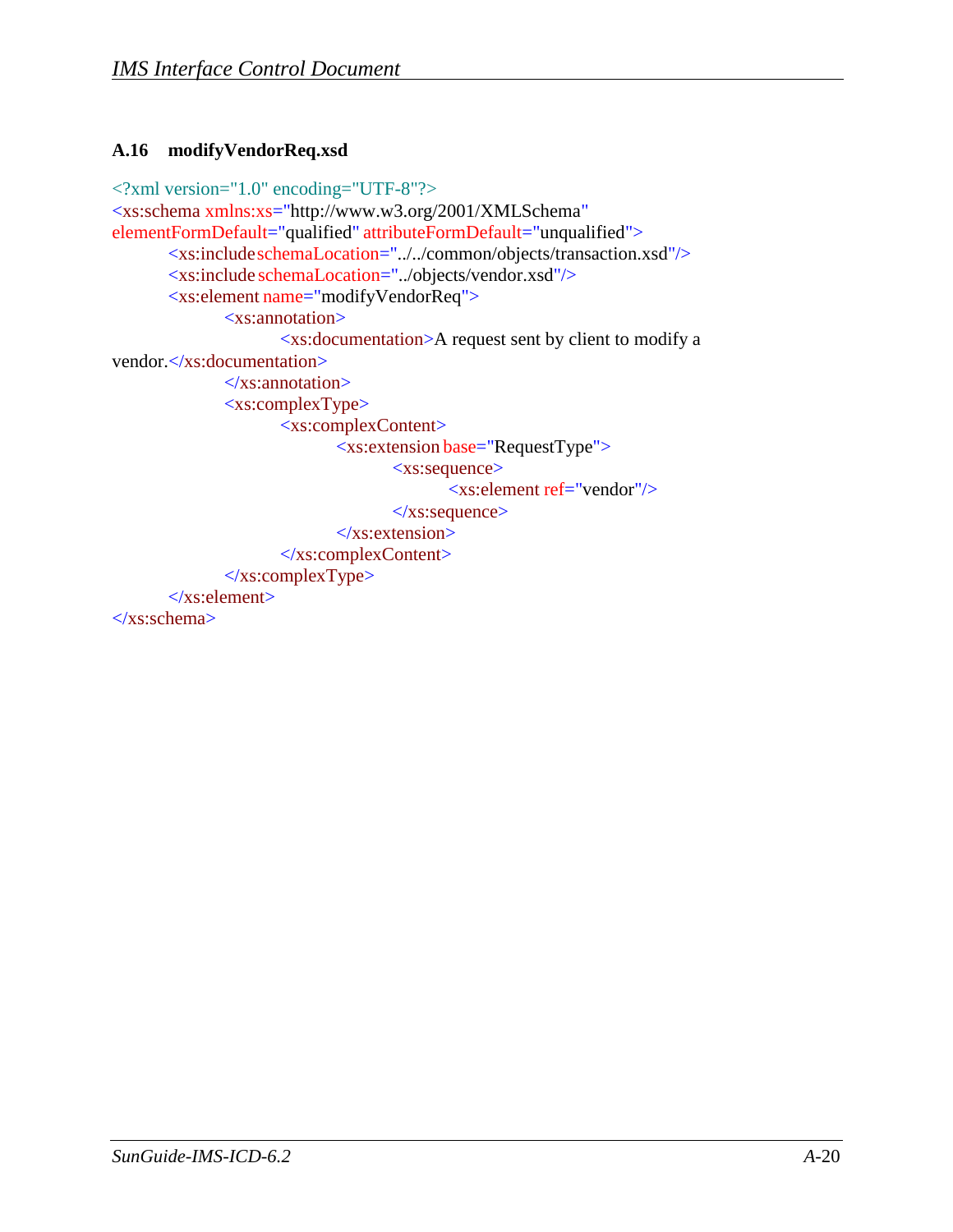## A.16 modifyVendorReq.xsd

```
<?xml version="1.0" encoding="UTF-8"?>
<xs:schema xmlns:xs="http://www.w3.org/2001/XMLSchema"
elementFormDefault="qualified" attributeFormDefault="unqualified">
	<xs:include schemaLocation="../../common/objects/transaction.xsd"/>
	<xs:include schemaLocation="../objects/vendor.xsd"/>
	<xs:element name="modifyVendorReq">
		<xs:annotation>
			<xs:documentation>A request sent by client to modify a
vendor.</xs:documentation>
		</xs:annotation>
		<xs:complexType>
			<xs:complexContent>
				<xs:extension base="RequestType">
					<xs:sequence>
						<xs:element ref="vendor"/>
					</xs:sequence>
				</xs:extension>
			</xs:complexContent>
		</xs:complexType>
	</xs:element>
</xs:schema>
```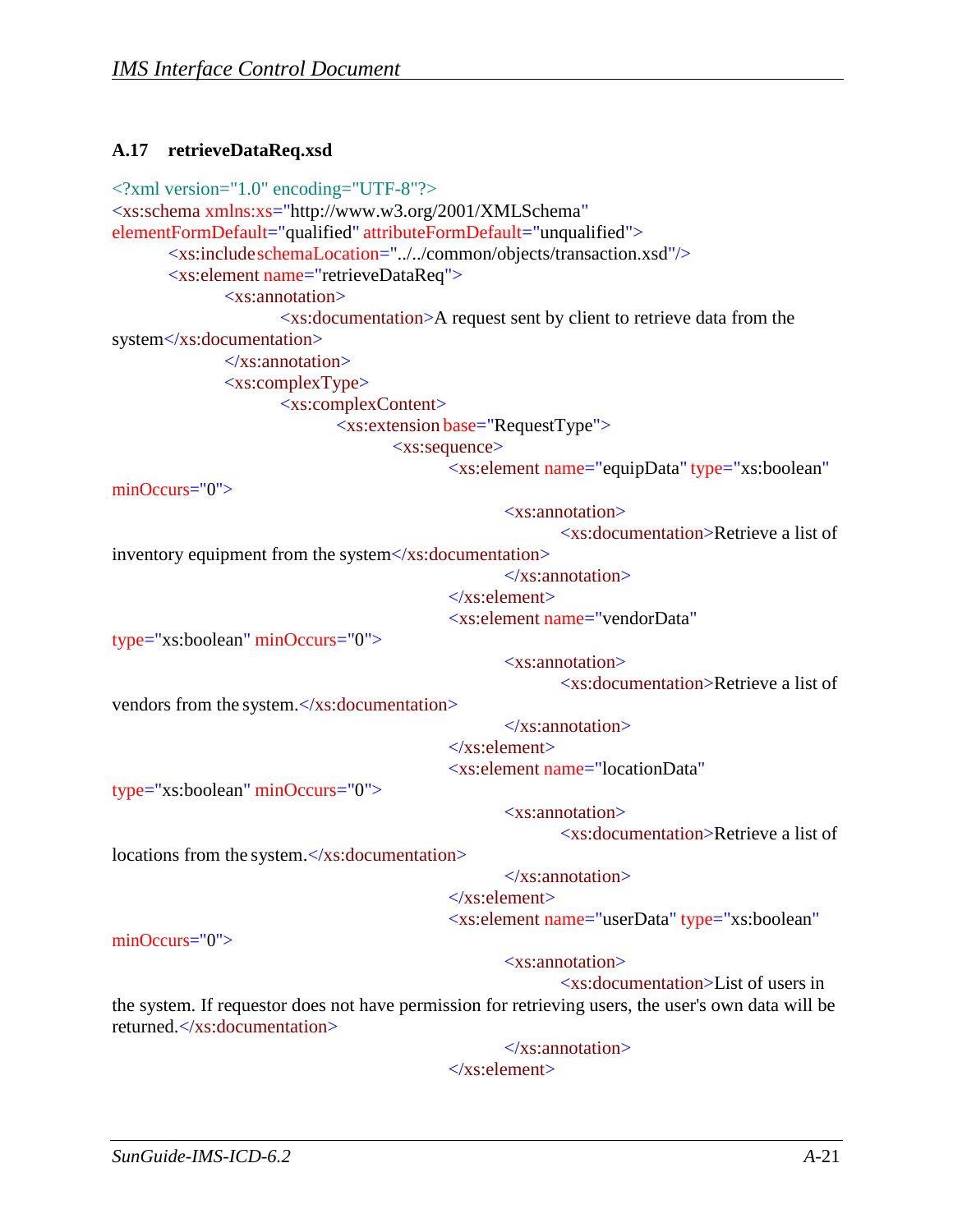## A.17 retrieveDataReq.xsd

```
<?xml version="1.0" encoding="UTF-8"?>
<xs:schema xmlns:xs="http://www.w3.org/2001/XMLSchema"
elementFormDefault="qualified" attributeFormDefault="unqualified">
	<xs:include schemaLocation="../../common/objects/transaction.xsd"/>
	<xs:element name="retrieveDataReq">
		<xs:annotation>
			<xs:documentation>A request sent by client to retrieve data from the system</xs:documentation>
		</xs:annotation>
		<xs:complexType>
			<xs:complexContent>
				<xs:extension base="RequestType">
					<xs:sequence>
						<xs:element name="equipData" type="xs:boolean" minOccurs="0">
							<xs:annotation>
								<xs:documentation>Retrieve a list of inventory equipment from the system</xs:documentation>
							</xs:annotation>
						</xs:element>
						<xs:element name="vendorData" type="xs:boolean" minOccurs="0">
							<xs:annotation>
								<xs:documentation>Retrieve a list of vendors from the system.</xs:documentation>
							</xs:annotation>
						</xs:element>
						<xs:element name="locationData" type="xs:boolean" minOccurs="0">
							<xs:annotation>
								<xs:documentation>Retrieve a list of locations from the system.</xs:documentation>
							</xs:annotation>
						</xs:element>
						<xs:element name="userData" type="xs:boolean" minOccurs="0">
							<xs:annotation>
								<xs:documentation>List of users in the system. If requestor does not have permission for retrieving users, the user's own data will be returned.</xs:documentation>
							</xs:annotation>
						</xs:element>
```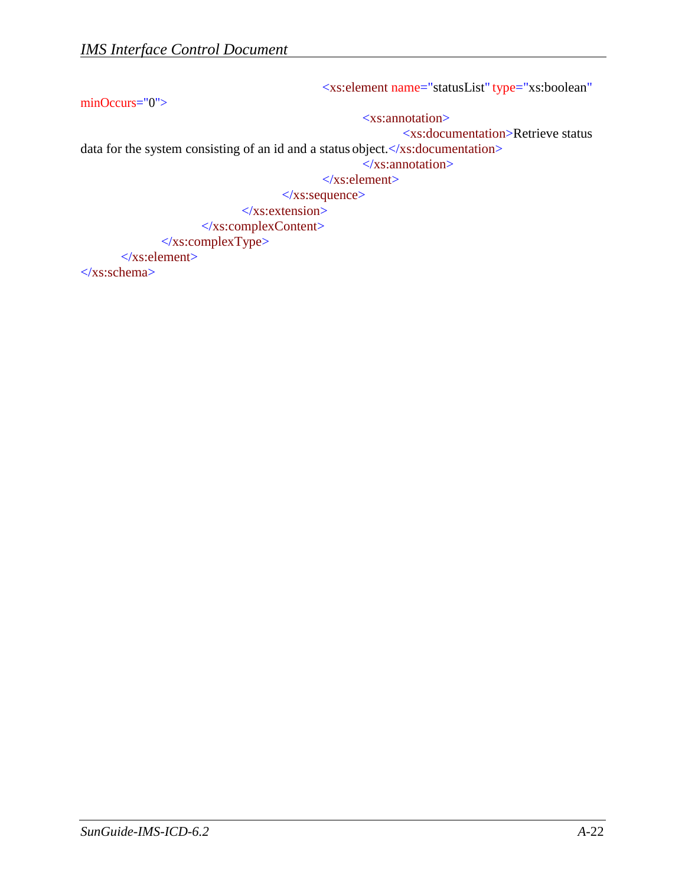```xml
						<xs:element name="statusList" type="xs:boolean" minOccurs="0">
							<xs:annotation>
								<xs:documentation>Retrieve status data for the system consisting of an id and a status object.</xs:documentation>
							</xs:annotation>
						</xs:element>
					</xs:sequence>
				</xs:extension>
			</xs:complexContent>
		</xs:complexType>
	</xs:element>
</xs:schema>
```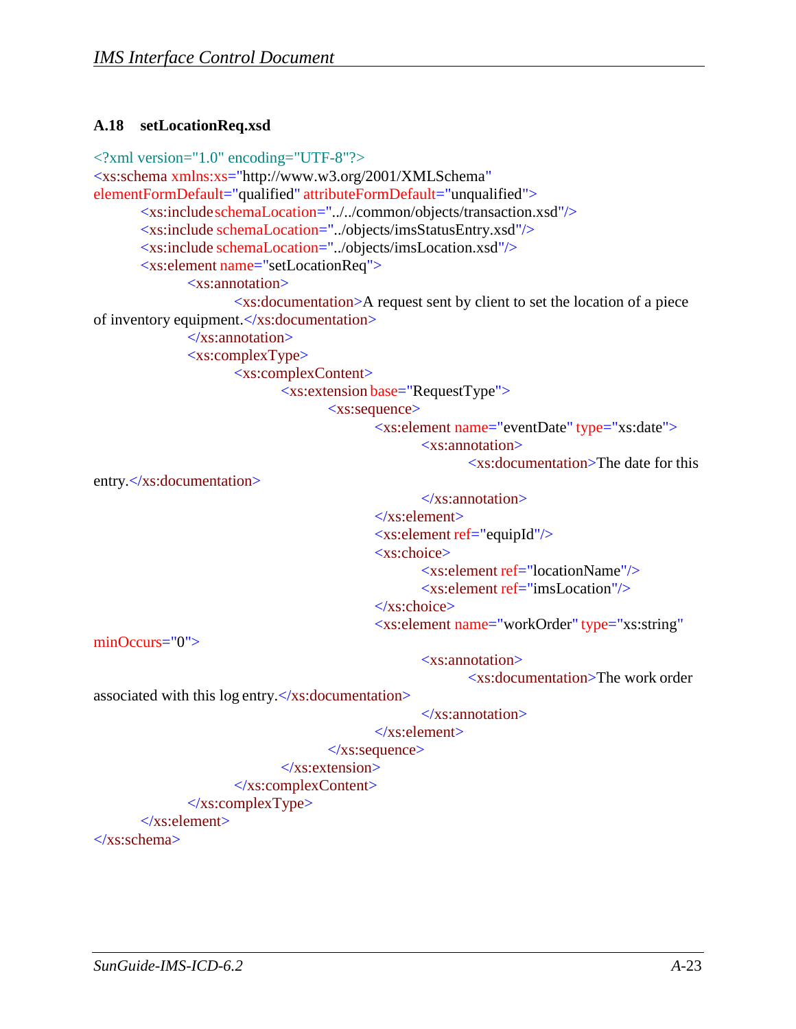### A.18 setLocationReq.xsd

```xml
<?xml version="1.0" encoding="UTF-8"?>
<xs:schema xmlns:xs="http://www.w3.org/2001/XMLSchema"
elementFormDefault="qualified" attributeFormDefault="unqualified">
	<xs:include schemaLocation="../../common/objects/transaction.xsd"/>
	<xs:include schemaLocation="../objects/imsStatusEntry.xsd"/>
	<xs:include schemaLocation="../objects/imsLocation.xsd"/>
	<xs:element name="setLocationReq">
		<xs:annotation>
			<xs:documentation>A request sent by client to set the location of a piece
of inventory equipment.</xs:documentation>
		</xs:annotation>
		<xs:complexType>
			<xs:complexContent>
				<xs:extension base="RequestType">
					<xs:sequence>
						<xs:element name="eventDate" type="xs:date">
							<xs:annotation>
								<xs:documentation>The date for this
entry.</xs:documentation>
							</xs:annotation>
						</xs:element>
						<xs:element ref="equipId"/>
						<xs:choice>
							<xs:element ref="locationName"/>
							<xs:element ref="imsLocation"/>
						</xs:choice>
						<xs:element name="workOrder" type="xs:string"
minOccurs="0">
							<xs:annotation>
								<xs:documentation>The work order
associated with this log entry.</xs:documentation>
							</xs:annotation>
						</xs:element>
					</xs:sequence>
				</xs:extension>
			</xs:complexContent>
		</xs:complexType>
	</xs:element>
</xs:schema>
```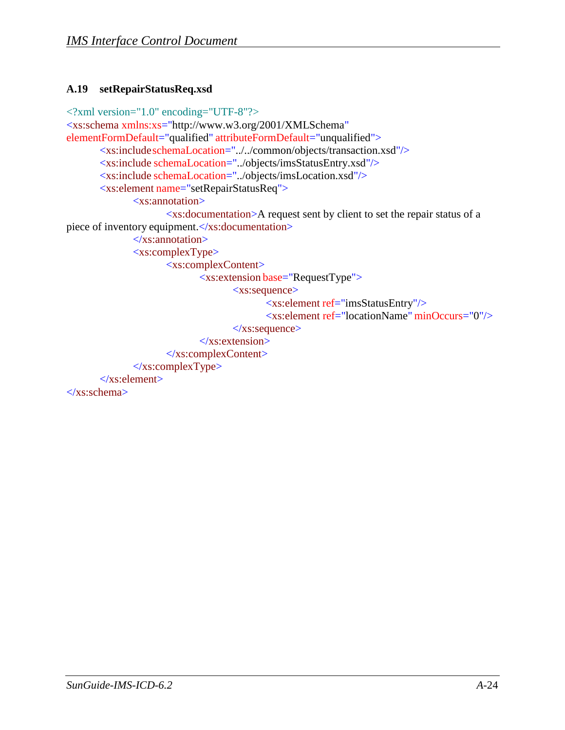### A.19 setRepairStatusReq.xsd

```
<?xml version="1.0" encoding="UTF-8"?>
<xs:schema xmlns:xs="http://www.w3.org/2001/XMLSchema"
elementFormDefault="qualified" attributeFormDefault="unqualified">
	<xs:include schemaLocation="../../common/objects/transaction.xsd"/>
	<xs:include schemaLocation="../objects/imsStatusEntry.xsd"/>
	<xs:include schemaLocation="../objects/imsLocation.xsd"/>
	<xs:element name="setRepairStatusReq">
		<xs:annotation>
			<xs:documentation>A request sent by client to set the repair status of a
piece of inventory equipment.</xs:documentation>
		</xs:annotation>
		<xs:complexType>
			<xs:complexContent>
				<xs:extension base="RequestType">
					<xs:sequence>
						<xs:element ref="imsStatusEntry"/>
						<xs:element ref="locationName" minOccurs="0"/>
					</xs:sequence>
				</xs:extension>
			</xs:complexContent>
		</xs:complexType>
	</xs:element>
</xs:schema>
```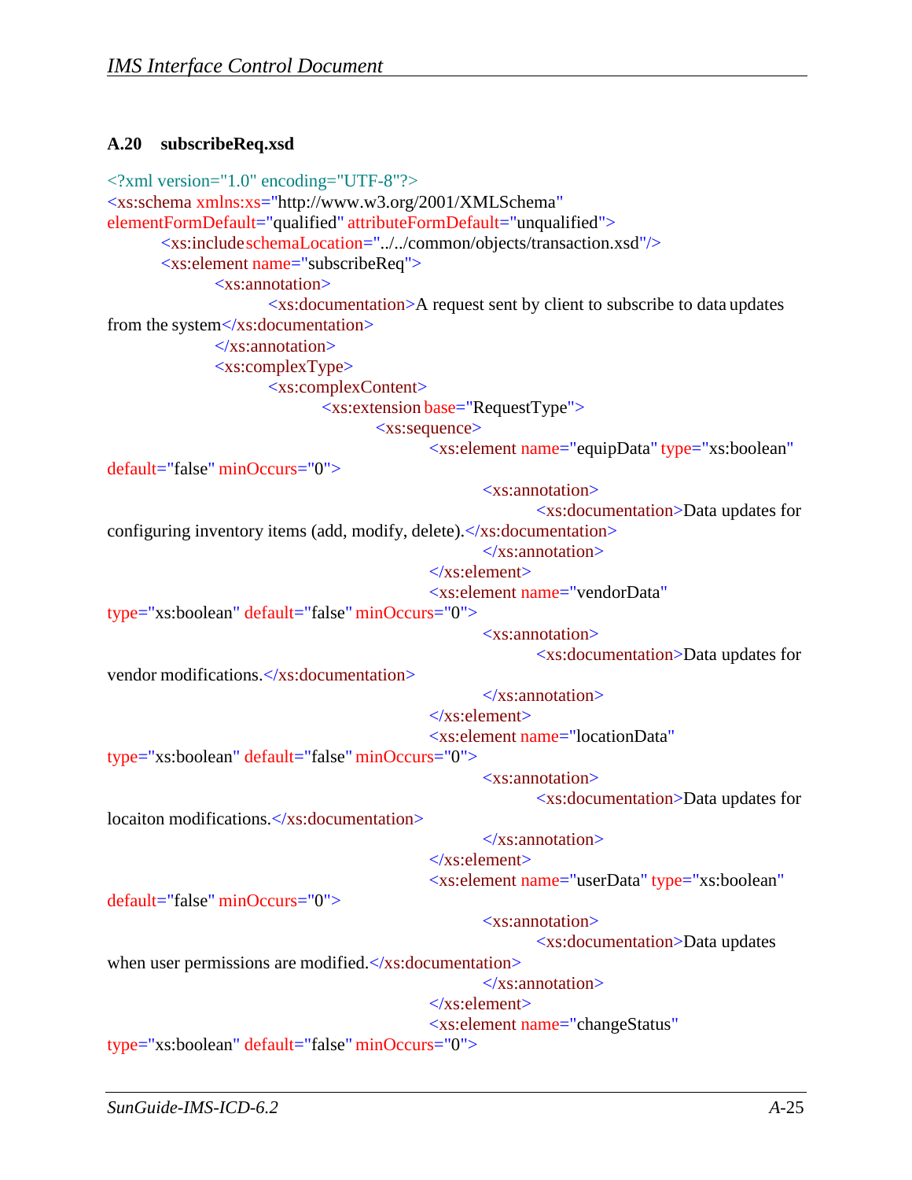### A.20 subscribeReq.xsd

```
<?xml version="1.0" encoding="UTF-8"?>
<xs:schema xmlns:xs="http://www.w3.org/2001/XMLSchema"
elementFormDefault="qualified" attributeFormDefault="unqualified">
	<xs:include schemaLocation="../../common/objects/transaction.xsd"/>
	<xs:element name="subscribeReq">
		<xs:annotation>
			<xs:documentation>A request sent by client to subscribe to data updates
from the system</xs:documentation>
		</xs:annotation>
		<xs:complexType>
			<xs:complexContent>
				<xs:extension base="RequestType">
					<xs:sequence>
						<xs:element name="equipData" type="xs:boolean"
default="false" minOccurs="0">
							<xs:annotation>
								<xs:documentation>Data updates for
configuring inventory items (add, modify, delete).</xs:documentation>
							</xs:annotation>
						</xs:element>
						<xs:element name="vendorData"
type="xs:boolean" default="false" minOccurs="0">
							<xs:annotation>
								<xs:documentation>Data updates for
vendor modifications.</xs:documentation>
							</xs:annotation>
						</xs:element>
						<xs:element name="locationData"
type="xs:boolean" default="false" minOccurs="0">
							<xs:annotation>
								<xs:documentation>Data updates for
locaiton modifications.</xs:documentation>
							</xs:annotation>
						</xs:element>
						<xs:element name="userData" type="xs:boolean"
default="false" minOccurs="0">
							<xs:annotation>
								<xs:documentation>Data updates
when user permissions are modified.</xs:documentation>
							</xs:annotation>
						</xs:element>
						<xs:element name="changeStatus"
type="xs:boolean" default="false" minOccurs="0">
```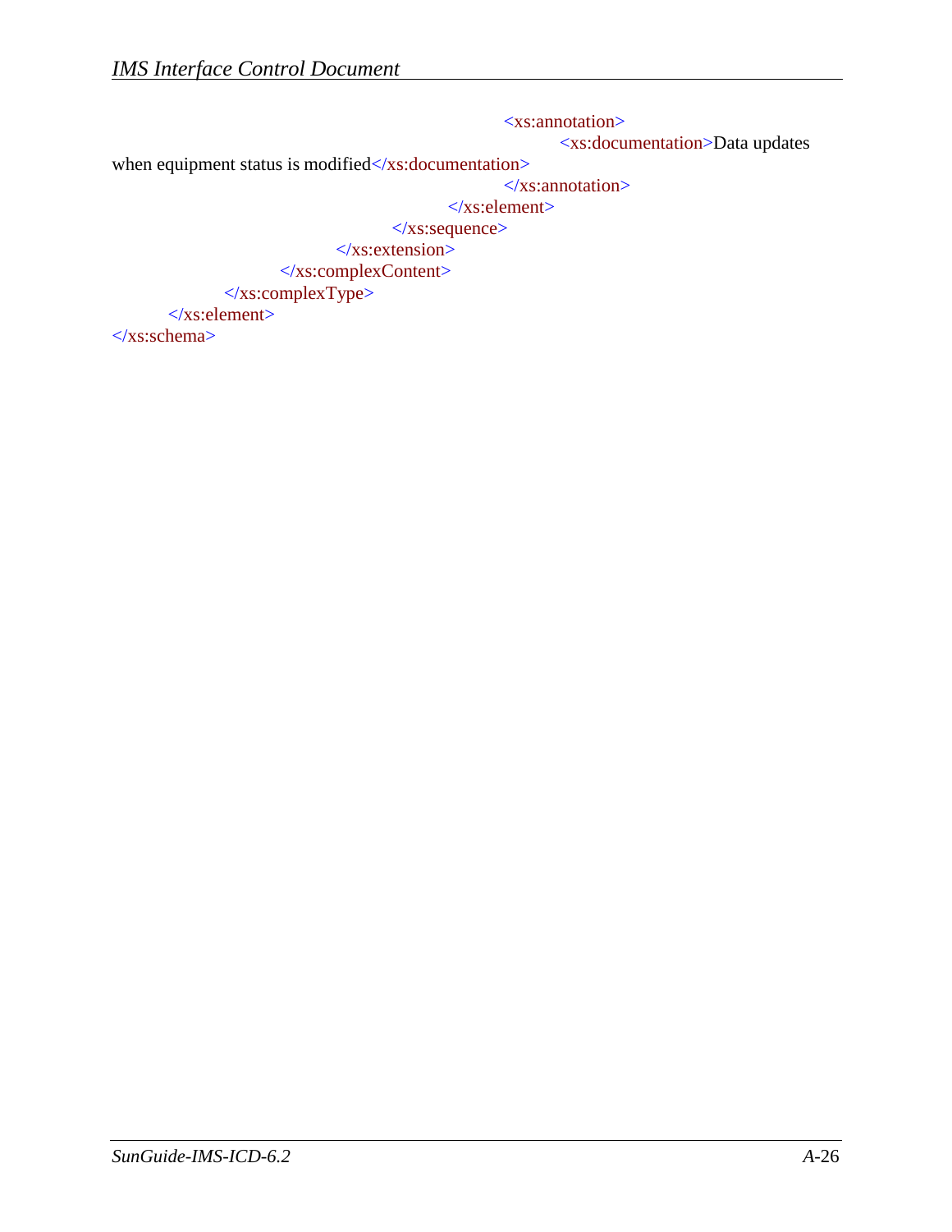```
								<xs:annotation>
									<xs:documentation>Data updates when equipment status is modified</xs:documentation>
								</xs:annotation>
							</xs:element>
						</xs:sequence>
					</xs:extension>
				</xs:complexContent>
			</xs:complexType>
		</xs:element>
</xs:schema>
```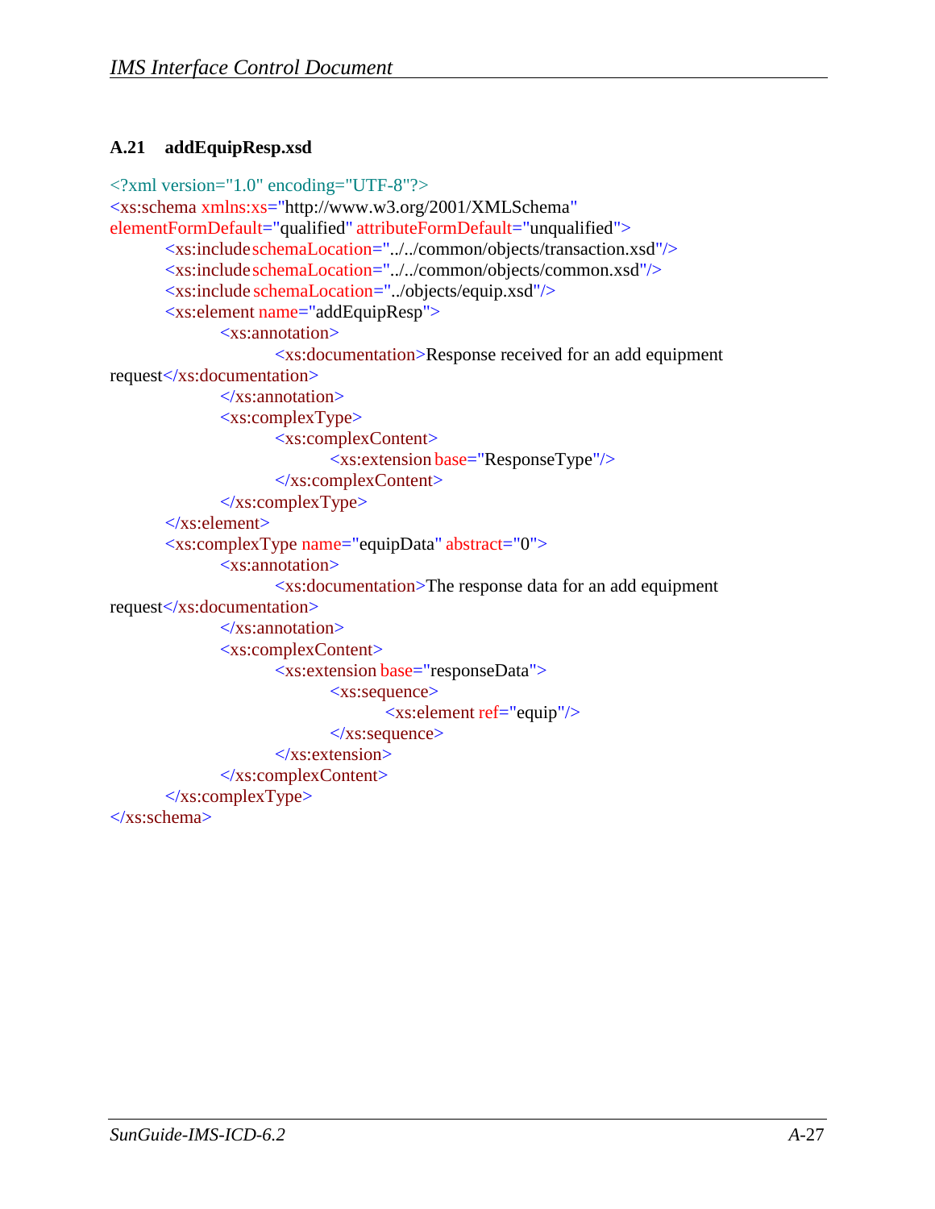### A.21 addEquipResp.xsd

```xml
<?xml version="1.0" encoding="UTF-8"?>
<xs:schema xmlns:xs="http://www.w3.org/2001/XMLSchema"
elementFormDefault="qualified" attributeFormDefault="unqualified">
	<xs:include schemaLocation="../../common/objects/transaction.xsd"/>
	<xs:include schemaLocation="../../common/objects/common.xsd"/>
	<xs:include schemaLocation="../objects/equip.xsd"/>
	<xs:element name="addEquipResp">
		<xs:annotation>
			<xs:documentation>Response received for an add equipment
request</xs:documentation>
		</xs:annotation>
		<xs:complexType>
			<xs:complexContent>
				<xs:extension base="ResponseType"/>
			</xs:complexContent>
		</xs:complexType>
	</xs:element>
	<xs:complexType name="equipData" abstract="0">
		<xs:annotation>
			<xs:documentation>The response data for an add equipment
request</xs:documentation>
		</xs:annotation>
		<xs:complexContent>
			<xs:extension base="responseData">
				<xs:sequence>
					<xs:element ref="equip"/>
				</xs:sequence>
			</xs:extension>
		</xs:complexContent>
	</xs:complexType>
</xs:schema>
```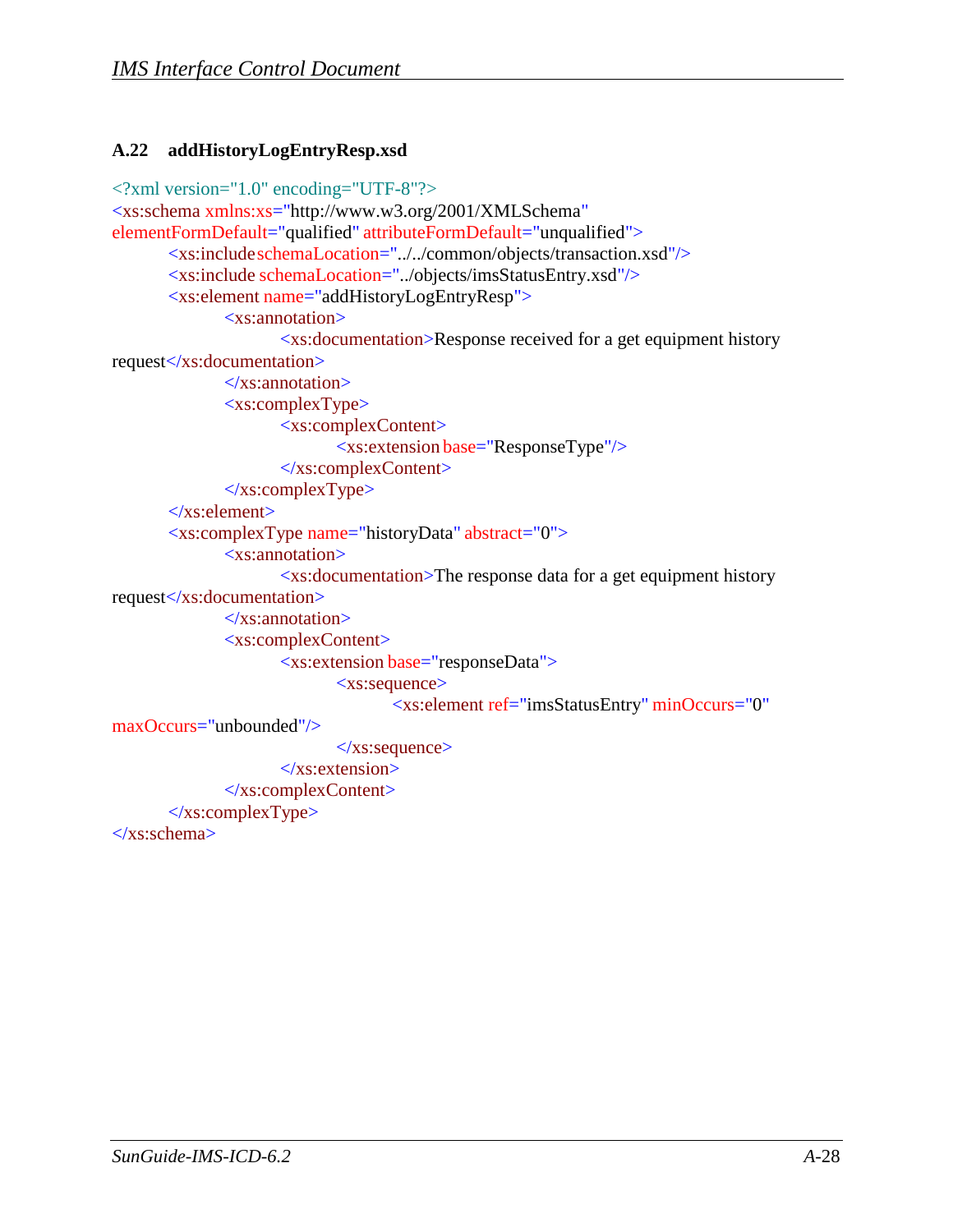### A.22 addHistoryLogEntryResp.xsd

```
<?xml version="1.0" encoding="UTF-8"?>
<xs:schema xmlns:xs="http://www.w3.org/2001/XMLSchema"
elementFormDefault="qualified" attributeFormDefault="unqualified">
	<xs:include schemaLocation="../../common/objects/transaction.xsd"/>
	<xs:include schemaLocation="../objects/imsStatusEntry.xsd"/>
	<xs:element name="addHistoryLogEntryResp">
		<xs:annotation>
			<xs:documentation>Response received for a get equipment history
request</xs:documentation>
		</xs:annotation>
		<xs:complexType>
			<xs:complexContent>
				<xs:extension base="ResponseType"/>
			</xs:complexContent>
		</xs:complexType>
	</xs:element>
	<xs:complexType name="historyData" abstract="0">
		<xs:annotation>
			<xs:documentation>The response data for a get equipment history
request</xs:documentation>
		</xs:annotation>
		<xs:complexContent>
			<xs:extension base="responseData">
				<xs:sequence>
					<xs:element ref="imsStatusEntry" minOccurs="0"
maxOccurs="unbounded"/>
				</xs:sequence>
			</xs:extension>
		</xs:complexContent>
	</xs:complexType>
</xs:schema>
```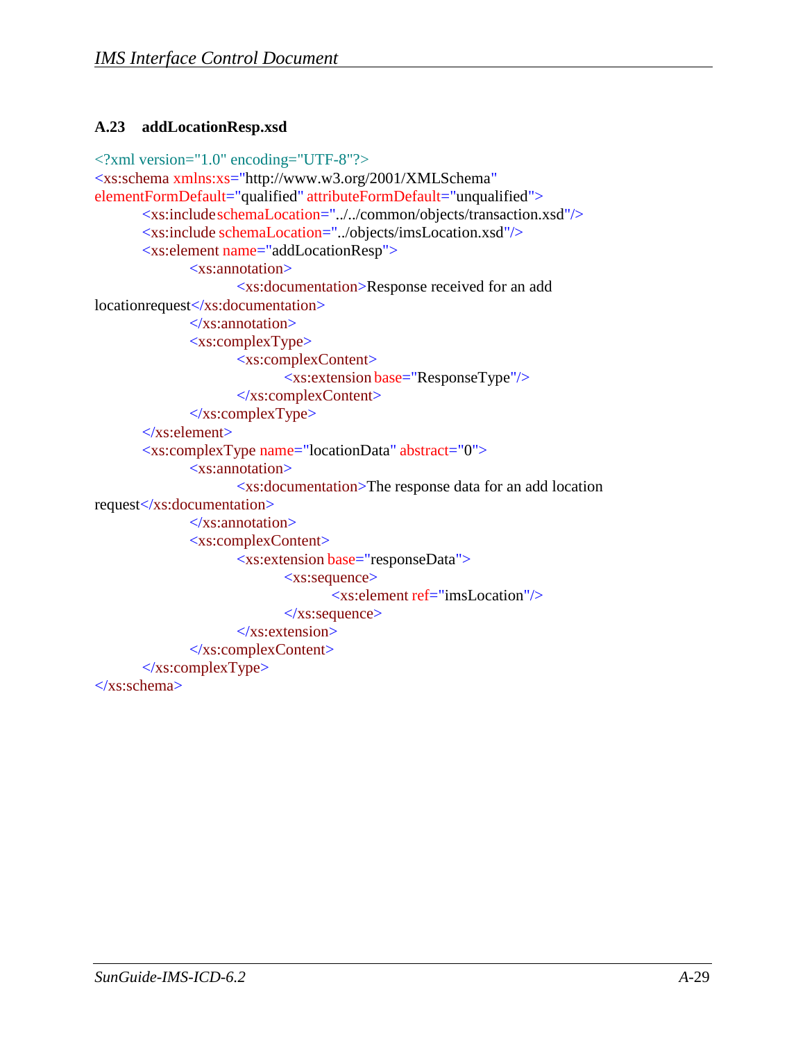## A.23 addLocationResp.xsd

```
<?xml version="1.0" encoding="UTF-8"?>
<xs:schema xmlns:xs="http://www.w3.org/2001/XMLSchema"
elementFormDefault="qualified" attributeFormDefault="unqualified">
	<xs:include schemaLocation="../../common/objects/transaction.xsd"/>
	<xs:include schemaLocation="../objects/imsLocation.xsd"/>
	<xs:element name="addLocationResp">
		<xs:annotation>
			<xs:documentation>Response received for an add
locationrequest</xs:documentation>
		</xs:annotation>
		<xs:complexType>
			<xs:complexContent>
				<xs:extension base="ResponseType"/>
			</xs:complexContent>
		</xs:complexType>
	</xs:element>
	<xs:complexType name="locationData" abstract="0">
		<xs:annotation>
			<xs:documentation>The response data for an add location
request</xs:documentation>
		</xs:annotation>
		<xs:complexContent>
			<xs:extension base="responseData">
				<xs:sequence>
					<xs:element ref="imsLocation"/>
				</xs:sequence>
			</xs:extension>
		</xs:complexContent>
	</xs:complexType>
</xs:schema>
```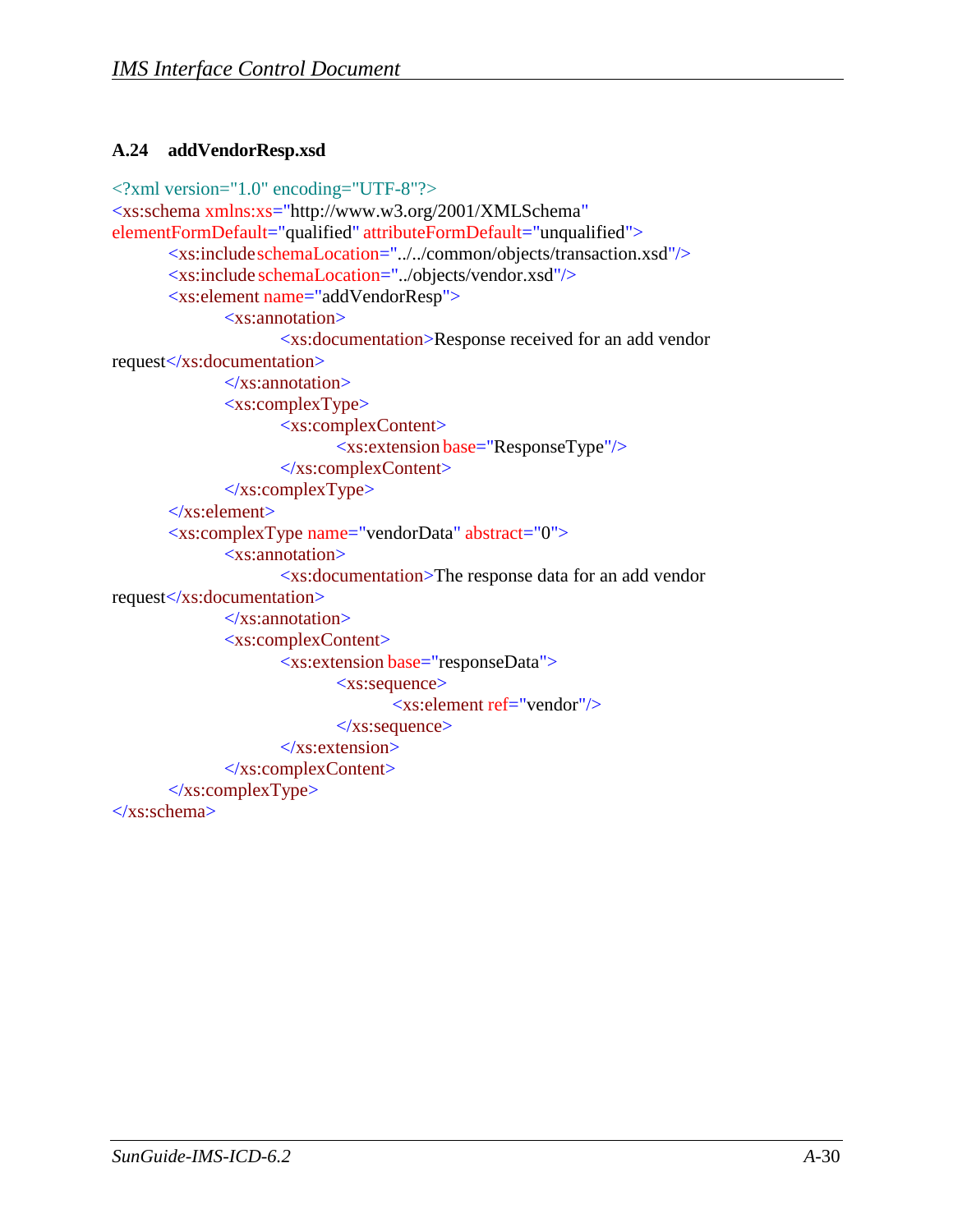### A.24 addVendorResp.xsd

```
<?xml version="1.0" encoding="UTF-8"?>
<xs:schema xmlns:xs="http://www.w3.org/2001/XMLSchema"
elementFormDefault="qualified" attributeFormDefault="unqualified">
	<xs:include schemaLocation="../../common/objects/transaction.xsd"/>
	<xs:include schemaLocation="../objects/vendor.xsd"/>
	<xs:element name="addVendorResp">
		<xs:annotation>
			<xs:documentation>Response received for an add vendor
request</xs:documentation>
		</xs:annotation>
		<xs:complexType>
			<xs:complexContent>
				<xs:extension base="ResponseType"/>
			</xs:complexContent>
		</xs:complexType>
	</xs:element>
	<xs:complexType name="vendorData" abstract="0">
		<xs:annotation>
			<xs:documentation>The response data for an add vendor
request</xs:documentation>
		</xs:annotation>
		<xs:complexContent>
			<xs:extension base="responseData">
				<xs:sequence>
					<xs:element ref="vendor"/>
				</xs:sequence>
			</xs:extension>
		</xs:complexContent>
	</xs:complexType>
</xs:schema>
```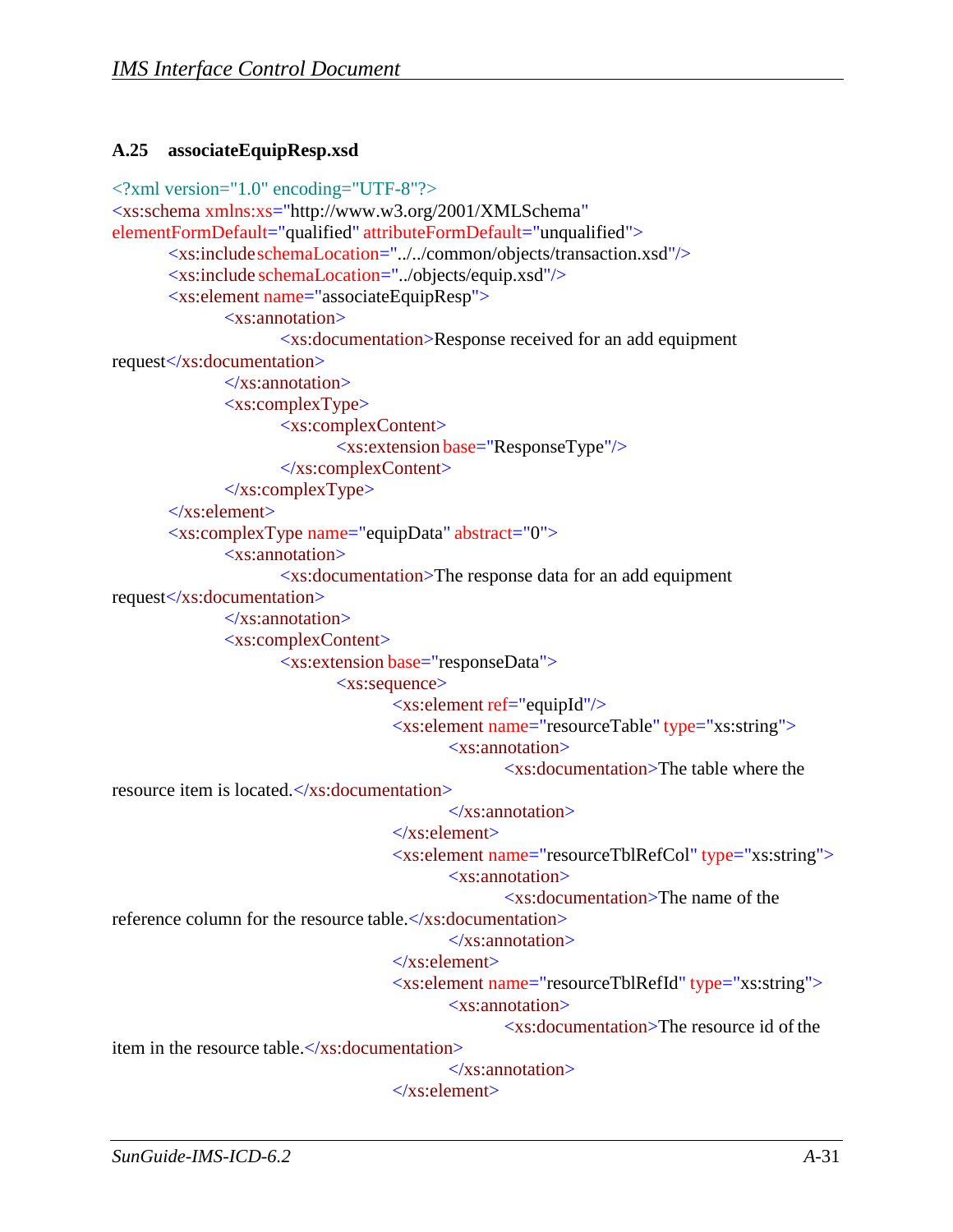### A.25 associateEquipResp.xsd

```
<?xml version="1.0" encoding="UTF-8"?>
<xs:schema xmlns:xs="http://www.w3.org/2001/XMLSchema"
elementFormDefault="qualified" attributeFormDefault="unqualified">
	<xs:include schemaLocation="../../common/objects/transaction.xsd"/>
	<xs:include schemaLocation="../objects/equip.xsd"/>
	<xs:element name="associateEquipResp">
		<xs:annotation>
			<xs:documentation>Response received for an add equipment
request</xs:documentation>
		</xs:annotation>
		<xs:complexType>
			<xs:complexContent>
				<xs:extension base="ResponseType"/>
			</xs:complexContent>
		</xs:complexType>
	</xs:element>
	<xs:complexType name="equipData" abstract="0">
		<xs:annotation>
			<xs:documentation>The response data for an add equipment
request</xs:documentation>
		</xs:annotation>
		<xs:complexContent>
			<xs:extension base="responseData">
				<xs:sequence>
					<xs:element ref="equipId"/>
					<xs:element name="resourceTable" type="xs:string">
						<xs:annotation>
							<xs:documentation>The table where the
resource item is located.</xs:documentation>
						</xs:annotation>
					</xs:element>
					<xs:element name="resourceTblRefCol" type="xs:string">
						<xs:annotation>
							<xs:documentation>The name of the
reference column for the resource table.</xs:documentation>
						</xs:annotation>
					</xs:element>
					<xs:element name="resourceTblRefId" type="xs:string">
						<xs:annotation>
							<xs:documentation>The resource id of the
item in the resource table.</xs:documentation>
						</xs:annotation>
					</xs:element>
```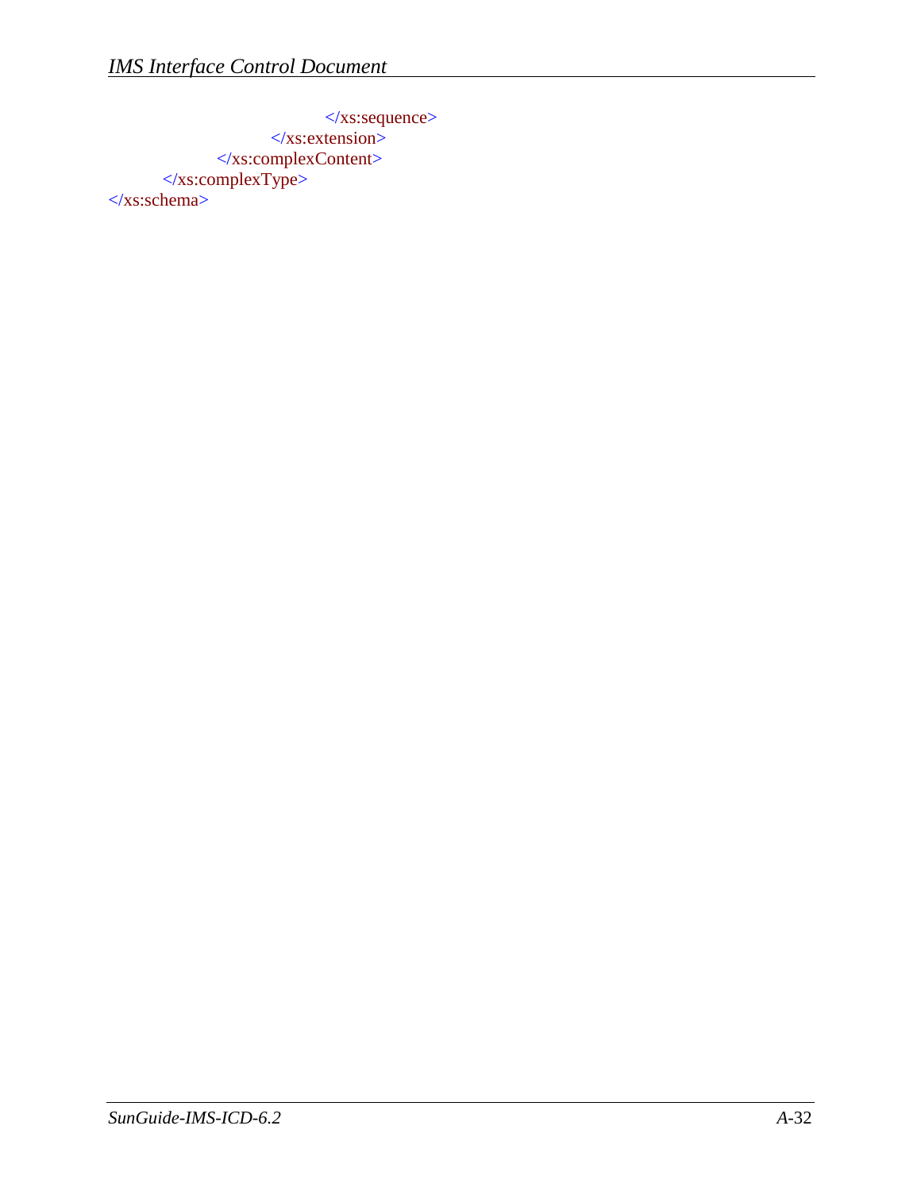```
                    </xs:sequence>
                </xs:extension>
            </xs:complexContent>
        </xs:complexType>
</xs:schema>
```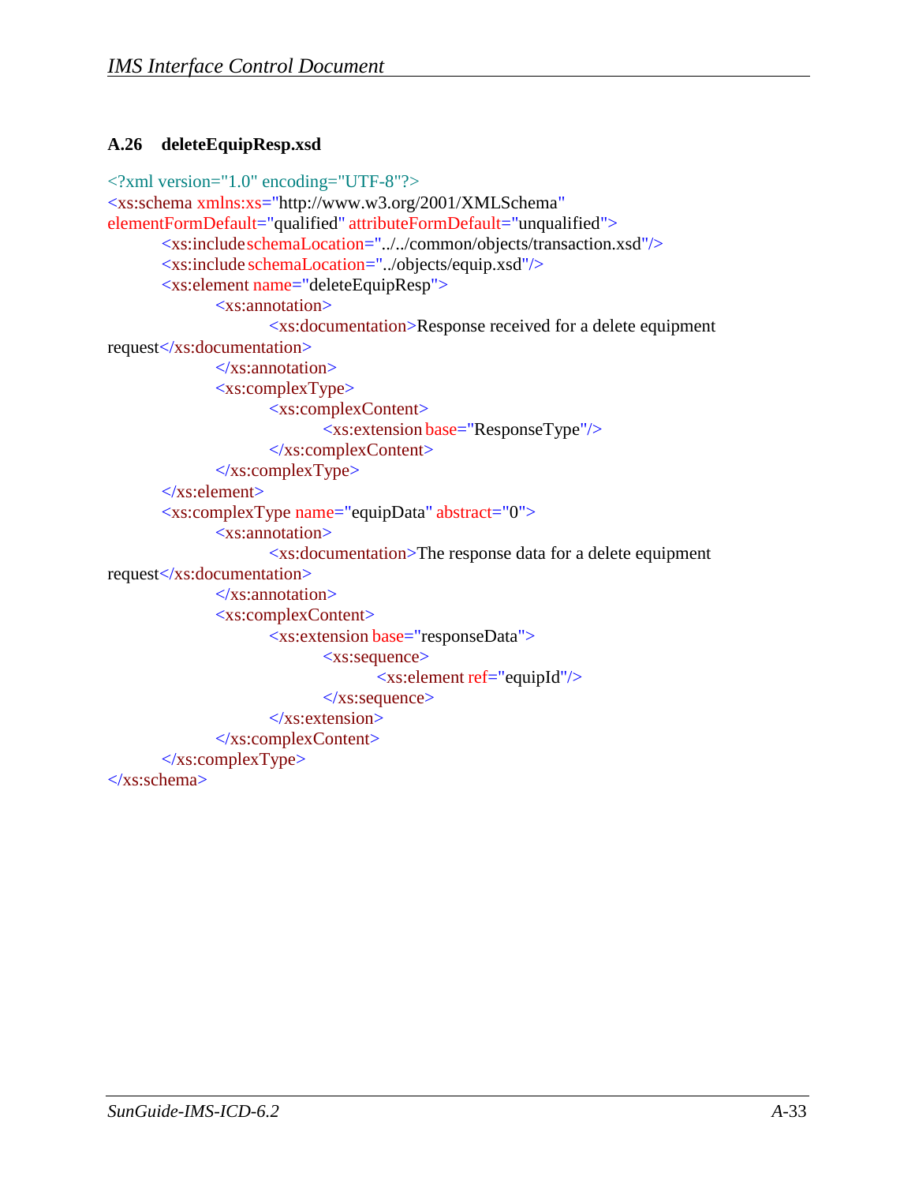### A.26 deleteEquipResp.xsd

```
<?xml version="1.0" encoding="UTF-8"?>
<xs:schema xmlns:xs="http://www.w3.org/2001/XMLSchema"
elementFormDefault="qualified" attributeFormDefault="unqualified">
	<xs:include schemaLocation="../../common/objects/transaction.xsd"/>
	<xs:include schemaLocation="../objects/equip.xsd"/>
	<xs:element name="deleteEquipResp">
		<xs:annotation>
			<xs:documentation>Response received for a delete equipment
request</xs:documentation>
		</xs:annotation>
		<xs:complexType>
			<xs:complexContent>
				<xs:extension base="ResponseType"/>
			</xs:complexContent>
		</xs:complexType>
	</xs:element>
	<xs:complexType name="equipData" abstract="0">
		<xs:annotation>
			<xs:documentation>The response data for a delete equipment
request</xs:documentation>
		</xs:annotation>
		<xs:complexContent>
			<xs:extension base="responseData">
				<xs:sequence>
					<xs:element ref="equipId"/>
				</xs:sequence>
			</xs:extension>
		</xs:complexContent>
	</xs:complexType>
</xs:schema>
```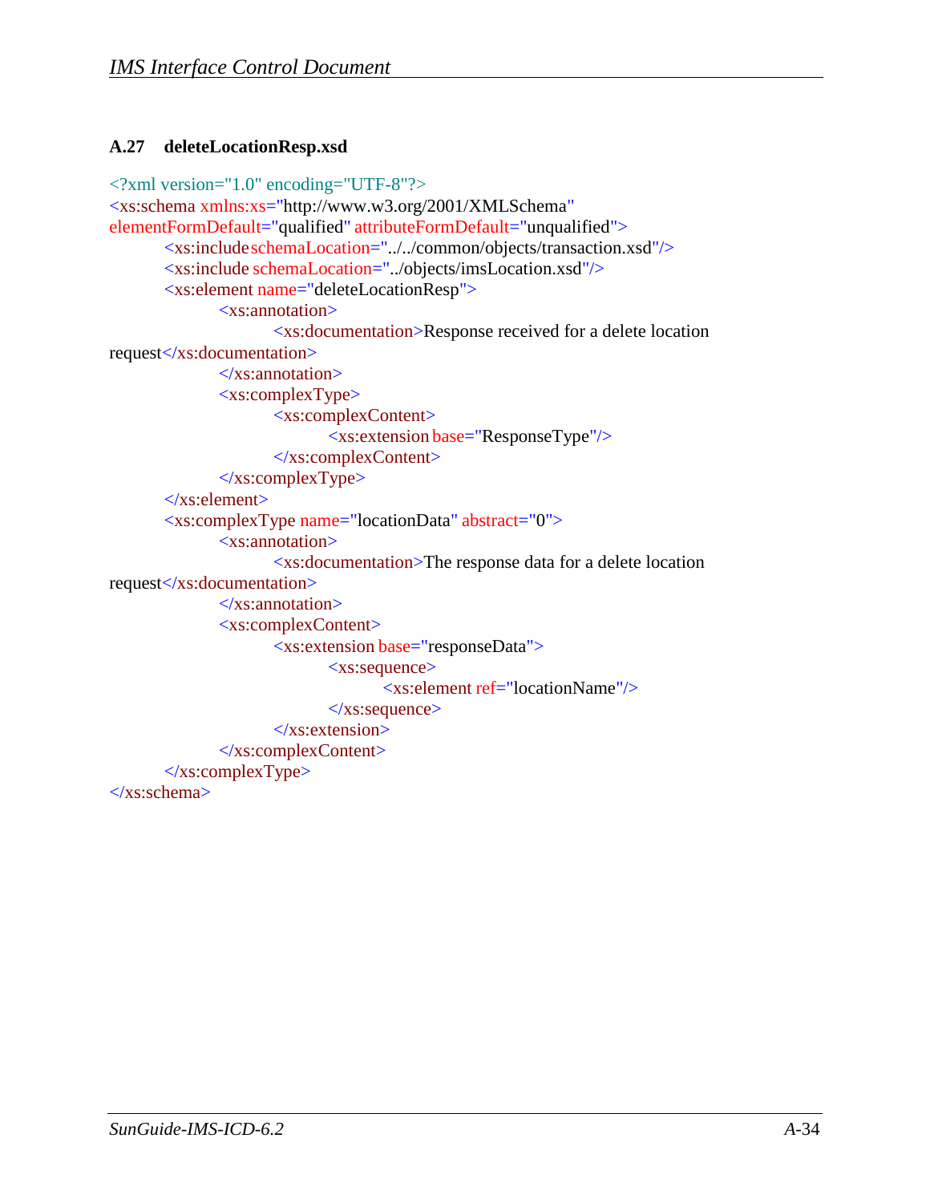### A.27 deleteLocationResp.xsd

```
<?xml version="1.0" encoding="UTF-8"?>
<xs:schema xmlns:xs="http://www.w3.org/2001/XMLSchema"
elementFormDefault="qualified" attributeFormDefault="unqualified">
	<xs:include schemaLocation="../../common/objects/transaction.xsd"/>
	<xs:include schemaLocation="../objects/imsLocation.xsd"/>
	<xs:element name="deleteLocationResp">
		<xs:annotation>
			<xs:documentation>Response received for a delete location
request</xs:documentation>
		</xs:annotation>
		<xs:complexType>
			<xs:complexContent>
				<xs:extension base="ResponseType"/>
			</xs:complexContent>
		</xs:complexType>
	</xs:element>
	<xs:complexType name="locationData" abstract="0">
		<xs:annotation>
			<xs:documentation>The response data for a delete location
request</xs:documentation>
		</xs:annotation>
		<xs:complexContent>
			<xs:extension base="responseData">
				<xs:sequence>
					<xs:element ref="locationName"/>
				</xs:sequence>
			</xs:extension>
		</xs:complexContent>
	</xs:complexType>
</xs:schema>
```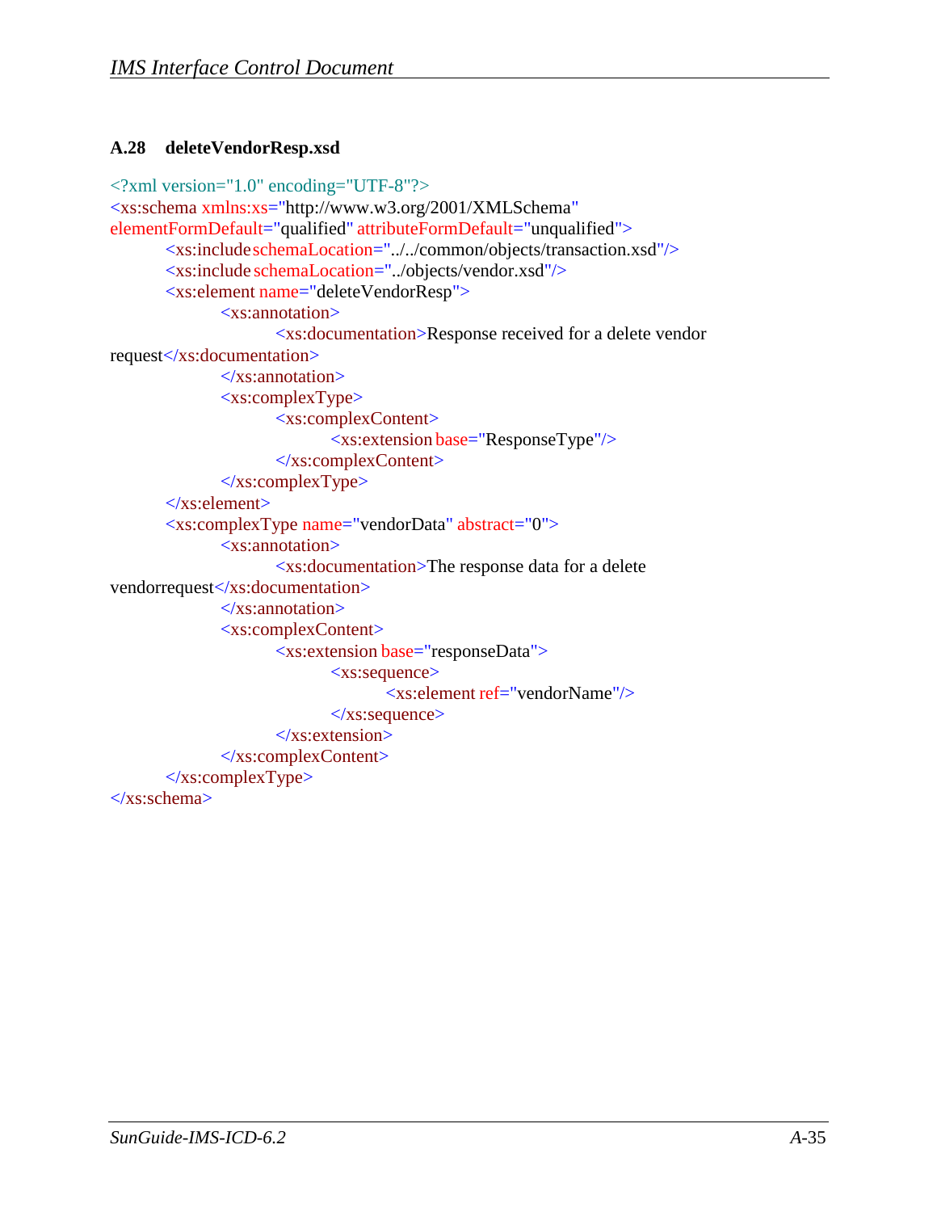### A.28 deleteVendorResp.xsd

```
<?xml version="1.0" encoding="UTF-8"?>
<xs:schema xmlns:xs="http://www.w3.org/2001/XMLSchema"
elementFormDefault="qualified" attributeFormDefault="unqualified">
	<xs:include schemaLocation="../../common/objects/transaction.xsd"/>
	<xs:include schemaLocation="../objects/vendor.xsd"/>
	<xs:element name="deleteVendorResp">
		<xs:annotation>
			<xs:documentation>Response received for a delete vendor
request</xs:documentation>
		</xs:annotation>
		<xs:complexType>
			<xs:complexContent>
				<xs:extension base="ResponseType"/>
			</xs:complexContent>
		</xs:complexType>
	</xs:element>
	<xs:complexType name="vendorData" abstract="0">
		<xs:annotation>
			<xs:documentation>The response data for a delete
vendorrequest</xs:documentation>
		</xs:annotation>
		<xs:complexContent>
			<xs:extension base="responseData">
				<xs:sequence>
					<xs:element ref="vendorName"/>
				</xs:sequence>
			</xs:extension>
		</xs:complexContent>
	</xs:complexType>
</xs:schema>
```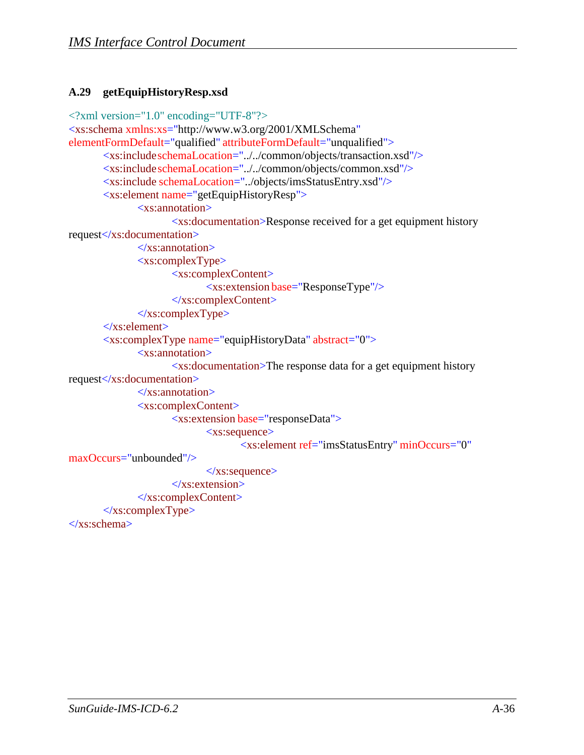### A.29 getEquipHistoryResp.xsd

```
<?xml version="1.0" encoding="UTF-8"?>
<xs:schema xmlns:xs="http://www.w3.org/2001/XMLSchema"
elementFormDefault="qualified" attributeFormDefault="unqualified">
	<xs:include schemaLocation="../../common/objects/transaction.xsd"/>
	<xs:include schemaLocation="../../common/objects/common.xsd"/>
	<xs:include schemaLocation="../objects/imsStatusEntry.xsd"/>
	<xs:element name="getEquipHistoryResp">
		<xs:annotation>
			<xs:documentation>Response received for a get equipment history
request</xs:documentation>
		</xs:annotation>
		<xs:complexType>
			<xs:complexContent>
				<xs:extension base="ResponseType"/>
			</xs:complexContent>
		</xs:complexType>
	</xs:element>
	<xs:complexType name="equipHistoryData" abstract="0">
		<xs:annotation>
			<xs:documentation>The response data for a get equipment history
request</xs:documentation>
		</xs:annotation>
		<xs:complexContent>
			<xs:extension base="responseData">
				<xs:sequence>
					<xs:element ref="imsStatusEntry" minOccurs="0"
maxOccurs="unbounded"/>
				</xs:sequence>
			</xs:extension>
		</xs:complexContent>
	</xs:complexType>
</xs:schema>
```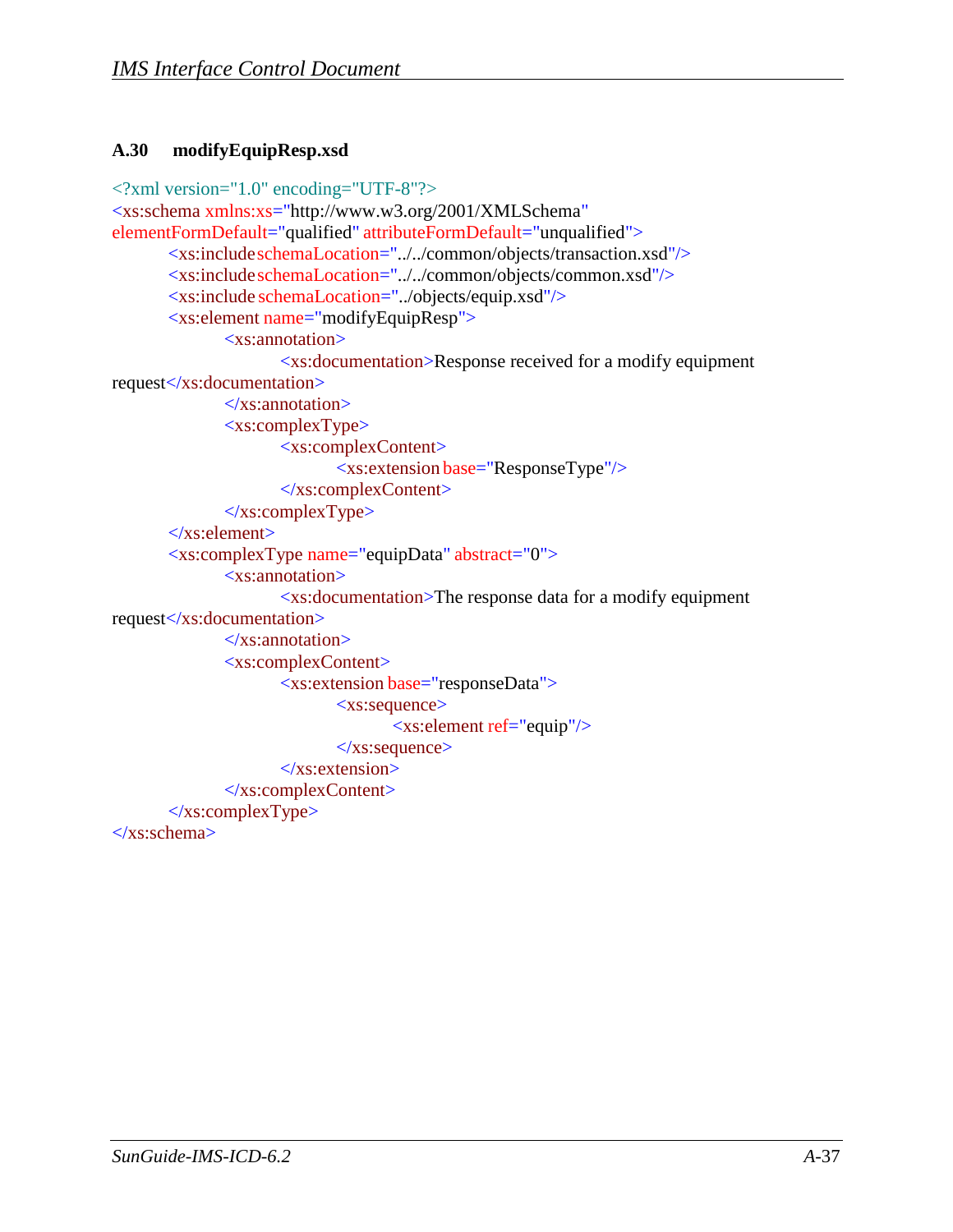### A.30 modifyEquipResp.xsd

```
<?xml version="1.0" encoding="UTF-8"?>
<xs:schema xmlns:xs="http://www.w3.org/2001/XMLSchema"
elementFormDefault="qualified" attributeFormDefault="unqualified">
	<xs:include schemaLocation="../../common/objects/transaction.xsd"/>
	<xs:include schemaLocation="../../common/objects/common.xsd"/>
	<xs:include schemaLocation="../objects/equip.xsd"/>
	<xs:element name="modifyEquipResp">
		<xs:annotation>
			<xs:documentation>Response received for a modify equipment
request</xs:documentation>
		</xs:annotation>
		<xs:complexType>
			<xs:complexContent>
				<xs:extension base="ResponseType"/>
			</xs:complexContent>
		</xs:complexType>
	</xs:element>
	<xs:complexType name="equipData" abstract="0">
		<xs:annotation>
			<xs:documentation>The response data for a modify equipment
request</xs:documentation>
		</xs:annotation>
		<xs:complexContent>
			<xs:extension base="responseData">
				<xs:sequence>
					<xs:element ref="equip"/>
				</xs:sequence>
			</xs:extension>
		</xs:complexContent>
	</xs:complexType>
</xs:schema>
```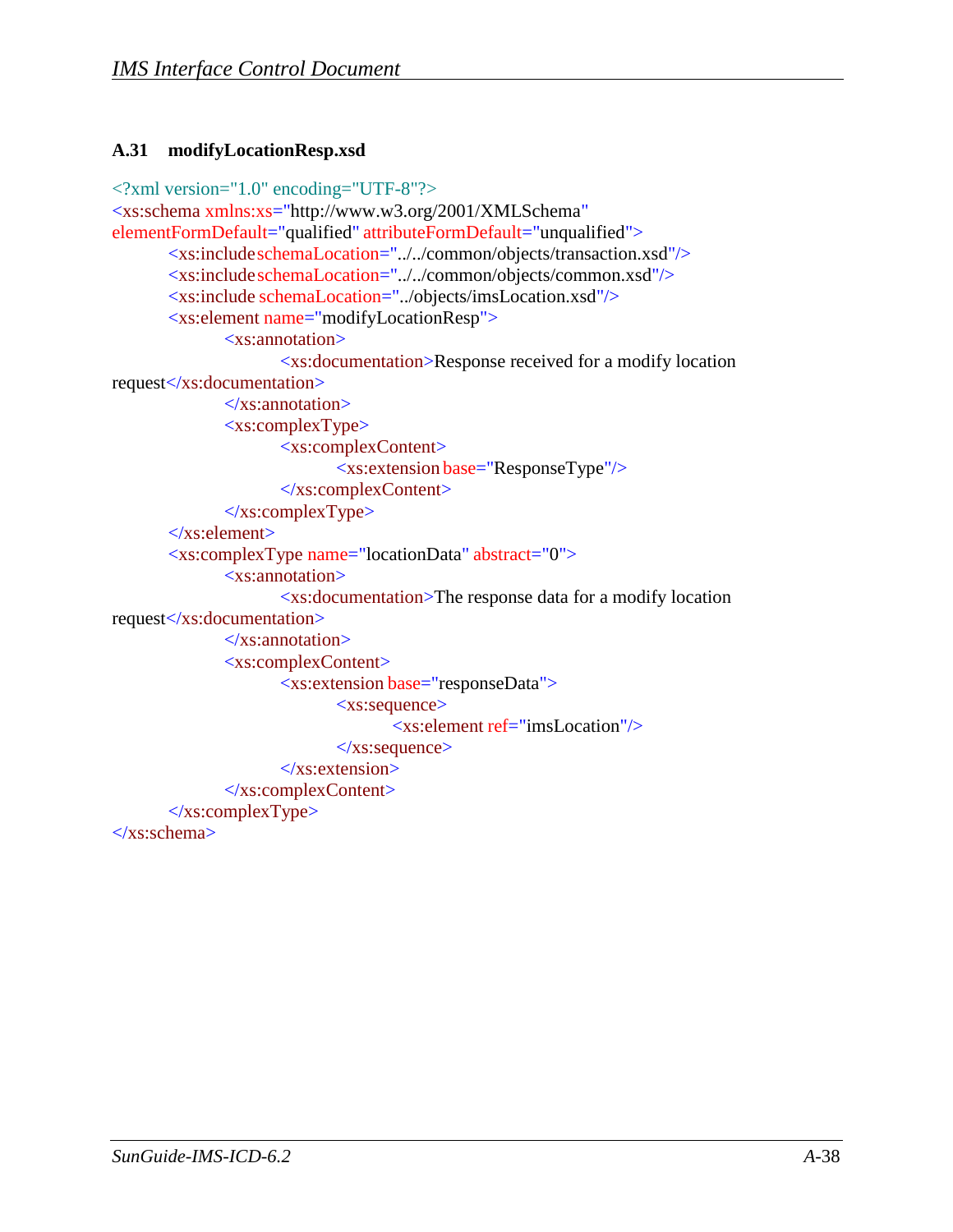### A.31 modifyLocationResp.xsd

```xml
<?xml version="1.0" encoding="UTF-8"?>
<xs:schema xmlns:xs="http://www.w3.org/2001/XMLSchema"
elementFormDefault="qualified" attributeFormDefault="unqualified">
	<xs:include schemaLocation="../../common/objects/transaction.xsd"/>
	<xs:include schemaLocation="../../common/objects/common.xsd"/>
	<xs:include schemaLocation="../objects/imsLocation.xsd"/>
	<xs:element name="modifyLocationResp">
		<xs:annotation>
			<xs:documentation>Response received for a modify location
request</xs:documentation>
		</xs:annotation>
		<xs:complexType>
			<xs:complexContent>
				<xs:extension base="ResponseType"/>
			</xs:complexContent>
		</xs:complexType>
	</xs:element>
	<xs:complexType name="locationData" abstract="0">
		<xs:annotation>
			<xs:documentation>The response data for a modify location
request</xs:documentation>
		</xs:annotation>
		<xs:complexContent>
			<xs:extension base="responseData">
				<xs:sequence>
					<xs:element ref="imsLocation"/>
				</xs:sequence>
			</xs:extension>
		</xs:complexContent>
	</xs:complexType>
</xs:schema>
```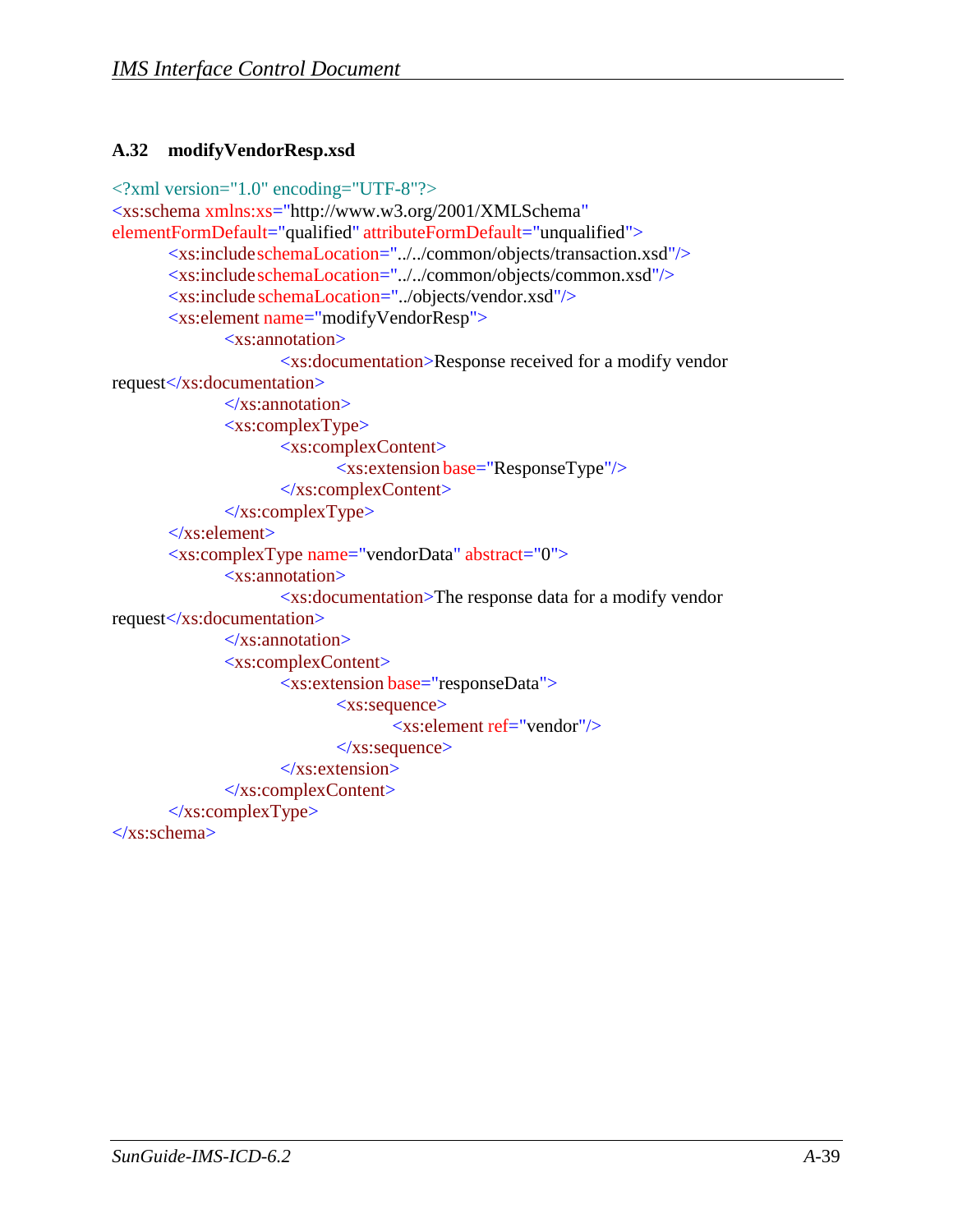### A.32 modifyVendorResp.xsd

```
<?xml version="1.0" encoding="UTF-8"?>
<xs:schema xmlns:xs="http://www.w3.org/2001/XMLSchema"
elementFormDefault="qualified" attributeFormDefault="unqualified">
	<xs:include schemaLocation="../../common/objects/transaction.xsd"/>
	<xs:include schemaLocation="../../common/objects/common.xsd"/>
	<xs:include schemaLocation="../objects/vendor.xsd"/>
	<xs:element name="modifyVendorResp">
		<xs:annotation>
			<xs:documentation>Response received for a modify vendor
request</xs:documentation>
		</xs:annotation>
		<xs:complexType>
			<xs:complexContent>
				<xs:extension base="ResponseType"/>
			</xs:complexContent>
		</xs:complexType>
	</xs:element>
	<xs:complexType name="vendorData" abstract="0">
		<xs:annotation>
			<xs:documentation>The response data for a modify vendor
request</xs:documentation>
		</xs:annotation>
		<xs:complexContent>
			<xs:extension base="responseData">
				<xs:sequence>
					<xs:element ref="vendor"/>
				</xs:sequence>
			</xs:extension>
		</xs:complexContent>
	</xs:complexType>
</xs:schema>
```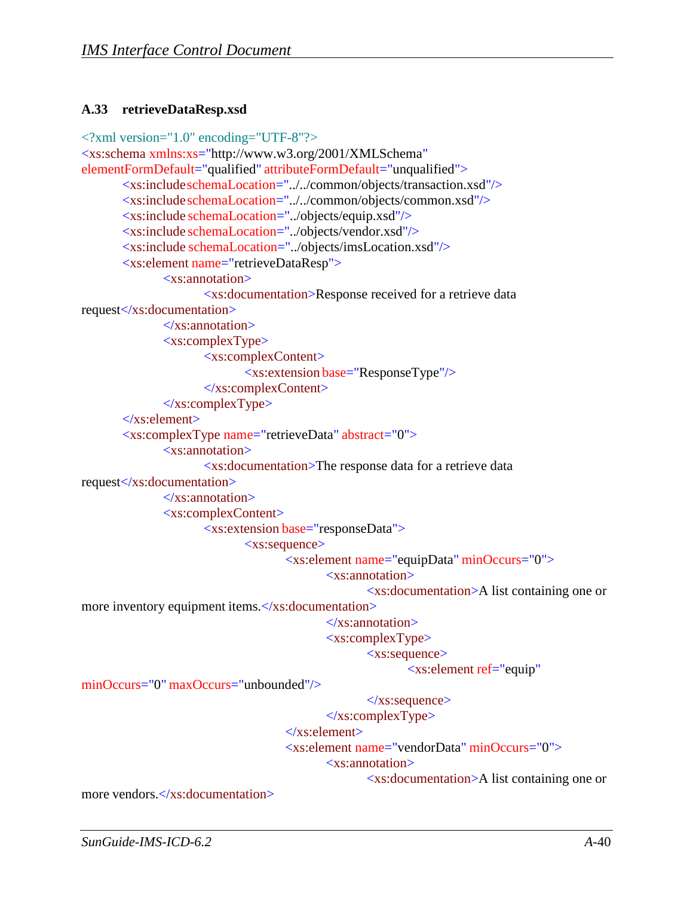### A.33 retrieveDataResp.xsd

```
<?xml version="1.0" encoding="UTF-8"?>
<xs:schema xmlns:xs="http://www.w3.org/2001/XMLSchema"
elementFormDefault="qualified" attributeFormDefault="unqualified">
	<xs:include schemaLocation="../../common/objects/transaction.xsd"/>
	<xs:include schemaLocation="../../common/objects/common.xsd"/>
	<xs:include schemaLocation="../objects/equip.xsd"/>
	<xs:include schemaLocation="../objects/vendor.xsd"/>
	<xs:include schemaLocation="../objects/imsLocation.xsd"/>
	<xs:element name="retrieveDataResp">
		<xs:annotation>
			<xs:documentation>Response received for a retrieve data
request</xs:documentation>
		</xs:annotation>
		<xs:complexType>
			<xs:complexContent>
				<xs:extension base="ResponseType"/>
			</xs:complexContent>
		</xs:complexType>
	</xs:element>
	<xs:complexType name="retrieveData" abstract="0">
		<xs:annotation>
			<xs:documentation>The response data for a retrieve data
request</xs:documentation>
		</xs:annotation>
		<xs:complexContent>
			<xs:extension base="responseData">
				<xs:sequence>
					<xs:element name="equipData" minOccurs="0">
						<xs:annotation>
							<xs:documentation>A list containing one or
more inventory equipment items.</xs:documentation>
						</xs:annotation>
						<xs:complexType>
							<xs:sequence>
								<xs:element ref="equip"
minOccurs="0" maxOccurs="unbounded"/>
							</xs:sequence>
						</xs:complexType>
					</xs:element>
					<xs:element name="vendorData" minOccurs="0">
						<xs:annotation>
							<xs:documentation>A list containing one or
more vendors.</xs:documentation>
```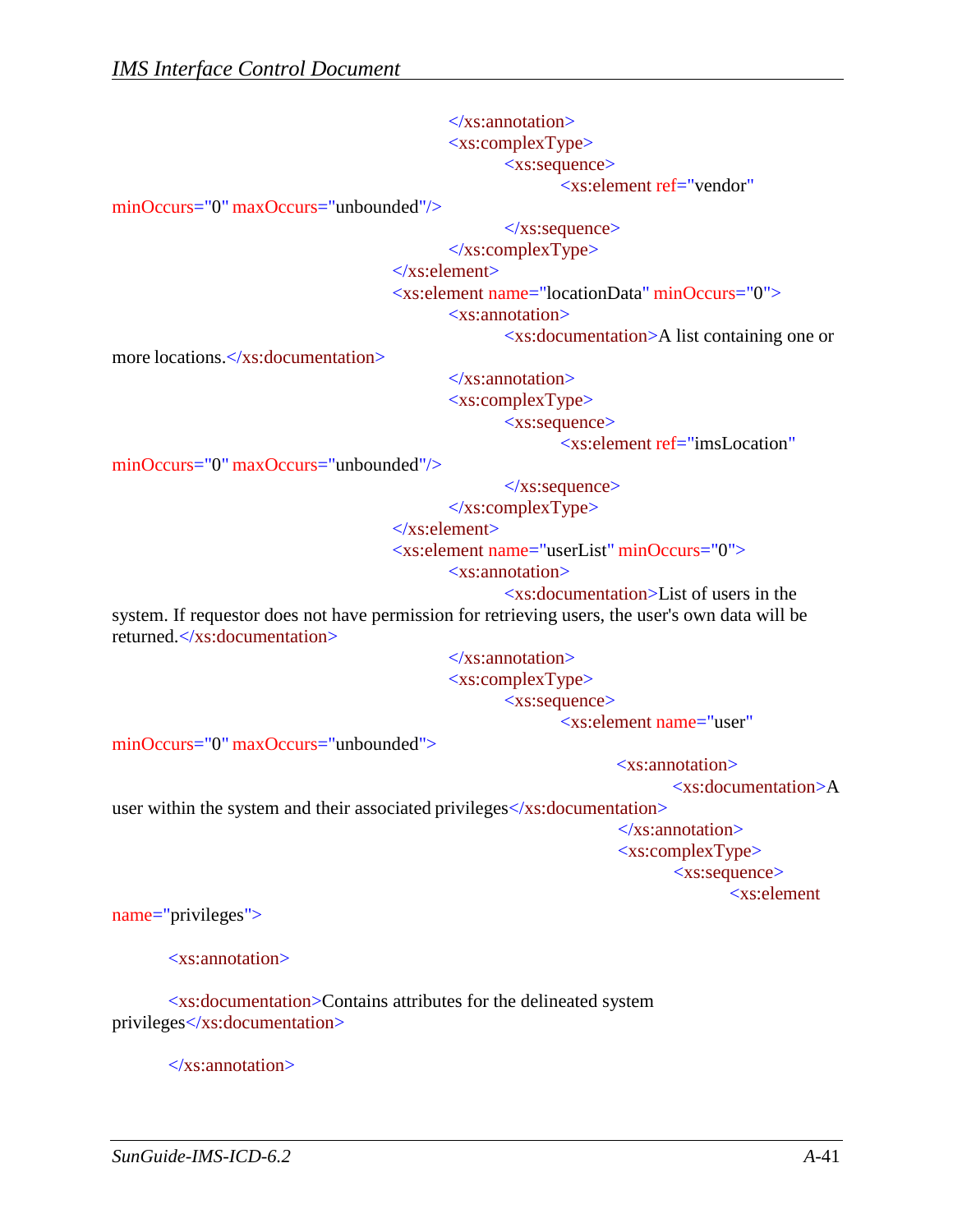```
</xs:annotation>
<xs:complexType>
	<xs:sequence>
		<xs:element ref="vendor"
minOccurs="0" maxOccurs="unbounded"/>
	</xs:sequence>
</xs:complexType>
</xs:element>
<xs:element name="locationData" minOccurs="0">
	<xs:annotation>
		<xs:documentation>A list containing one or
more locations.</xs:documentation>
	</xs:annotation>
	<xs:complexType>
		<xs:sequence>
			<xs:element ref="imsLocation"
minOccurs="0" maxOccurs="unbounded"/>
		</xs:sequence>
	</xs:complexType>
</xs:element>
<xs:element name="userList" minOccurs="0">
	<xs:annotation>
		<xs:documentation>List of users in the
system. If requestor does not have permission for retrieving users, the user's own data will be
returned.</xs:documentation>
	</xs:annotation>
	<xs:complexType>
		<xs:sequence>
			<xs:element name="user"
minOccurs="0" maxOccurs="unbounded">
				<xs:annotation>
					<xs:documentation>A
user within the system and their associated privileges</xs:documentation>
				</xs:annotation>
				<xs:complexType>
					<xs:sequence>
						<xs:element
name="privileges">

	<xs:annotation>

	<xs:documentation>Contains attributes for the delineated system
privileges</xs:documentation>

	</xs:annotation>
```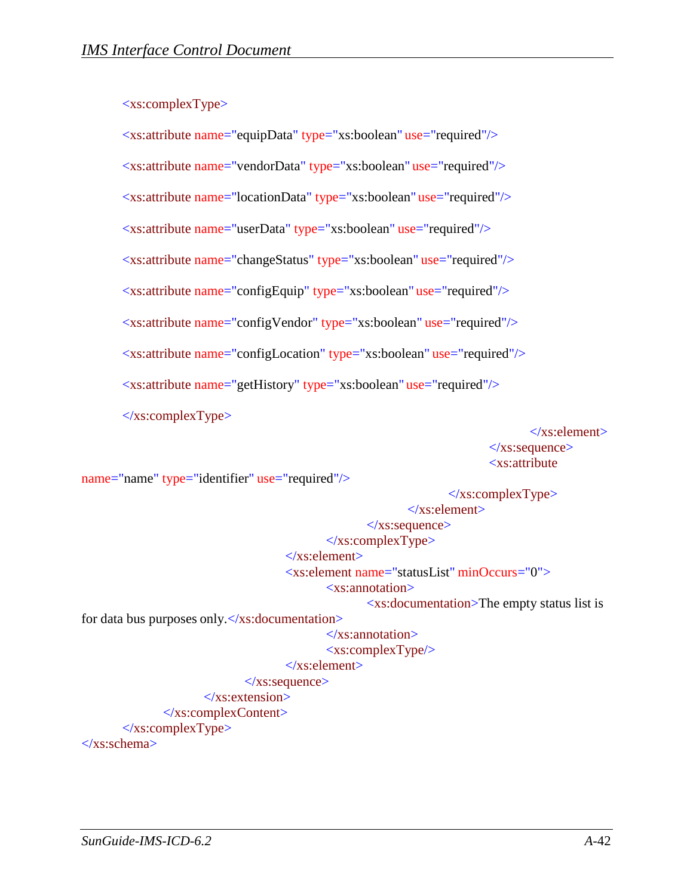```xml
<xs:complexType>

<xs:attribute name="equipData" type="xs:boolean" use="required"/>

<xs:attribute name="vendorData" type="xs:boolean" use="required"/>

<xs:attribute name="locationData" type="xs:boolean" use="required"/>

<xs:attribute name="userData" type="xs:boolean" use="required"/>

<xs:attribute name="changeStatus" type="xs:boolean" use="required"/>

<xs:attribute name="configEquip" type="xs:boolean" use="required"/>

<xs:attribute name="configVendor" type="xs:boolean" use="required"/>

<xs:attribute name="configLocation" type="xs:boolean" use="required"/>

<xs:attribute name="getHistory" type="xs:boolean" use="required"/>

</xs:complexType>
                                                </xs:element>
                                            </xs:sequence>
                                            <xs:attribute
name="name" type="identifier" use="required"/>
                                        </xs:complexType>
                                    </xs:element>
                                </xs:sequence>
                            </xs:complexType>
                        </xs:element>
                        <xs:element name="statusList" minOccurs="0">
                            <xs:annotation>
                                <xs:documentation>The empty status list is
for data bus purposes only.</xs:documentation>
                            </xs:annotation>
                            <xs:complexType/>
                        </xs:element>
                    </xs:sequence>
                </xs:extension>
            </xs:complexContent>
        </xs:complexType>
</xs:schema>
```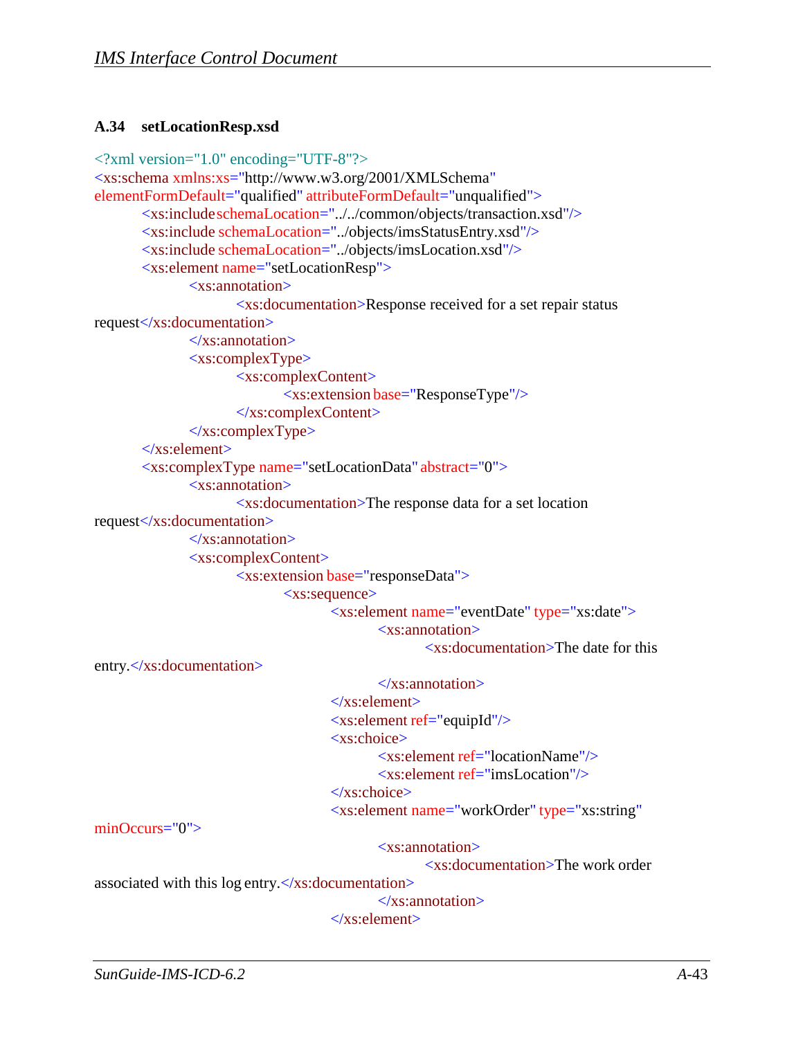### A.34 setLocationResp.xsd

```
<?xml version="1.0" encoding="UTF-8"?>
<xs:schema xmlns:xs="http://www.w3.org/2001/XMLSchema"
elementFormDefault="qualified" attributeFormDefault="unqualified">
	<xs:include schemaLocation="../../common/objects/transaction.xsd"/>
	<xs:include schemaLocation="../objects/imsStatusEntry.xsd"/>
	<xs:include schemaLocation="../objects/imsLocation.xsd"/>
	<xs:element name="setLocationResp">
		<xs:annotation>
			<xs:documentation>Response received for a set repair status
request</xs:documentation>
		</xs:annotation>
		<xs:complexType>
			<xs:complexContent>
				<xs:extension base="ResponseType"/>
			</xs:complexContent>
		</xs:complexType>
	</xs:element>
	<xs:complexType name="setLocationData" abstract="0">
		<xs:annotation>
			<xs:documentation>The response data for a set location
request</xs:documentation>
		</xs:annotation>
		<xs:complexContent>
			<xs:extension base="responseData">
				<xs:sequence>
					<xs:element name="eventDate" type="xs:date">
						<xs:annotation>
							<xs:documentation>The date for this
entry.</xs:documentation>
						</xs:annotation>
					</xs:element>
					<xs:element ref="equipId"/>
					<xs:choice>
						<xs:element ref="locationName"/>
						<xs:element ref="imsLocation"/>
					</xs:choice>
					<xs:element name="workOrder" type="xs:string"
minOccurs="0">
						<xs:annotation>
							<xs:documentation>The work order
associated with this log entry.</xs:documentation>
						</xs:annotation>
					</xs:element>
```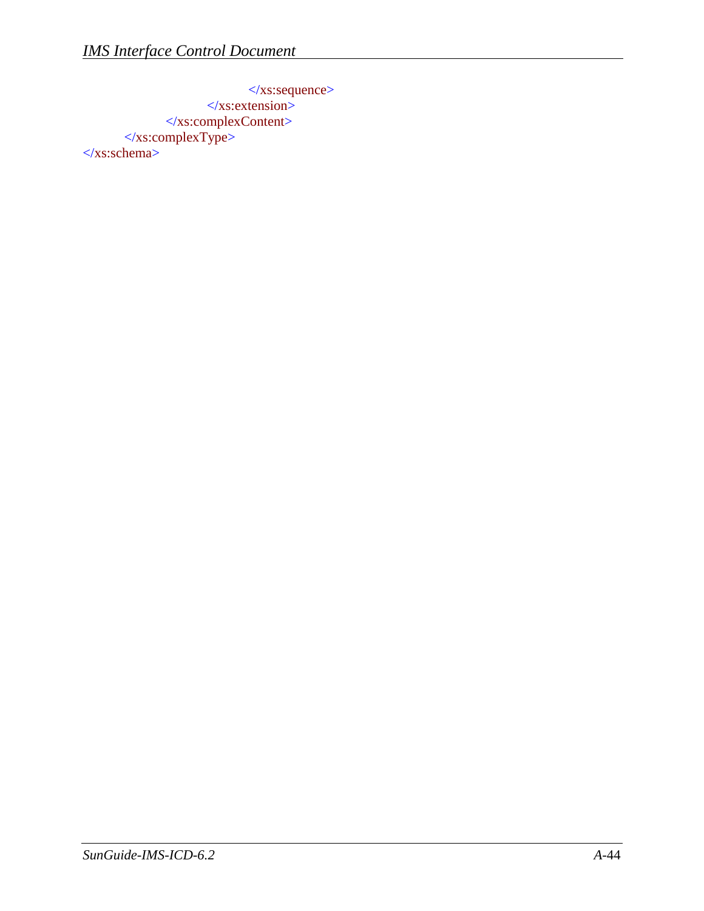```xml
                    </xs:sequence>
                </xs:extension>
            </xs:complexContent>
        </xs:complexType>
</xs:schema>
```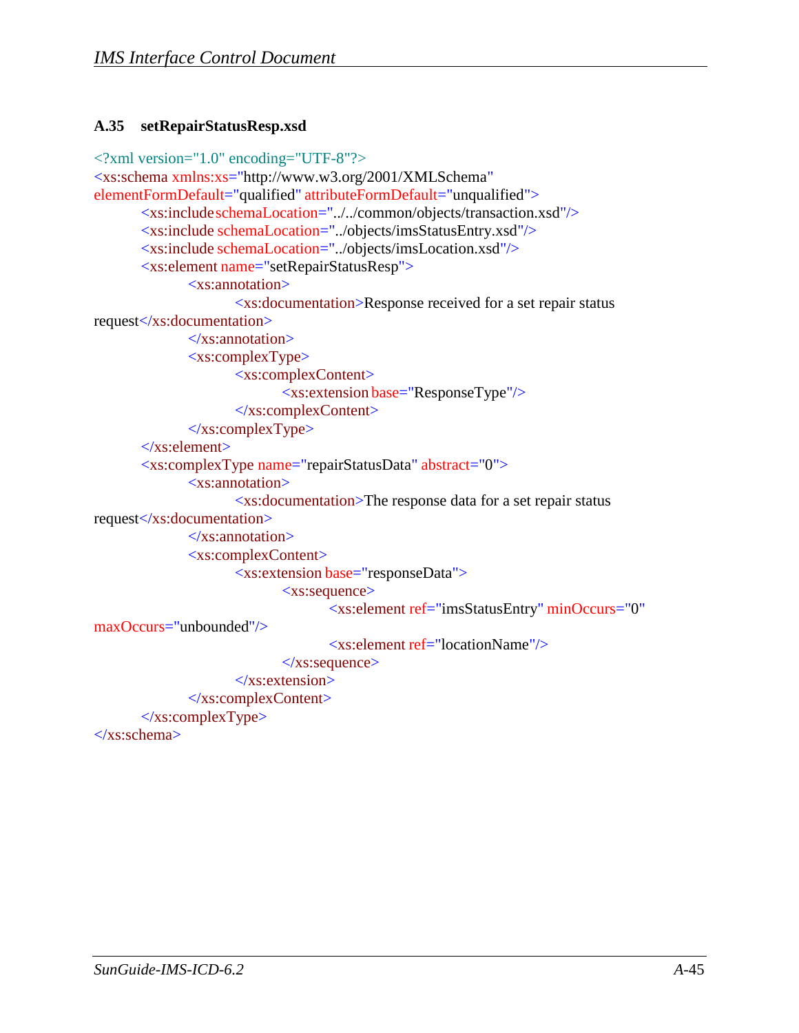### A.35 setRepairStatusResp.xsd

```
<?xml version="1.0" encoding="UTF-8"?>
<xs:schema xmlns:xs="http://www.w3.org/2001/XMLSchema"
elementFormDefault="qualified" attributeFormDefault="unqualified">
	<xs:include schemaLocation="../../common/objects/transaction.xsd"/>
	<xs:include schemaLocation="../objects/imsStatusEntry.xsd"/>
	<xs:include schemaLocation="../objects/imsLocation.xsd"/>
	<xs:element name="setRepairStatusResp">
		<xs:annotation>
			<xs:documentation>Response received for a set repair status
request</xs:documentation>
		</xs:annotation>
		<xs:complexType>
			<xs:complexContent>
				<xs:extension base="ResponseType"/>
			</xs:complexContent>
		</xs:complexType>
	</xs:element>
	<xs:complexType name="repairStatusData" abstract="0">
		<xs:annotation>
			<xs:documentation>The response data for a set repair status
request</xs:documentation>
		</xs:annotation>
		<xs:complexContent>
			<xs:extension base="responseData">
				<xs:sequence>
					<xs:element ref="imsStatusEntry" minOccurs="0"
maxOccurs="unbounded"/>
					<xs:element ref="locationName"/>
				</xs:sequence>
			</xs:extension>
		</xs:complexContent>
	</xs:complexType>
</xs:schema>
```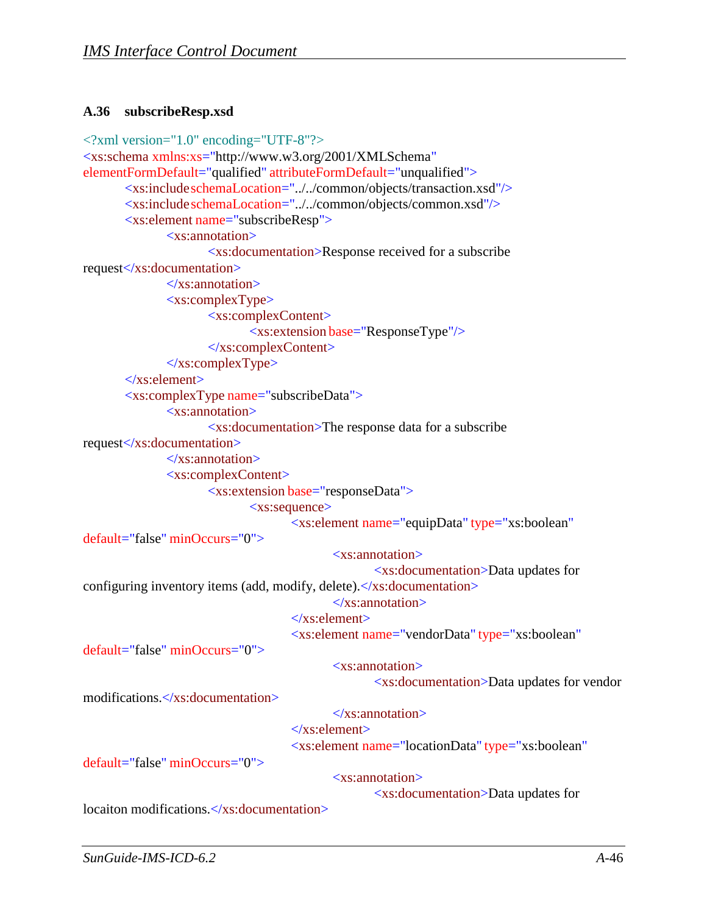### A.36 subscribeResp.xsd

```
<?xml version="1.0" encoding="UTF-8"?>
<xs:schema xmlns:xs="http://www.w3.org/2001/XMLSchema"
elementFormDefault="qualified" attributeFormDefault="unqualified">
	<xs:include schemaLocation="../../common/objects/transaction.xsd"/>
	<xs:include schemaLocation="../../common/objects/common.xsd"/>
	<xs:element name="subscribeResp">
		<xs:annotation>
			<xs:documentation>Response received for a subscribe
request</xs:documentation>
		</xs:annotation>
		<xs:complexType>
			<xs:complexContent>
				<xs:extension base="ResponseType"/>
			</xs:complexContent>
		</xs:complexType>
	</xs:element>
	<xs:complexType name="subscribeData">
		<xs:annotation>
			<xs:documentation>The response data for a subscribe
request</xs:documentation>
		</xs:annotation>
		<xs:complexContent>
			<xs:extension base="responseData">
				<xs:sequence>
					<xs:element name="equipData" type="xs:boolean"
default="false" minOccurs="0">
						<xs:annotation>
							<xs:documentation>Data updates for
configuring inventory items (add, modify, delete).</xs:documentation>
						</xs:annotation>
					</xs:element>
					<xs:element name="vendorData" type="xs:boolean"
default="false" minOccurs="0">
						<xs:annotation>
							<xs:documentation>Data updates for vendor
modifications.</xs:documentation>
						</xs:annotation>
					</xs:element>
					<xs:element name="locationData" type="xs:boolean"
default="false" minOccurs="0">
						<xs:annotation>
							<xs:documentation>Data updates for
locaiton modifications.</xs:documentation>
```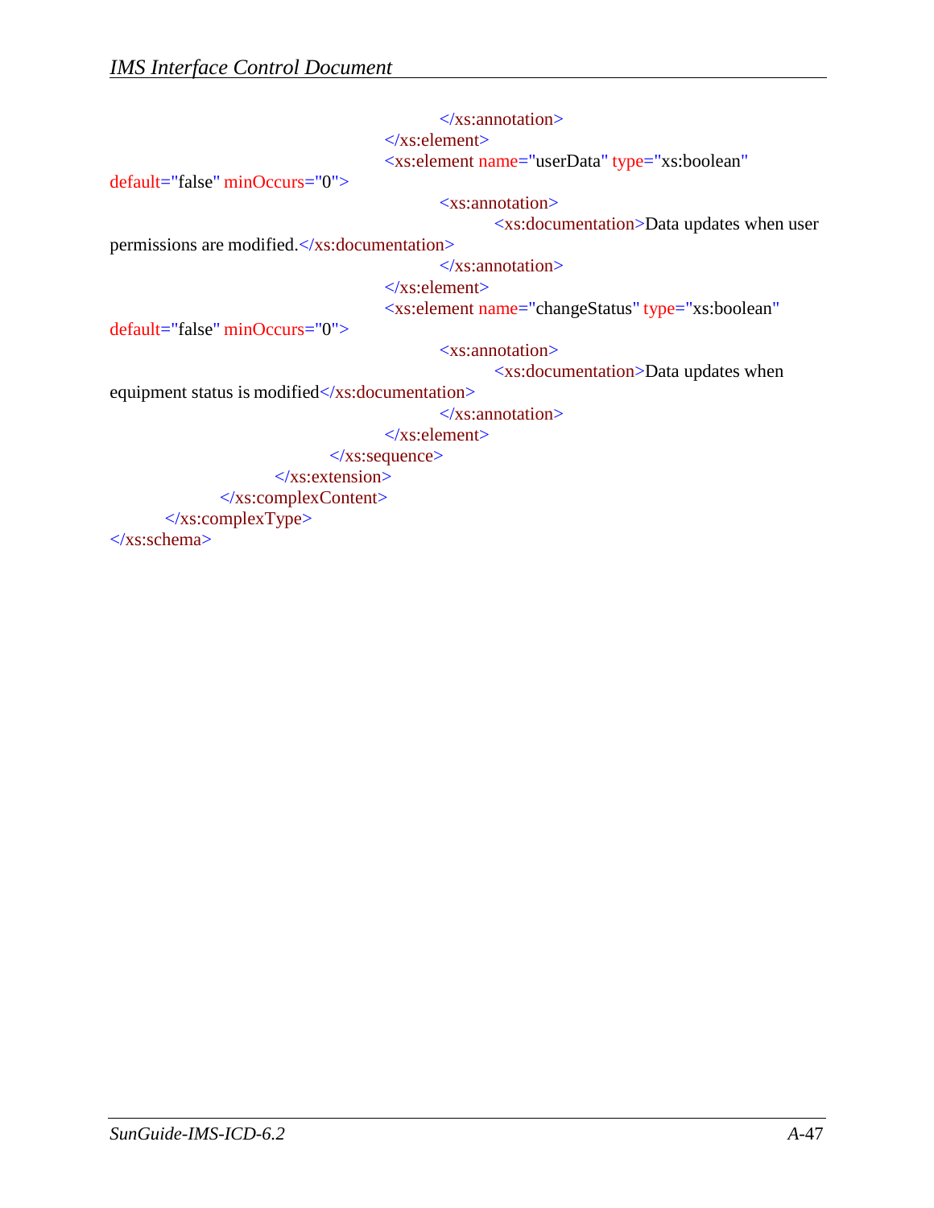```xml
							</xs:annotation>
						</xs:element>
						<xs:element name="userData" type="xs:boolean" default="false" minOccurs="0">
							<xs:annotation>
								<xs:documentation>Data updates when user permissions are modified.</xs:documentation>
							</xs:annotation>
						</xs:element>
						<xs:element name="changeStatus" type="xs:boolean" default="false" minOccurs="0">
							<xs:annotation>
								<xs:documentation>Data updates when equipment status is modified</xs:documentation>
							</xs:annotation>
						</xs:element>
					</xs:sequence>
				</xs:extension>
			</xs:complexContent>
		</xs:complexType>
</xs:schema>
```